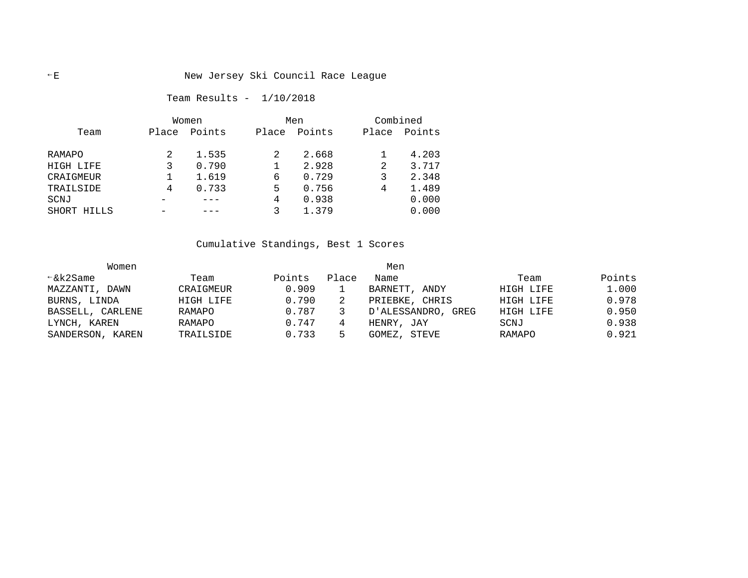←E New Jersey Ski Council Race League

Team Results - 1/10/2018

| Team | Women | | Men | | Combined | |
|---|---|---|---|---|---|---|
| | Place | Points | Place | Points | Place | Points |
| RAMAPO | 2 | 1.535 | 2 | 2.668 | 1 | 4.203 |
| HIGH LIFE | 3 | 0.790 | 1 | 2.928 | 2 | 3.717 |
| CRAIGMEUR | 1 | 1.619 | 6 | 0.729 | 3 | 2.348 |
| TRAILSIDE | 4 | 0.733 | 5 | 0.756 | 4 | 1.489 |
| SCNJ | - | --- | 4 | 0.938 | | 0.000 |
| SHORT HILLS | - | --- | 3 | 1.379 | | 0.000 |

Cumulative Standings, Best 1 Scores

| Women | | | | Men | | |
|---|---|---|---|---|---|---|
| ←&k2Same | Team | Points | Place | Name | Team | Points |
| MAZZANTI, DAWN | CRAIGMEUR | 0.909 | 1 | BARNETT, ANDY | HIGH LIFE | 1.000 |
| BURNS, LINDA | HIGH LIFE | 0.790 | 2 | PRIEBKE, CHRIS | HIGH LIFE | 0.978 |
| BASSELL, CARLENE | RAMAPO | 0.787 | 3 | D'ALESSANDRO, GREG | HIGH LIFE | 0.950 |
| LYNCH, KAREN | RAMAPO | 0.747 | 4 | HENRY, JAY | SCNJ | 0.938 |
| SANDERSON, KAREN | TRAILSIDE | 0.733 | 5 | GOMEZ, STEVE | RAMAPO | 0.921 |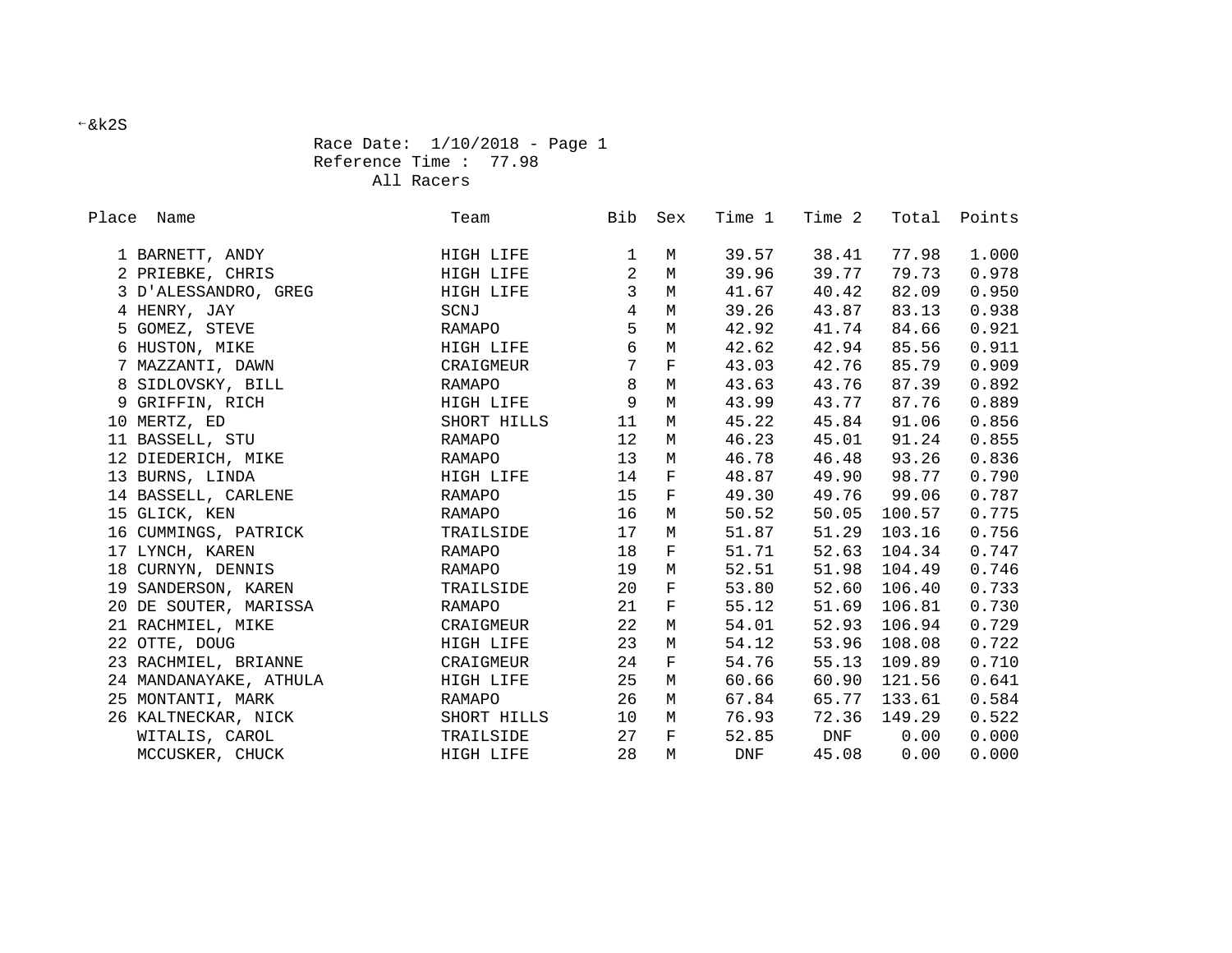←&k2S

Race Date:  1/10/2018 - Page 1
Reference Time :  77.98
All Racers

| Place | Name | Team | Bib | Sex | Time 1 | Time 2 | Total | Points |
|---|---|---|---|---|---|---|---|---|
| 1 | BARNETT, ANDY | HIGH LIFE | 1 | M | 39.57 | 38.41 | 77.98 | 1.000 |
| 2 | PRIEBKE, CHRIS | HIGH LIFE | 2 | M | 39.96 | 39.77 | 79.73 | 0.978 |
| 3 | D'ALESSANDRO, GREG | HIGH LIFE | 3 | M | 41.67 | 40.42 | 82.09 | 0.950 |
| 4 | HENRY, JAY | SCNJ | 4 | M | 39.26 | 43.87 | 83.13 | 0.938 |
| 5 | GOMEZ, STEVE | RAMAPO | 5 | M | 42.92 | 41.74 | 84.66 | 0.921 |
| 6 | HUSTON, MIKE | HIGH LIFE | 6 | M | 42.62 | 42.94 | 85.56 | 0.911 |
| 7 | MAZZANTI, DAWN | CRAIGMEUR | 7 | F | 43.03 | 42.76 | 85.79 | 0.909 |
| 8 | SIDLOVSKY, BILL | RAMAPO | 8 | M | 43.63 | 43.76 | 87.39 | 0.892 |
| 9 | GRIFFIN, RICH | HIGH LIFE | 9 | M | 43.99 | 43.77 | 87.76 | 0.889 |
| 10 | MERTZ, ED | SHORT HILLS | 11 | M | 45.22 | 45.84 | 91.06 | 0.856 |
| 11 | BASSELL, STU | RAMAPO | 12 | M | 46.23 | 45.01 | 91.24 | 0.855 |
| 12 | DIEDERICH, MIKE | RAMAPO | 13 | M | 46.78 | 46.48 | 93.26 | 0.836 |
| 13 | BURNS, LINDA | HIGH LIFE | 14 | F | 48.87 | 49.90 | 98.77 | 0.790 |
| 14 | BASSELL, CARLENE | RAMAPO | 15 | F | 49.30 | 49.76 | 99.06 | 0.787 |
| 15 | GLICK, KEN | RAMAPO | 16 | M | 50.52 | 50.05 | 100.57 | 0.775 |
| 16 | CUMMINGS, PATRICK | TRAILSIDE | 17 | M | 51.87 | 51.29 | 103.16 | 0.756 |
| 17 | LYNCH, KAREN | RAMAPO | 18 | F | 51.71 | 52.63 | 104.34 | 0.747 |
| 18 | CURNYN, DENNIS | RAMAPO | 19 | M | 52.51 | 51.98 | 104.49 | 0.746 |
| 19 | SANDERSON, KAREN | TRAILSIDE | 20 | F | 53.80 | 52.60 | 106.40 | 0.733 |
| 20 | DE SOUTER, MARISSA | RAMAPO | 21 | F | 55.12 | 51.69 | 106.81 | 0.730 |
| 21 | RACHMIEL, MIKE | CRAIGMEUR | 22 | M | 54.01 | 52.93 | 106.94 | 0.729 |
| 22 | OTTE, DOUG | HIGH LIFE | 23 | M | 54.12 | 53.96 | 108.08 | 0.722 |
| 23 | RACHMIEL, BRIANNE | CRAIGMEUR | 24 | F | 54.76 | 55.13 | 109.89 | 0.710 |
| 24 | MANDANAYAKE, ATHULA | HIGH LIFE | 25 | M | 60.66 | 60.90 | 121.56 | 0.641 |
| 25 | MONTANTI, MARK | RAMAPO | 26 | M | 67.84 | 65.77 | 133.61 | 0.584 |
| 26 | KALTNECKAR, NICK | SHORT HILLS | 10 | M | 76.93 | 72.36 | 149.29 | 0.522 |
| | WITALIS, CAROL | TRAILSIDE | 27 | F | 52.85 | DNF | 0.00 | 0.000 |
| | MCCUSKER, CHUCK | HIGH LIFE | 28 | M | DNF | 45.08 | 0.00 | 0.000 |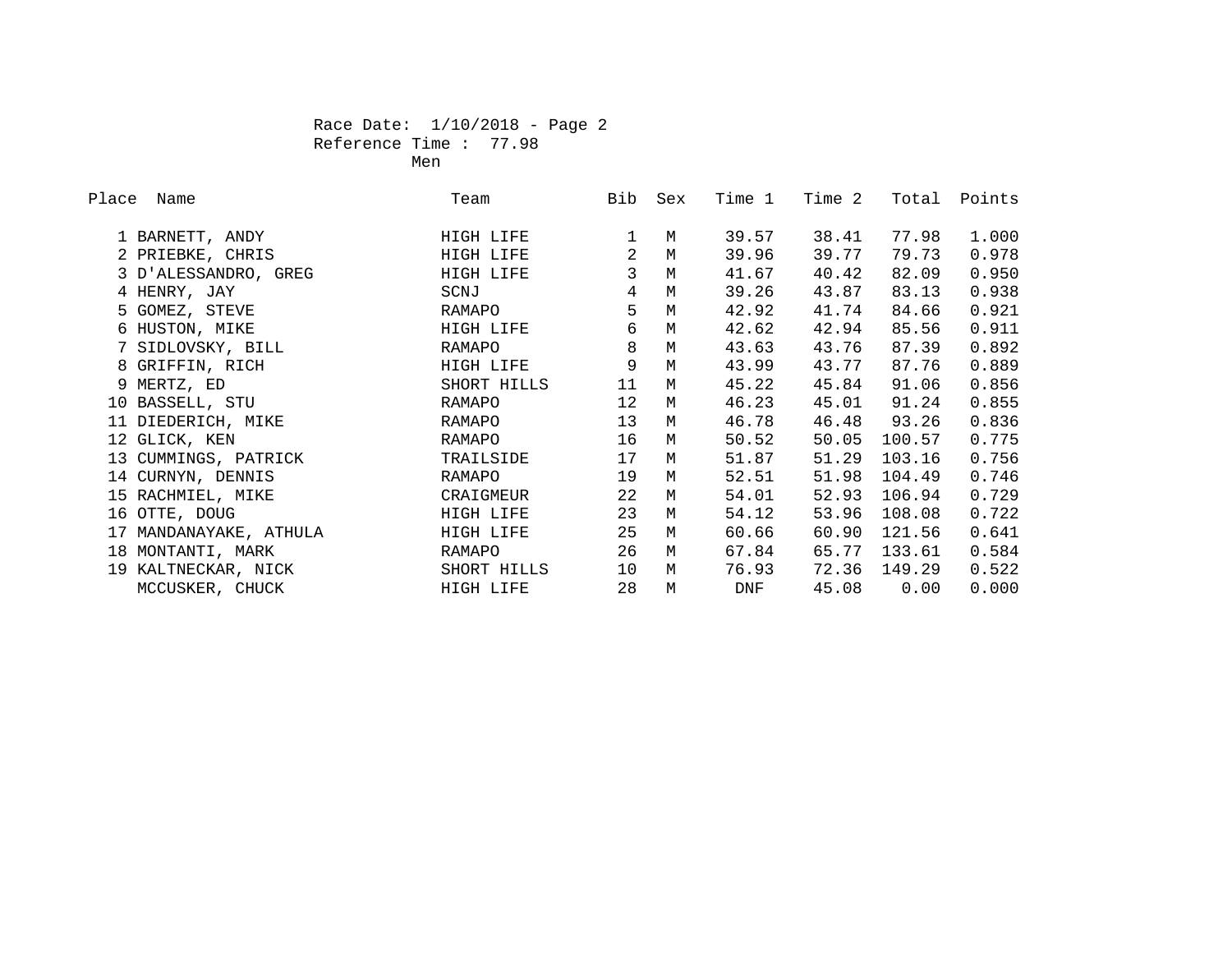Race Date: 1/10/2018 - Page 2
Reference Time : 77.98
Men

| Place | Name | Team | Bib | Sex | Time 1 | Time 2 | Total | Points |
|---|---|---|---|---|---|---|---|---|
| 1 | BARNETT, ANDY | HIGH LIFE | 1 | M | 39.57 | 38.41 | 77.98 | 1.000 |
| 2 | PRIEBKE, CHRIS | HIGH LIFE | 2 | M | 39.96 | 39.77 | 79.73 | 0.978 |
| 3 | D'ALESSANDRO, GREG | HIGH LIFE | 3 | M | 41.67 | 40.42 | 82.09 | 0.950 |
| 4 | HENRY, JAY | SCNJ | 4 | M | 39.26 | 43.87 | 83.13 | 0.938 |
| 5 | GOMEZ, STEVE | RAMAPO | 5 | M | 42.92 | 41.74 | 84.66 | 0.921 |
| 6 | HUSTON, MIKE | HIGH LIFE | 6 | M | 42.62 | 42.94 | 85.56 | 0.911 |
| 7 | SIDLOVSKY, BILL | RAMAPO | 8 | M | 43.63 | 43.76 | 87.39 | 0.892 |
| 8 | GRIFFIN, RICH | HIGH LIFE | 9 | M | 43.99 | 43.77 | 87.76 | 0.889 |
| 9 | MERTZ, ED | SHORT HILLS | 11 | M | 45.22 | 45.84 | 91.06 | 0.856 |
| 10 | BASSELL, STU | RAMAPO | 12 | M | 46.23 | 45.01 | 91.24 | 0.855 |
| 11 | DIEDERICH, MIKE | RAMAPO | 13 | M | 46.78 | 46.48 | 93.26 | 0.836 |
| 12 | GLICK, KEN | RAMAPO | 16 | M | 50.52 | 50.05 | 100.57 | 0.775 |
| 13 | CUMMINGS, PATRICK | TRAILSIDE | 17 | M | 51.87 | 51.29 | 103.16 | 0.756 |
| 14 | CURNYN, DENNIS | RAMAPO | 19 | M | 52.51 | 51.98 | 104.49 | 0.746 |
| 15 | RACHMIEL, MIKE | CRAIGMEUR | 22 | M | 54.01 | 52.93 | 106.94 | 0.729 |
| 16 | OTTE, DOUG | HIGH LIFE | 23 | M | 54.12 | 53.96 | 108.08 | 0.722 |
| 17 | MANDANAYAKE, ATHULA | HIGH LIFE | 25 | M | 60.66 | 60.90 | 121.56 | 0.641 |
| 18 | MONTANTI, MARK | RAMAPO | 26 | M | 67.84 | 65.77 | 133.61 | 0.584 |
| 19 | KALTNECKAR, NICK | SHORT HILLS | 10 | M | 76.93 | 72.36 | 149.29 | 0.522 |
| | MCCUSKER, CHUCK | HIGH LIFE | 28 | M | DNF | 45.08 | 0.00 | 0.000 |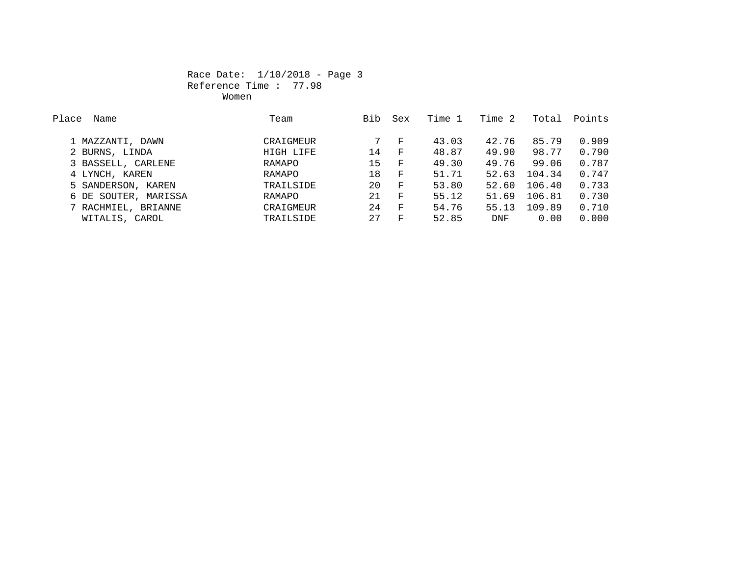Race Date: 1/10/2018 - Page 3

Reference Time : 77.98

Women

| Place | Name | Team | Bib | Sex | Time 1 | Time 2 | Total | Points |
|---|---|---|---|---|---|---|---|---|
| 1 | MAZZANTI, DAWN | CRAIGMEUR | 7 | F | 43.03 | 42.76 | 85.79 | 0.909 |
| 2 | BURNS, LINDA | HIGH LIFE | 14 | F | 48.87 | 49.90 | 98.77 | 0.790 |
| 3 | BASSELL, CARLENE | RAMAPO | 15 | F | 49.30 | 49.76 | 99.06 | 0.787 |
| 4 | LYNCH, KAREN | RAMAPO | 18 | F | 51.71 | 52.63 | 104.34 | 0.747 |
| 5 | SANDERSON, KAREN | TRAILSIDE | 20 | F | 53.80 | 52.60 | 106.40 | 0.733 |
| 6 | DE SOUTER, MARISSA | RAMAPO | 21 | F | 55.12 | 51.69 | 106.81 | 0.730 |
| 7 | RACHMIEL, BRIANNE | CRAIGMEUR | 24 | F | 54.76 | 55.13 | 109.89 | 0.710 |
| | WITALIS, CAROL | TRAILSIDE | 27 | F | 52.85 | DNF | 0.00 | 0.000 |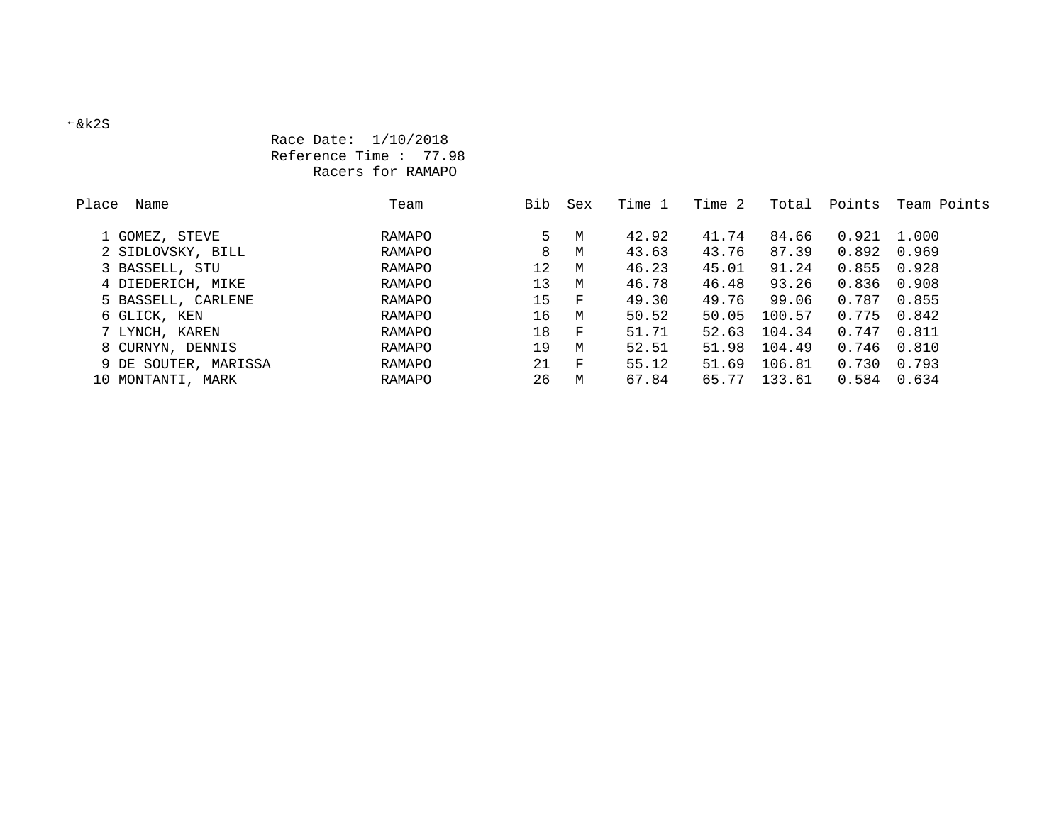←&k2S

Race Date: 1/10/2018
Reference Time : 77.98
Racers for RAMAPO

| Place | Name | Team | Bib | Sex | Time 1 | Time 2 | Total | Points | Team Points |
|---|---|---|---|---|---|---|---|---|---|
| 1 | GOMEZ, STEVE | RAMAPO | 5 | M | 42.92 | 41.74 | 84.66 | 0.921 | 1.000 |
| 2 | SIDLOVSKY, BILL | RAMAPO | 8 | M | 43.63 | 43.76 | 87.39 | 0.892 | 0.969 |
| 3 | BASSELL, STU | RAMAPO | 12 | M | 46.23 | 45.01 | 91.24 | 0.855 | 0.928 |
| 4 | DIEDERICH, MIKE | RAMAPO | 13 | M | 46.78 | 46.48 | 93.26 | 0.836 | 0.908 |
| 5 | BASSELL, CARLENE | RAMAPO | 15 | F | 49.30 | 49.76 | 99.06 | 0.787 | 0.855 |
| 6 | GLICK, KEN | RAMAPO | 16 | M | 50.52 | 50.05 | 100.57 | 0.775 | 0.842 |
| 7 | LYNCH, KAREN | RAMAPO | 18 | F | 51.71 | 52.63 | 104.34 | 0.747 | 0.811 |
| 8 | CURNYN, DENNIS | RAMAPO | 19 | M | 52.51 | 51.98 | 104.49 | 0.746 | 0.810 |
| 9 | DE SOUTER, MARISSA | RAMAPO | 21 | F | 55.12 | 51.69 | 106.81 | 0.730 | 0.793 |
| 10 | MONTANTI, MARK | RAMAPO | 26 | M | 67.84 | 65.77 | 133.61 | 0.584 | 0.634 |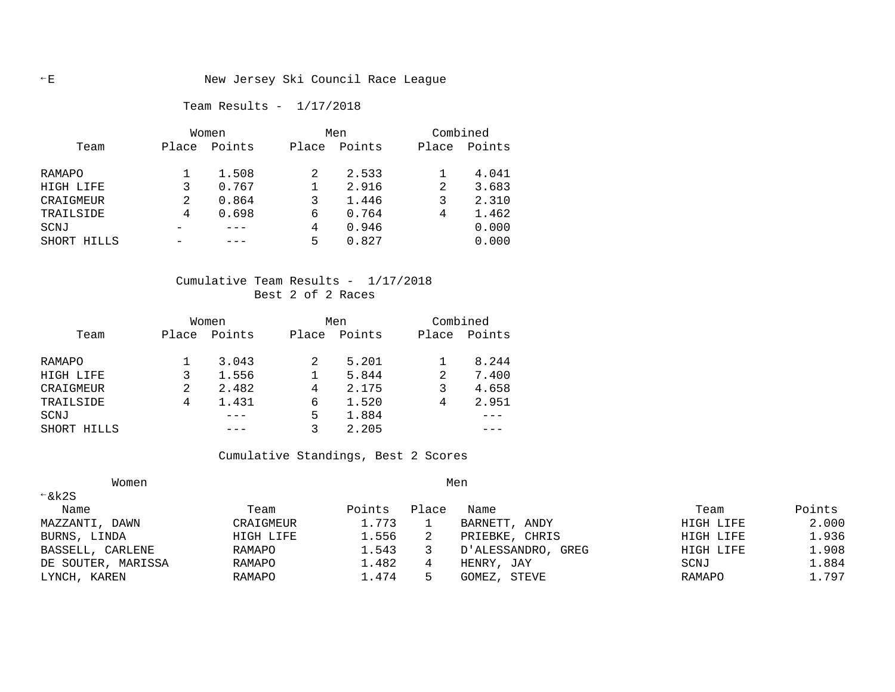# New Jersey Ski Council Race League

## Team Results - 1/17/2018

| Team | Women | | Men | | Combined | |
|---|---|---|---|---|---|---|
| | Place | Points | Place | Points | Place | Points |
| RAMAPO | 1 | 1.508 | 2 | 2.533 | 1 | 4.041 |
| HIGH LIFE | 3 | 0.767 | 1 | 2.916 | 2 | 3.683 |
| CRAIGMEUR | 2 | 0.864 | 3 | 1.446 | 3 | 2.310 |
| TRAILSIDE | 4 | 0.698 | 6 | 0.764 | 4 | 1.462 |
| SCNJ | - | --- | 4 | 0.946 | | 0.000 |
| SHORT HILLS | - | --- | 5 | 0.827 | | 0.000 |

## Cumulative Team Results - 1/17/2018

Best 2 of 2 Races

| Team | Women | | Men | | Combined | |
|---|---|---|---|---|---|---|
| | Place | Points | Place | Points | Place | Points |
| RAMAPO | 1 | 3.043 | 2 | 5.201 | 1 | 8.244 |
| HIGH LIFE | 3 | 1.556 | 1 | 5.844 | 2 | 7.400 |
| CRAIGMEUR | 2 | 2.482 | 4 | 2.175 | 3 | 4.658 |
| TRAILSIDE | 4 | 1.431 | 6 | 1.520 | 4 | 2.951 |
| SCNJ | | --- | 5 | 1.884 | | --- |
| SHORT HILLS | | --- | 3 | 2.205 | | --- |

## Cumulative Standings, Best 2 Scores

| Women | | | | Men | | |
|---|---|---|---|---|---|---|
| Name | Team | Points | Place | Name | Team | Points |
| MAZZANTI, DAWN | CRAIGMEUR | 1.773 | 1 | BARNETT, ANDY | HIGH LIFE | 2.000 |
| BURNS, LINDA | HIGH LIFE | 1.556 | 2 | PRIEBKE, CHRIS | HIGH LIFE | 1.936 |
| BASSELL, CARLENE | RAMAPO | 1.543 | 3 | D'ALESSANDRO, GREG | HIGH LIFE | 1.908 |
| DE SOUTER, MARISSA | RAMAPO | 1.482 | 4 | HENRY, JAY | SCNJ | 1.884 |
| LYNCH, KAREN | RAMAPO | 1.474 | 5 | GOMEZ, STEVE | RAMAPO | 1.797 |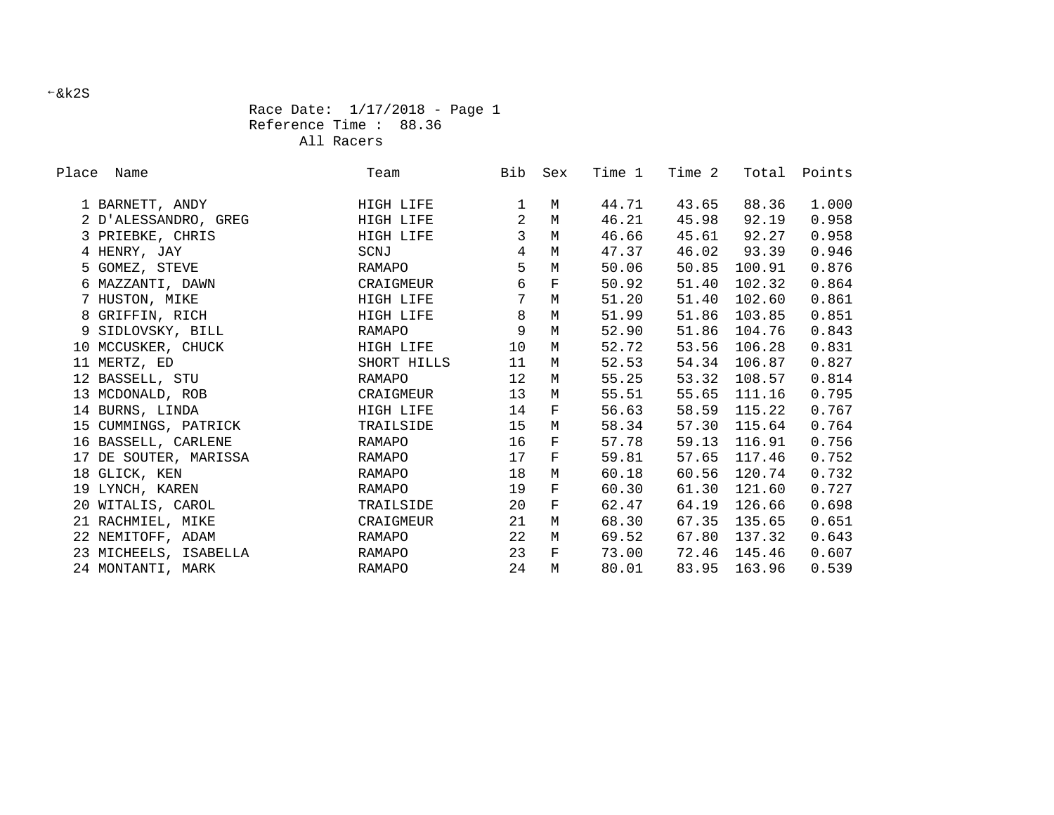←&k2S

Race Date: 1/17/2018 - Page 1
Reference Time : 88.36
All Racers

| Place | Name | Team | Bib | Sex | Time 1 | Time 2 | Total | Points |
|---|---|---|---|---|---|---|---|---|
| 1 | BARNETT, ANDY | HIGH LIFE | 1 | M | 44.71 | 43.65 | 88.36 | 1.000 |
| 2 | D'ALESSANDRO, GREG | HIGH LIFE | 2 | M | 46.21 | 45.98 | 92.19 | 0.958 |
| 3 | PRIEBKE, CHRIS | HIGH LIFE | 3 | M | 46.66 | 45.61 | 92.27 | 0.958 |
| 4 | HENRY, JAY | SCNJ | 4 | M | 47.37 | 46.02 | 93.39 | 0.946 |
| 5 | GOMEZ, STEVE | RAMAPO | 5 | M | 50.06 | 50.85 | 100.91 | 0.876 |
| 6 | MAZZANTI, DAWN | CRAIGMEUR | 6 | F | 50.92 | 51.40 | 102.32 | 0.864 |
| 7 | HUSTON, MIKE | HIGH LIFE | 7 | M | 51.20 | 51.40 | 102.60 | 0.861 |
| 8 | GRIFFIN, RICH | HIGH LIFE | 8 | M | 51.99 | 51.86 | 103.85 | 0.851 |
| 9 | SIDLOVSKY, BILL | RAMAPO | 9 | M | 52.90 | 51.86 | 104.76 | 0.843 |
| 10 | MCCUSKER, CHUCK | HIGH LIFE | 10 | M | 52.72 | 53.56 | 106.28 | 0.831 |
| 11 | MERTZ, ED | SHORT HILLS | 11 | M | 52.53 | 54.34 | 106.87 | 0.827 |
| 12 | BASSELL, STU | RAMAPO | 12 | M | 55.25 | 53.32 | 108.57 | 0.814 |
| 13 | MCDONALD, ROB | CRAIGMEUR | 13 | M | 55.51 | 55.65 | 111.16 | 0.795 |
| 14 | BURNS, LINDA | HIGH LIFE | 14 | F | 56.63 | 58.59 | 115.22 | 0.767 |
| 15 | CUMMINGS, PATRICK | TRAILSIDE | 15 | M | 58.34 | 57.30 | 115.64 | 0.764 |
| 16 | BASSELL, CARLENE | RAMAPO | 16 | F | 57.78 | 59.13 | 116.91 | 0.756 |
| 17 | DE SOUTER, MARISSA | RAMAPO | 17 | F | 59.81 | 57.65 | 117.46 | 0.752 |
| 18 | GLICK, KEN | RAMAPO | 18 | M | 60.18 | 60.56 | 120.74 | 0.732 |
| 19 | LYNCH, KAREN | RAMAPO | 19 | F | 60.30 | 61.30 | 121.60 | 0.727 |
| 20 | WITALIS, CAROL | TRAILSIDE | 20 | F | 62.47 | 64.19 | 126.66 | 0.698 |
| 21 | RACHMIEL, MIKE | CRAIGMEUR | 21 | M | 68.30 | 67.35 | 135.65 | 0.651 |
| 22 | NEMITOFF, ADAM | RAMAPO | 22 | M | 69.52 | 67.80 | 137.32 | 0.643 |
| 23 | MICHEELS, ISABELLA | RAMAPO | 23 | F | 73.00 | 72.46 | 145.46 | 0.607 |
| 24 | MONTANTI, MARK | RAMAPO | 24 | M | 80.01 | 83.95 | 163.96 | 0.539 |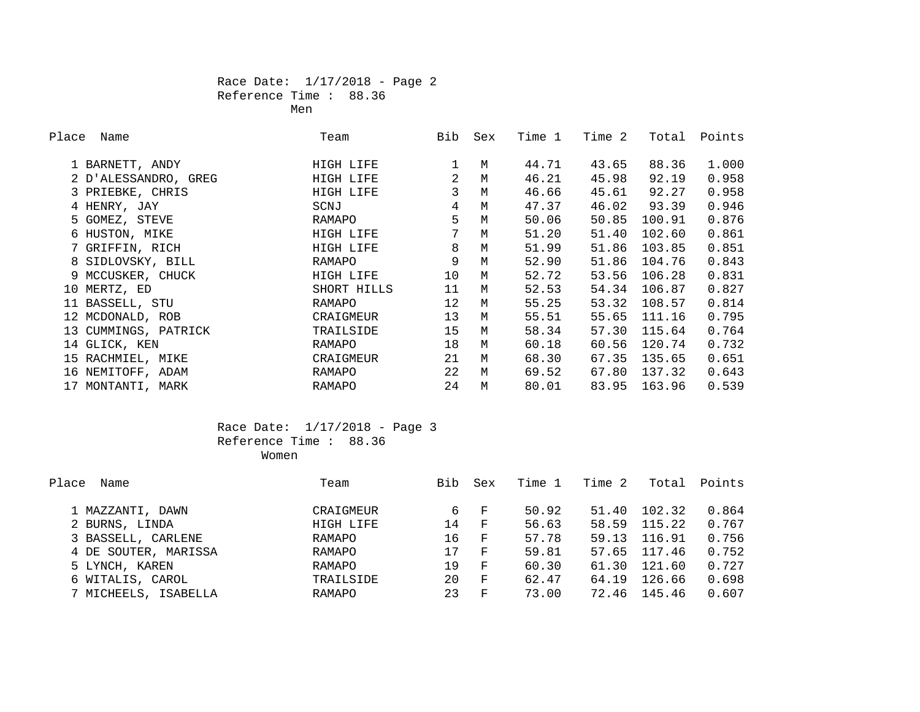Race Date: 1/17/2018 - Page 2
Reference Time : 88.36
Men

| Place | Name | Team | Bib | Sex | Time 1 | Time 2 | Total | Points |
|---|---|---|---|---|---|---|---|---|
| 1 | BARNETT, ANDY | HIGH LIFE | 1 | M | 44.71 | 43.65 | 88.36 | 1.000 |
| 2 | D'ALESSANDRO, GREG | HIGH LIFE | 2 | M | 46.21 | 45.98 | 92.19 | 0.958 |
| 3 | PRIEBKE, CHRIS | HIGH LIFE | 3 | M | 46.66 | 45.61 | 92.27 | 0.958 |
| 4 | HENRY, JAY | SCNJ | 4 | M | 47.37 | 46.02 | 93.39 | 0.946 |
| 5 | GOMEZ, STEVE | RAMAPO | 5 | M | 50.06 | 50.85 | 100.91 | 0.876 |
| 6 | HUSTON, MIKE | HIGH LIFE | 7 | M | 51.20 | 51.40 | 102.60 | 0.861 |
| 7 | GRIFFIN, RICH | HIGH LIFE | 8 | M | 51.99 | 51.86 | 103.85 | 0.851 |
| 8 | SIDLOVSKY, BILL | RAMAPO | 9 | M | 52.90 | 51.86 | 104.76 | 0.843 |
| 9 | MCCUSKER, CHUCK | HIGH LIFE | 10 | M | 52.72 | 53.56 | 106.28 | 0.831 |
| 10 | MERTZ, ED | SHORT HILLS | 11 | M | 52.53 | 54.34 | 106.87 | 0.827 |
| 11 | BASSELL, STU | RAMAPO | 12 | M | 55.25 | 53.32 | 108.57 | 0.814 |
| 12 | MCDONALD, ROB | CRAIGMEUR | 13 | M | 55.51 | 55.65 | 111.16 | 0.795 |
| 13 | CUMMINGS, PATRICK | TRAILSIDE | 15 | M | 58.34 | 57.30 | 115.64 | 0.764 |
| 14 | GLICK, KEN | RAMAPO | 18 | M | 60.18 | 60.56 | 120.74 | 0.732 |
| 15 | RACHMIEL, MIKE | CRAIGMEUR | 21 | M | 68.30 | 67.35 | 135.65 | 0.651 |
| 16 | NEMITOFF, ADAM | RAMAPO | 22 | M | 69.52 | 67.80 | 137.32 | 0.643 |
| 17 | MONTANTI, MARK | RAMAPO | 24 | M | 80.01 | 83.95 | 163.96 | 0.539 |

Race Date: 1/17/2018 - Page 3
Reference Time : 88.36
Women

| Place | Name | Team | Bib | Sex | Time 1 | Time 2 | Total | Points |
|---|---|---|---|---|---|---|---|---|
| 1 | MAZZANTI, DAWN | CRAIGMEUR | 6 | F | 50.92 | 51.40 | 102.32 | 0.864 |
| 2 | BURNS, LINDA | HIGH LIFE | 14 | F | 56.63 | 58.59 | 115.22 | 0.767 |
| 3 | BASSELL, CARLENE | RAMAPO | 16 | F | 57.78 | 59.13 | 116.91 | 0.756 |
| 4 | DE SOUTER, MARISSA | RAMAPO | 17 | F | 59.81 | 57.65 | 117.46 | 0.752 |
| 5 | LYNCH, KAREN | RAMAPO | 19 | F | 60.30 | 61.30 | 121.60 | 0.727 |
| 6 | WITALIS, CAROL | TRAILSIDE | 20 | F | 62.47 | 64.19 | 126.66 | 0.698 |
| 7 | MICHEELS, ISABELLA | RAMAPO | 23 | F | 73.00 | 72.46 | 145.46 | 0.607 |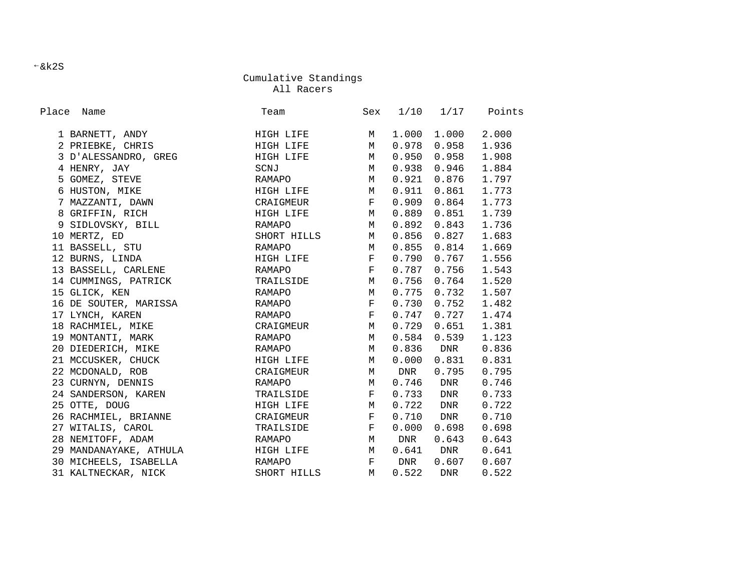←&k2S

# Cumulative Standings

## All Racers

| Place | Name | Team | Sex | 1/10 | 1/17 | Points |
|---|---|---|---|---|---|---|
| 1 | BARNETT, ANDY | HIGH LIFE | M | 1.000 | 1.000 | 2.000 |
| 2 | PRIEBKE, CHRIS | HIGH LIFE | M | 0.978 | 0.958 | 1.936 |
| 3 | D'ALESSANDRO, GREG | HIGH LIFE | M | 0.950 | 0.958 | 1.908 |
| 4 | HENRY, JAY | SCNJ | M | 0.938 | 0.946 | 1.884 |
| 5 | GOMEZ, STEVE | RAMAPO | M | 0.921 | 0.876 | 1.797 |
| 6 | HUSTON, MIKE | HIGH LIFE | M | 0.911 | 0.861 | 1.773 |
| 7 | MAZZANTI, DAWN | CRAIGMEUR | F | 0.909 | 0.864 | 1.773 |
| 8 | GRIFFIN, RICH | HIGH LIFE | M | 0.889 | 0.851 | 1.739 |
| 9 | SIDLOVSKY, BILL | RAMAPO | M | 0.892 | 0.843 | 1.736 |
| 10 | MERTZ, ED | SHORT HILLS | M | 0.856 | 0.827 | 1.683 |
| 11 | BASSELL, STU | RAMAPO | M | 0.855 | 0.814 | 1.669 |
| 12 | BURNS, LINDA | HIGH LIFE | F | 0.790 | 0.767 | 1.556 |
| 13 | BASSELL, CARLENE | RAMAPO | F | 0.787 | 0.756 | 1.543 |
| 14 | CUMMINGS, PATRICK | TRAILSIDE | M | 0.756 | 0.764 | 1.520 |
| 15 | GLICK, KEN | RAMAPO | M | 0.775 | 0.732 | 1.507 |
| 16 | DE SOUTER, MARISSA | RAMAPO | F | 0.730 | 0.752 | 1.482 |
| 17 | LYNCH, KAREN | RAMAPO | F | 0.747 | 0.727 | 1.474 |
| 18 | RACHMIEL, MIKE | CRAIGMEUR | M | 0.729 | 0.651 | 1.381 |
| 19 | MONTANTI, MARK | RAMAPO | M | 0.584 | 0.539 | 1.123 |
| 20 | DIEDERICH, MIKE | RAMAPO | M | 0.836 | DNR | 0.836 |
| 21 | MCCUSKER, CHUCK | HIGH LIFE | M | 0.000 | 0.831 | 0.831 |
| 22 | MCDONALD, ROB | CRAIGMEUR | M | DNR | 0.795 | 0.795 |
| 23 | CURNYN, DENNIS | RAMAPO | M | 0.746 | DNR | 0.746 |
| 24 | SANDERSON, KAREN | TRAILSIDE | F | 0.733 | DNR | 0.733 |
| 25 | OTTE, DOUG | HIGH LIFE | M | 0.722 | DNR | 0.722 |
| 26 | RACHMIEL, BRIANNE | CRAIGMEUR | F | 0.710 | DNR | 0.710 |
| 27 | WITALIS, CAROL | TRAILSIDE | F | 0.000 | 0.698 | 0.698 |
| 28 | NEMITOFF, ADAM | RAMAPO | M | DNR | 0.643 | 0.643 |
| 29 | MANDANAYAKE, ATHULA | HIGH LIFE | M | 0.641 | DNR | 0.641 |
| 30 | MICHEELS, ISABELLA | RAMAPO | F | DNR | 0.607 | 0.607 |
| 31 | KALTNECKAR, NICK | SHORT HILLS | M | 0.522 | DNR | 0.522 |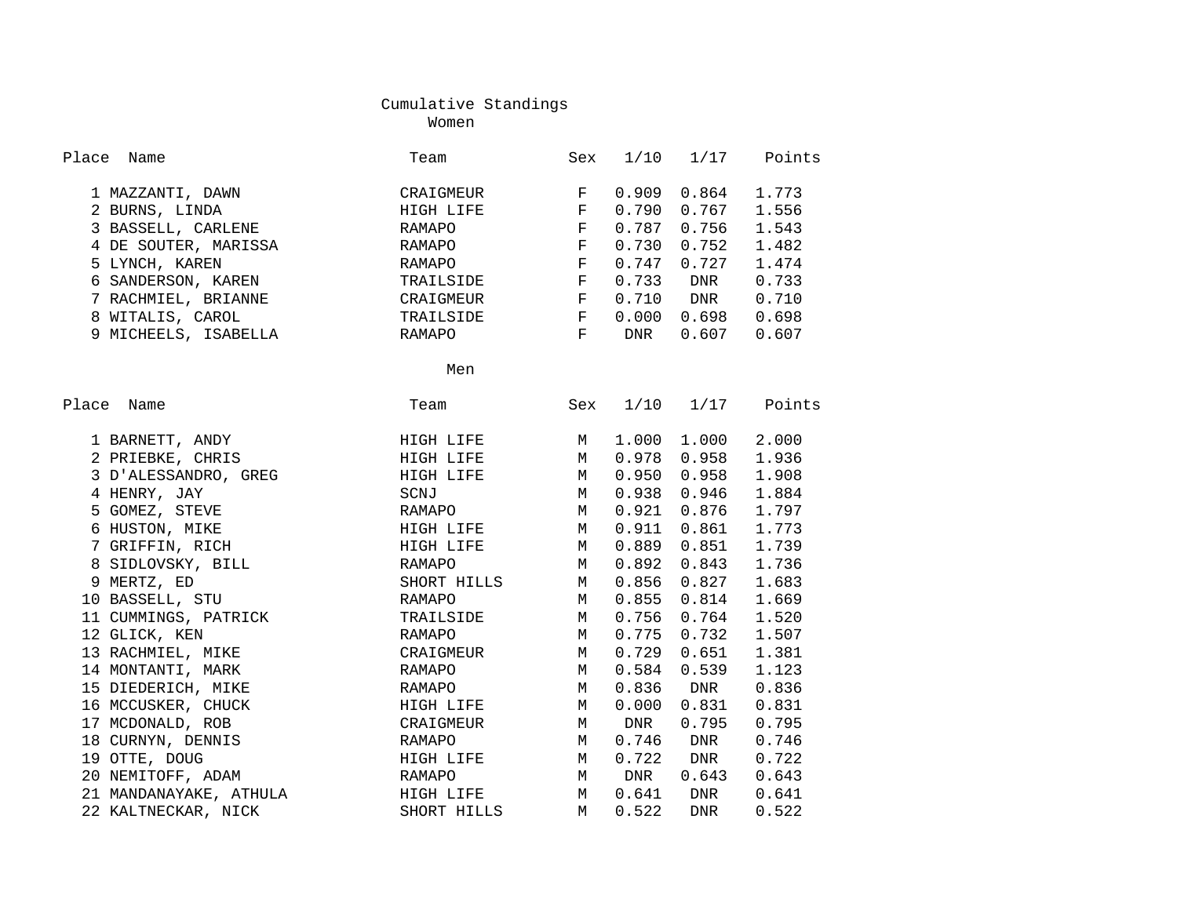# Cumulative Standings

## Women

| Place | Name | Team | Sex | 1/10 | 1/17 | Points |
|---|---|---|---|---|---|---|
| 1 | MAZZANTI, DAWN | CRAIGMEUR | F | 0.909 | 0.864 | 1.773 |
| 2 | BURNS, LINDA | HIGH LIFE | F | 0.790 | 0.767 | 1.556 |
| 3 | BASSELL, CARLENE | RAMAPO | F | 0.787 | 0.756 | 1.543 |
| 4 | DE SOUTER, MARISSA | RAMAPO | F | 0.730 | 0.752 | 1.482 |
| 5 | LYNCH, KAREN | RAMAPO | F | 0.747 | 0.727 | 1.474 |
| 6 | SANDERSON, KAREN | TRAILSIDE | F | 0.733 | DNR | 0.733 |
| 7 | RACHMIEL, BRIANNE | CRAIGMEUR | F | 0.710 | DNR | 0.710 |
| 8 | WITALIS, CAROL | TRAILSIDE | F | 0.000 | 0.698 | 0.698 |
| 9 | MICHEELS, ISABELLA | RAMAPO | F | DNR | 0.607 | 0.607 |

## Men

| Place | Name | Team | Sex | 1/10 | 1/17 | Points |
|---|---|---|---|---|---|---|
| 1 | BARNETT, ANDY | HIGH LIFE | M | 1.000 | 1.000 | 2.000 |
| 2 | PRIEBKE, CHRIS | HIGH LIFE | M | 0.978 | 0.958 | 1.936 |
| 3 | D'ALESSANDRO, GREG | HIGH LIFE | M | 0.950 | 0.958 | 1.908 |
| 4 | HENRY, JAY | SCNJ | M | 0.938 | 0.946 | 1.884 |
| 5 | GOMEZ, STEVE | RAMAPO | M | 0.921 | 0.876 | 1.797 |
| 6 | HUSTON, MIKE | HIGH LIFE | M | 0.911 | 0.861 | 1.773 |
| 7 | GRIFFIN, RICH | HIGH LIFE | M | 0.889 | 0.851 | 1.739 |
| 8 | SIDLOVSKY, BILL | RAMAPO | M | 0.892 | 0.843 | 1.736 |
| 9 | MERTZ, ED | SHORT HILLS | M | 0.856 | 0.827 | 1.683 |
| 10 | BASSELL, STU | RAMAPO | M | 0.855 | 0.814 | 1.669 |
| 11 | CUMMINGS, PATRICK | TRAILSIDE | M | 0.756 | 0.764 | 1.520 |
| 12 | GLICK, KEN | RAMAPO | M | 0.775 | 0.732 | 1.507 |
| 13 | RACHMIEL, MIKE | CRAIGMEUR | M | 0.729 | 0.651 | 1.381 |
| 14 | MONTANTI, MARK | RAMAPO | M | 0.584 | 0.539 | 1.123 |
| 15 | DIEDERICH, MIKE | RAMAPO | M | 0.836 | DNR | 0.836 |
| 16 | MCCUSKER, CHUCK | HIGH LIFE | M | 0.000 | 0.831 | 0.831 |
| 17 | MCDONALD, ROB | CRAIGMEUR | M | DNR | 0.795 | 0.795 |
| 18 | CURNYN, DENNIS | RAMAPO | M | 0.746 | DNR | 0.746 |
| 19 | OTTE, DOUG | HIGH LIFE | M | 0.722 | DNR | 0.722 |
| 20 | NEMITOFF, ADAM | RAMAPO | M | DNR | 0.643 | 0.643 |
| 21 | MANDANAYAKE, ATHULA | HIGH LIFE | M | 0.641 | DNR | 0.641 |
| 22 | KALTNECKAR, NICK | SHORT HILLS | M | 0.522 | DNR | 0.522 |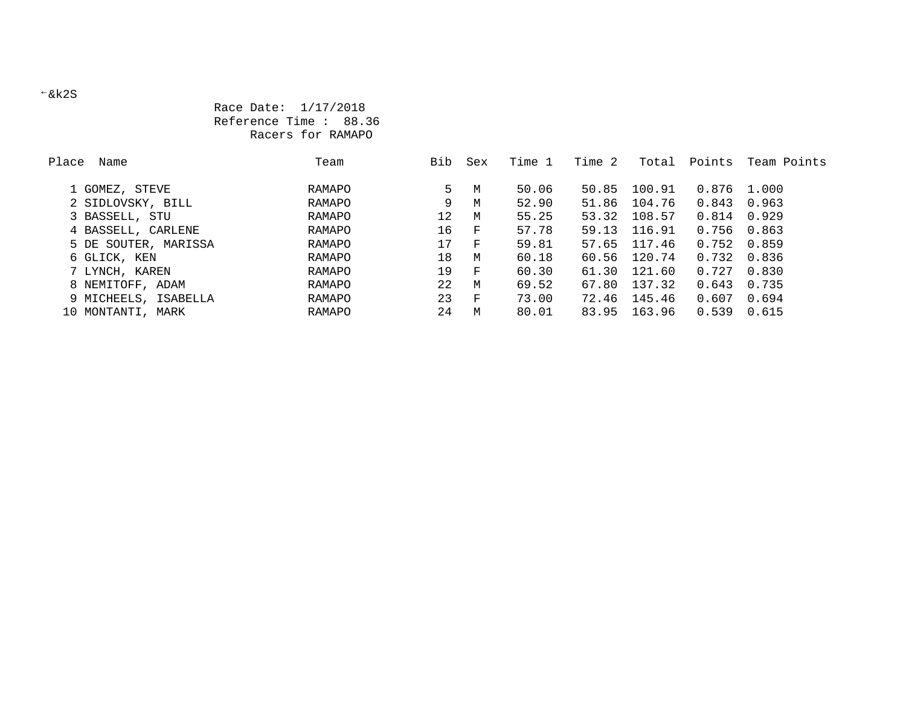←&k2S

Race Date: 1/17/2018
Reference Time : 88.36
Racers for RAMAPO

| Place | Name | Team | Bib | Sex | Time 1 | Time 2 | Total | Points | Team Points |
|---|---|---|---|---|---|---|---|---|---|
| 1 | GOMEZ, STEVE | RAMAPO | 5 | M | 50.06 | 50.85 | 100.91 | 0.876 | 1.000 |
| 2 | SIDLOVSKY, BILL | RAMAPO | 9 | M | 52.90 | 51.86 | 104.76 | 0.843 | 0.963 |
| 3 | BASSELL, STU | RAMAPO | 12 | M | 55.25 | 53.32 | 108.57 | 0.814 | 0.929 |
| 4 | BASSELL, CARLENE | RAMAPO | 16 | F | 57.78 | 59.13 | 116.91 | 0.756 | 0.863 |
| 5 | DE SOUTER, MARISSA | RAMAPO | 17 | F | 59.81 | 57.65 | 117.46 | 0.752 | 0.859 |
| 6 | GLICK, KEN | RAMAPO | 18 | M | 60.18 | 60.56 | 120.74 | 0.732 | 0.836 |
| 7 | LYNCH, KAREN | RAMAPO | 19 | F | 60.30 | 61.30 | 121.60 | 0.727 | 0.830 |
| 8 | NEMITOFF, ADAM | RAMAPO | 22 | M | 69.52 | 67.80 | 137.32 | 0.643 | 0.735 |
| 9 | MICHEELS, ISABELLA | RAMAPO | 23 | F | 73.00 | 72.46 | 145.46 | 0.607 | 0.694 |
| 10 | MONTANTI, MARK | RAMAPO | 24 | M | 80.01 | 83.95 | 163.96 | 0.539 | 0.615 |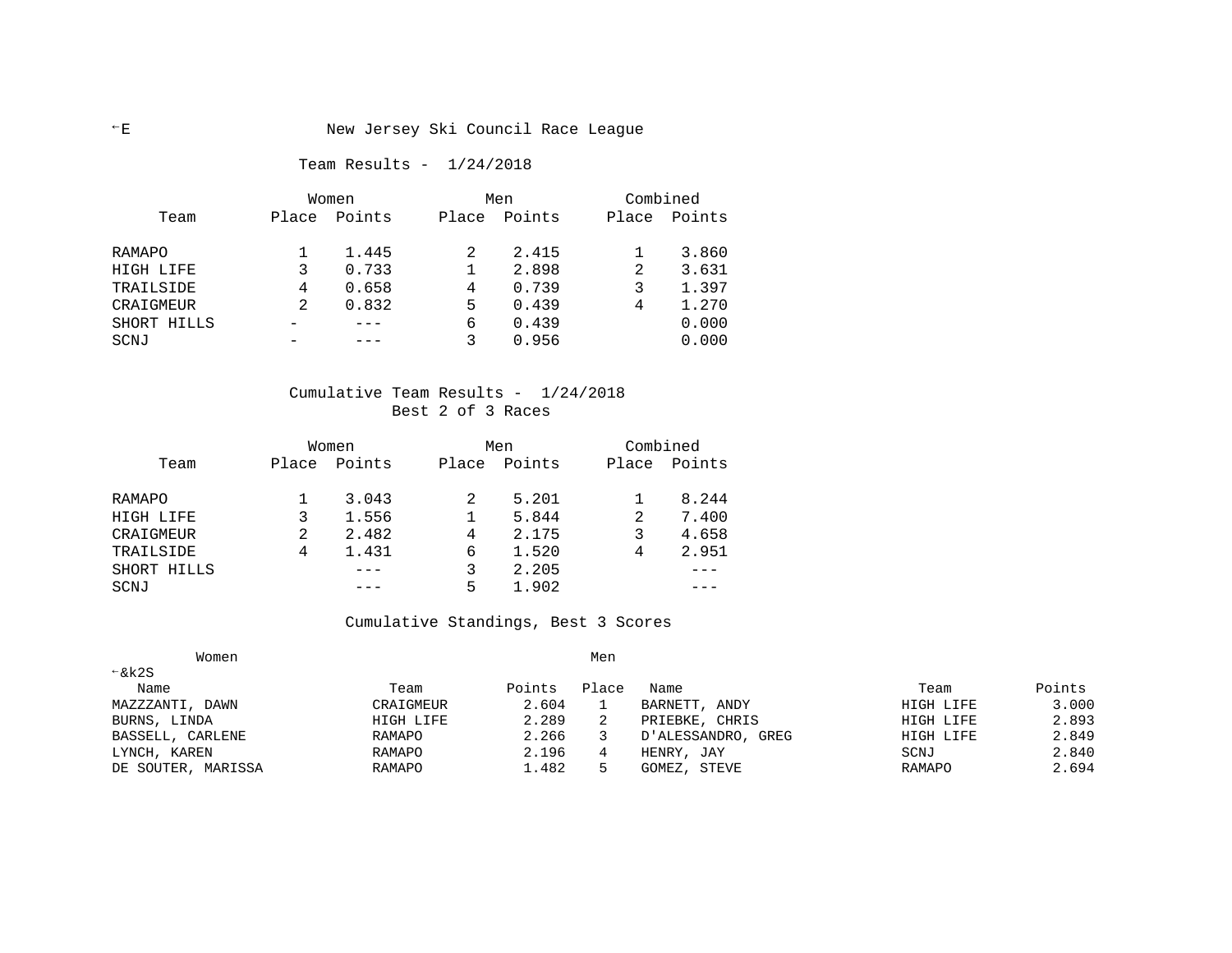←E New Jersey Ski Council Race League

Team Results - 1/24/2018

| Team | Women | | Men | | Combined | |
|---|---|---|---|---|---|---|
| | Place | Points | Place | Points | Place | Points |
| RAMAPO | 1 | 1.445 | 2 | 2.415 | 1 | 3.860 |
| HIGH LIFE | 3 | 0.733 | 1 | 2.898 | 2 | 3.631 |
| TRAILSIDE | 4 | 0.658 | 4 | 0.739 | 3 | 1.397 |
| CRAIGMEUR | 2 | 0.832 | 5 | 0.439 | 4 | 1.270 |
| SHORT HILLS | - | --- | 6 | 0.439 | | 0.000 |
| SCNJ | - | --- | 3 | 0.956 | | 0.000 |

Cumulative Team Results - 1/24/2018
Best 2 of 3 Races

| Team | Women | | Men | | Combined | |
|---|---|---|---|---|---|---|
| | Place | Points | Place | Points | Place | Points |
| RAMAPO | 1 | 3.043 | 2 | 5.201 | 1 | 8.244 |
| HIGH LIFE | 3 | 1.556 | 1 | 5.844 | 2 | 7.400 |
| CRAIGMEUR | 2 | 2.482 | 4 | 2.175 | 3 | 4.658 |
| TRAILSIDE | 4 | 1.431 | 6 | 1.520 | 4 | 2.951 |
| SHORT HILLS | | --- | 3 | 2.205 | | --- |
| SCNJ | | --- | 5 | 1.902 | | --- |

Cumulative Standings, Best 3 Scores

←&k2S

| Women Name | Team | Points | Place | Men Name | Team | Points |
|---|---|---|---|---|---|---|
| MAZZZANTI, DAWN | CRAIGMEUR | 2.604 | 1 | BARNETT, ANDY | HIGH LIFE | 3.000 |
| BURNS, LINDA | HIGH LIFE | 2.289 | 2 | PRIEBKE, CHRIS | HIGH LIFE | 2.893 |
| BASSELL, CARLENE | RAMAPO | 2.266 | 3 | D'ALESSANDRO, GREG | HIGH LIFE | 2.849 |
| LYNCH, KAREN | RAMAPO | 2.196 | 4 | HENRY, JAY | SCNJ | 2.840 |
| DE SOUTER, MARISSA | RAMAPO | 1.482 | 5 | GOMEZ, STEVE | RAMAPO | 2.694 |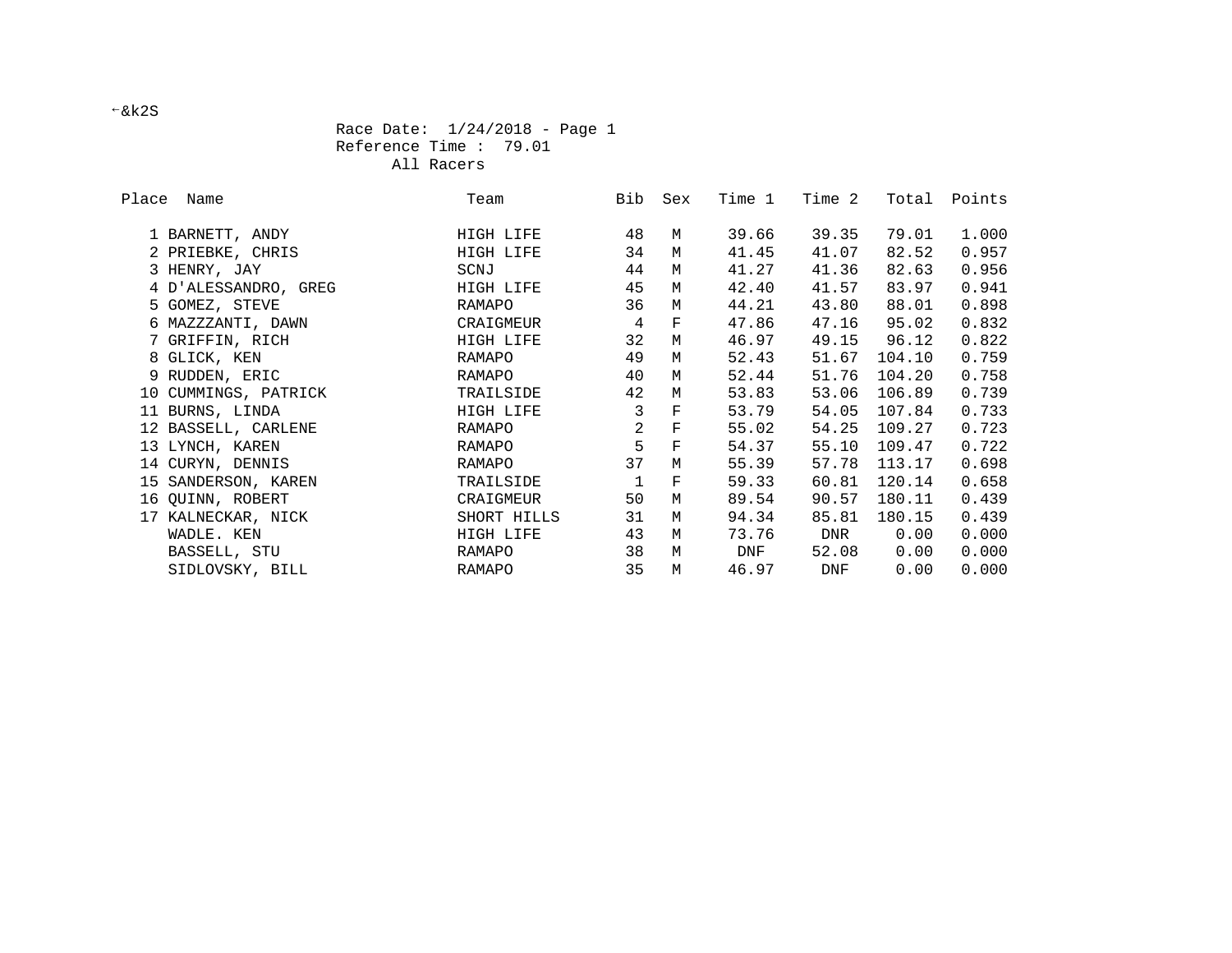←&k2S

Race Date:  1/24/2018 - Page 1
Reference Time :  79.01
All Racers

| Place | Name | Team | Bib | Sex | Time 1 | Time 2 | Total | Points |
|---|---|---|---|---|---|---|---|---|
| 1 | BARNETT, ANDY | HIGH LIFE | 48 | M | 39.66 | 39.35 | 79.01 | 1.000 |
| 2 | PRIEBKE, CHRIS | HIGH LIFE | 34 | M | 41.45 | 41.07 | 82.52 | 0.957 |
| 3 | HENRY, JAY | SCNJ | 44 | M | 41.27 | 41.36 | 82.63 | 0.956 |
| 4 | D'ALESSANDRO, GREG | HIGH LIFE | 45 | M | 42.40 | 41.57 | 83.97 | 0.941 |
| 5 | GOMEZ, STEVE | RAMAPO | 36 | M | 44.21 | 43.80 | 88.01 | 0.898 |
| 6 | MAZZZANTI, DAWN | CRAIGMEUR | 4 | F | 47.86 | 47.16 | 95.02 | 0.832 |
| 7 | GRIFFIN, RICH | HIGH LIFE | 32 | M | 46.97 | 49.15 | 96.12 | 0.822 |
| 8 | GLICK, KEN | RAMAPO | 49 | M | 52.43 | 51.67 | 104.10 | 0.759 |
| 9 | RUDDEN, ERIC | RAMAPO | 40 | M | 52.44 | 51.76 | 104.20 | 0.758 |
| 10 | CUMMINGS, PATRICK | TRAILSIDE | 42 | M | 53.83 | 53.06 | 106.89 | 0.739 |
| 11 | BURNS, LINDA | HIGH LIFE | 3 | F | 53.79 | 54.05 | 107.84 | 0.733 |
| 12 | BASSELL, CARLENE | RAMAPO | 2 | F | 55.02 | 54.25 | 109.27 | 0.723 |
| 13 | LYNCH, KAREN | RAMAPO | 5 | F | 54.37 | 55.10 | 109.47 | 0.722 |
| 14 | CURYN, DENNIS | RAMAPO | 37 | M | 55.39 | 57.78 | 113.17 | 0.698 |
| 15 | SANDERSON, KAREN | TRAILSIDE | 1 | F | 59.33 | 60.81 | 120.14 | 0.658 |
| 16 | QUINN, ROBERT | CRAIGMEUR | 50 | M | 89.54 | 90.57 | 180.11 | 0.439 |
| 17 | KALNECKAR, NICK | SHORT HILLS | 31 | M | 94.34 | 85.81 | 180.15 | 0.439 |
|  | WADLE. KEN | HIGH LIFE | 43 | M | 73.76 | DNR | 0.00 | 0.000 |
|  | BASSELL, STU | RAMAPO | 38 | M | DNF | 52.08 | 0.00 | 0.000 |
|  | SIDLOVSKY, BILL | RAMAPO | 35 | M | 46.97 | DNF | 0.00 | 0.000 |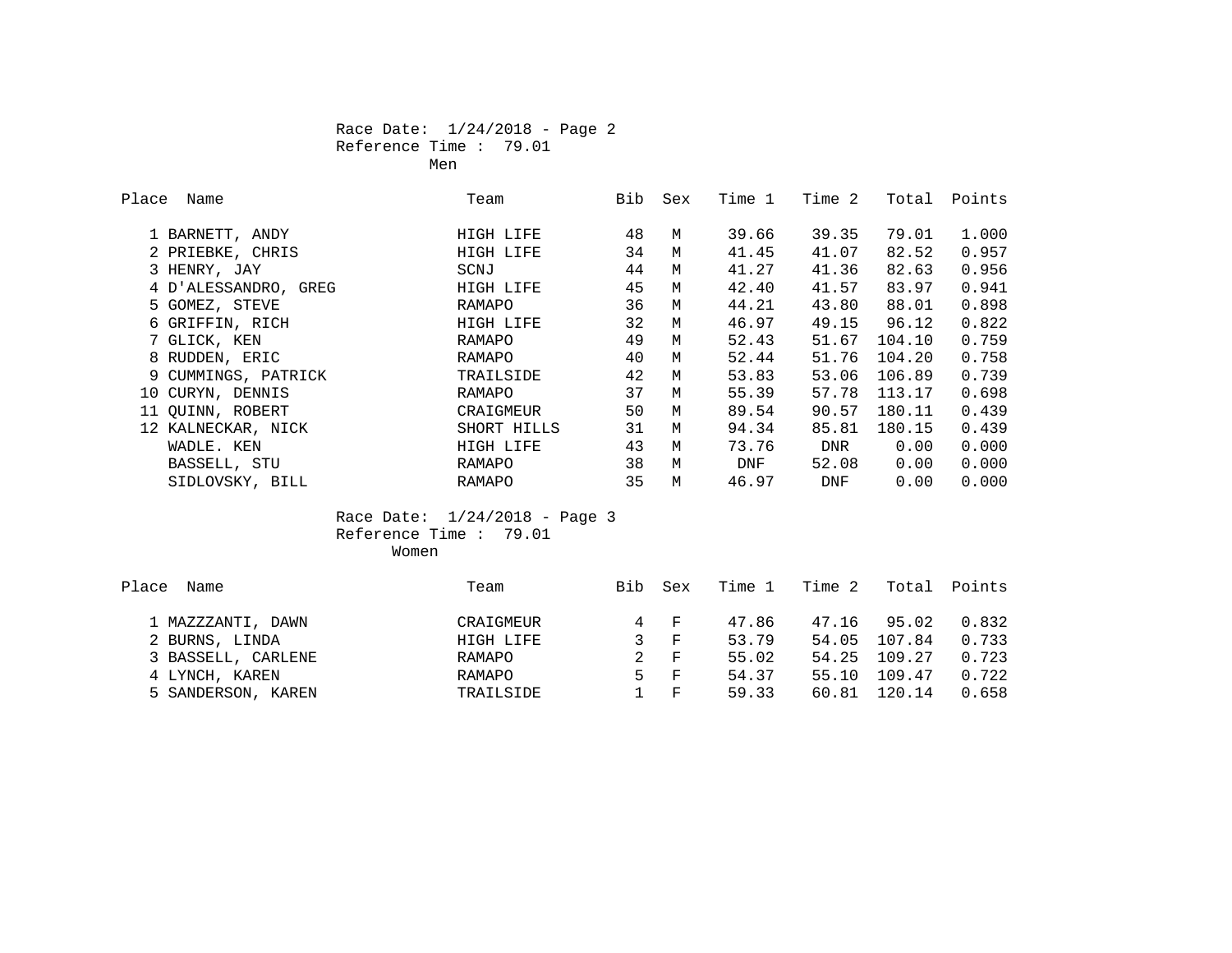Race Date: 1/24/2018 - Page 2
Reference Time : 79.01
Men

| Place | Name | Team | Bib | Sex | Time 1 | Time 2 | Total | Points |
|---|---|---|---|---|---|---|---|---|
| 1 | BARNETT, ANDY | HIGH LIFE | 48 | M | 39.66 | 39.35 | 79.01 | 1.000 |
| 2 | PRIEBKE, CHRIS | HIGH LIFE | 34 | M | 41.45 | 41.07 | 82.52 | 0.957 |
| 3 | HENRY, JAY | SCNJ | 44 | M | 41.27 | 41.36 | 82.63 | 0.956 |
| 4 | D'ALESSANDRO, GREG | HIGH LIFE | 45 | M | 42.40 | 41.57 | 83.97 | 0.941 |
| 5 | GOMEZ, STEVE | RAMAPO | 36 | M | 44.21 | 43.80 | 88.01 | 0.898 |
| 6 | GRIFFIN, RICH | HIGH LIFE | 32 | M | 46.97 | 49.15 | 96.12 | 0.822 |
| 7 | GLICK, KEN | RAMAPO | 49 | M | 52.43 | 51.67 | 104.10 | 0.759 |
| 8 | RUDDEN, ERIC | RAMAPO | 40 | M | 52.44 | 51.76 | 104.20 | 0.758 |
| 9 | CUMMINGS, PATRICK | TRAILSIDE | 42 | M | 53.83 | 53.06 | 106.89 | 0.739 |
| 10 | CURYN, DENNIS | RAMAPO | 37 | M | 55.39 | 57.78 | 113.17 | 0.698 |
| 11 | QUINN, ROBERT | CRAIGMEUR | 50 | M | 89.54 | 90.57 | 180.11 | 0.439 |
| 12 | KALNECKAR, NICK | SHORT HILLS | 31 | M | 94.34 | 85.81 | 180.15 | 0.439 |
| | WADLE. KEN | HIGH LIFE | 43 | M | 73.76 | DNR | 0.00 | 0.000 |
| | BASSELL, STU | RAMAPO | 38 | M | DNF | 52.08 | 0.00 | 0.000 |
| | SIDLOVSKY, BILL | RAMAPO | 35 | M | 46.97 | DNF | 0.00 | 0.000 |

Race Date: 1/24/2018 - Page 3
Reference Time : 79.01
Women

| Place | Name | Team | Bib | Sex | Time 1 | Time 2 | Total | Points |
|---|---|---|---|---|---|---|---|---|
| 1 | MAZZZANTI, DAWN | CRAIGMEUR | 4 | F | 47.86 | 47.16 | 95.02 | 0.832 |
| 2 | BURNS, LINDA | HIGH LIFE | 3 | F | 53.79 | 54.05 | 107.84 | 0.733 |
| 3 | BASSELL, CARLENE | RAMAPO | 2 | F | 55.02 | 54.25 | 109.27 | 0.723 |
| 4 | LYNCH, KAREN | RAMAPO | 5 | F | 54.37 | 55.10 | 109.47 | 0.722 |
| 5 | SANDERSON, KAREN | TRAILSIDE | 1 | F | 59.33 | 60.81 | 120.14 | 0.658 |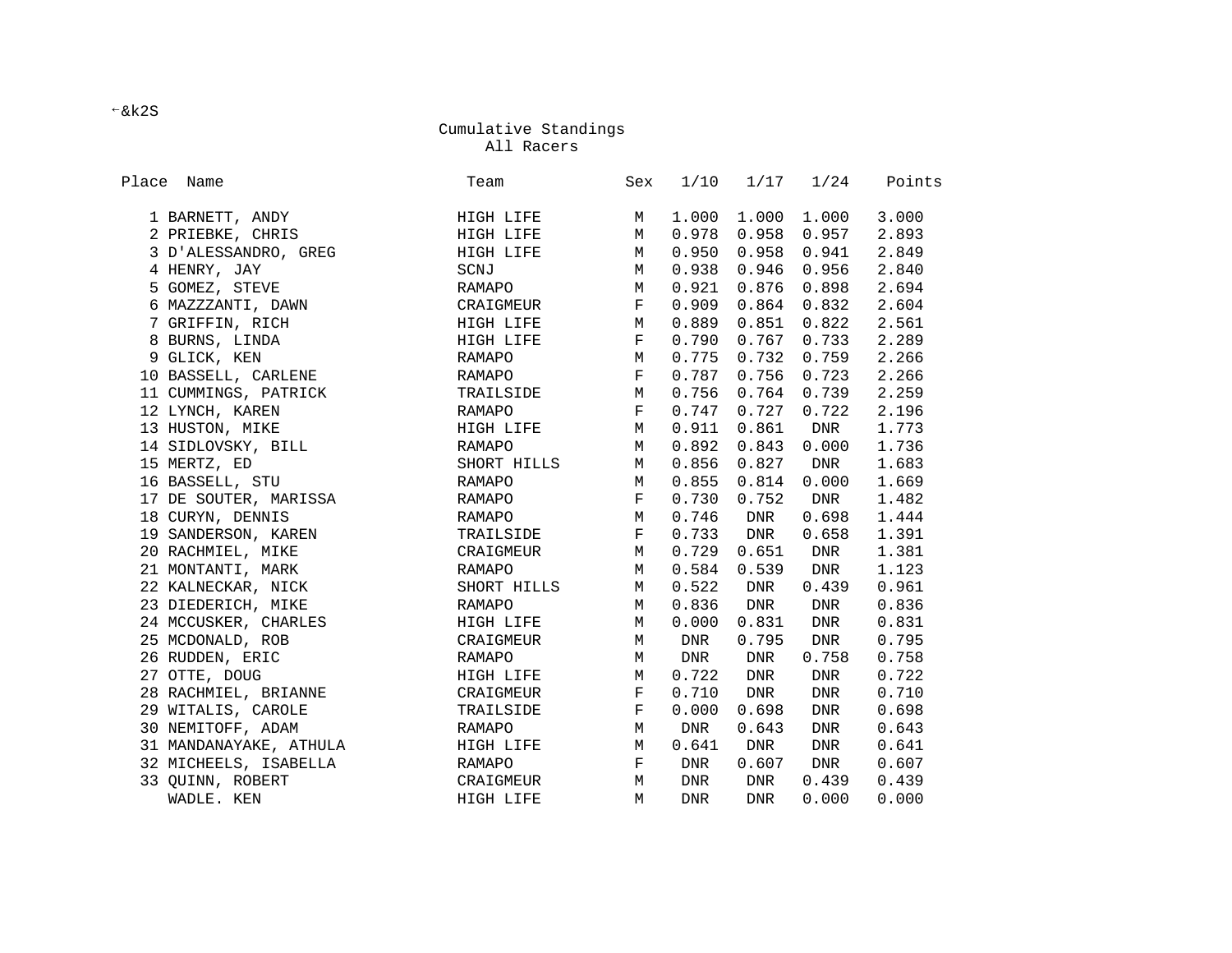←&k2S

## Cumulative Standings

### All Racers

| Place | Name | Team | Sex | 1/10 | 1/17 | 1/24 | Points |
|---|---|---|---|---|---|---|---|
| 1 | BARNETT, ANDY | HIGH LIFE | M | 1.000 | 1.000 | 1.000 | 3.000 |
| 2 | PRIEBKE, CHRIS | HIGH LIFE | M | 0.978 | 0.958 | 0.957 | 2.893 |
| 3 | D'ALESSANDRO, GREG | HIGH LIFE | M | 0.950 | 0.958 | 0.941 | 2.849 |
| 4 | HENRY, JAY | SCNJ | M | 0.938 | 0.946 | 0.956 | 2.840 |
| 5 | GOMEZ, STEVE | RAMAPO | M | 0.921 | 0.876 | 0.898 | 2.694 |
| 6 | MAZZZANTI, DAWN | CRAIGMEUR | F | 0.909 | 0.864 | 0.832 | 2.604 |
| 7 | GRIFFIN, RICH | HIGH LIFE | M | 0.889 | 0.851 | 0.822 | 2.561 |
| 8 | BURNS, LINDA | HIGH LIFE | F | 0.790 | 0.767 | 0.733 | 2.289 |
| 9 | GLICK, KEN | RAMAPO | M | 0.775 | 0.732 | 0.759 | 2.266 |
| 10 | BASSELL, CARLENE | RAMAPO | F | 0.787 | 0.756 | 0.723 | 2.266 |
| 11 | CUMMINGS, PATRICK | TRAILSIDE | M | 0.756 | 0.764 | 0.739 | 2.259 |
| 12 | LYNCH, KAREN | RAMAPO | F | 0.747 | 0.727 | 0.722 | 2.196 |
| 13 | HUSTON, MIKE | HIGH LIFE | M | 0.911 | 0.861 | DNR | 1.773 |
| 14 | SIDLOVSKY, BILL | RAMAPO | M | 0.892 | 0.843 | 0.000 | 1.736 |
| 15 | MERTZ, ED | SHORT HILLS | M | 0.856 | 0.827 | DNR | 1.683 |
| 16 | BASSELL, STU | RAMAPO | M | 0.855 | 0.814 | 0.000 | 1.669 |
| 17 | DE SOUTER, MARISSA | RAMAPO | F | 0.730 | 0.752 | DNR | 1.482 |
| 18 | CURYN, DENNIS | RAMAPO | M | 0.746 | DNR | 0.698 | 1.444 |
| 19 | SANDERSON, KAREN | TRAILSIDE | F | 0.733 | DNR | 0.658 | 1.391 |
| 20 | RACHMIEL, MIKE | CRAIGMEUR | M | 0.729 | 0.651 | DNR | 1.381 |
| 21 | MONTANTI, MARK | RAMAPO | M | 0.584 | 0.539 | DNR | 1.123 |
| 22 | KALNECKAR, NICK | SHORT HILLS | M | 0.522 | DNR | 0.439 | 0.961 |
| 23 | DIEDERICH, MIKE | RAMAPO | M | 0.836 | DNR | DNR | 0.836 |
| 24 | MCCUSKER, CHARLES | HIGH LIFE | M | 0.000 | 0.831 | DNR | 0.831 |
| 25 | MCDONALD, ROB | CRAIGMEUR | M | DNR | 0.795 | DNR | 0.795 |
| 26 | RUDDEN, ERIC | RAMAPO | M | DNR | DNR | 0.758 | 0.758 |
| 27 | OTTE, DOUG | HIGH LIFE | M | 0.722 | DNR | DNR | 0.722 |
| 28 | RACHMIEL, BRIANNE | CRAIGMEUR | F | 0.710 | DNR | DNR | 0.710 |
| 29 | WITALIS, CAROLE | TRAILSIDE | F | 0.000 | 0.698 | DNR | 0.698 |
| 30 | NEMITOFF, ADAM | RAMAPO | M | DNR | 0.643 | DNR | 0.643 |
| 31 | MANDANAYAKE, ATHULA | HIGH LIFE | M | 0.641 | DNR | DNR | 0.641 |
| 32 | MICHEELS, ISABELLA | RAMAPO | F | DNR | 0.607 | DNR | 0.607 |
| 33 | QUINN, ROBERT | CRAIGMEUR | M | DNR | DNR | 0.439 | 0.439 |
| | WADLE. KEN | HIGH LIFE | M | DNR | DNR | 0.000 | 0.000 |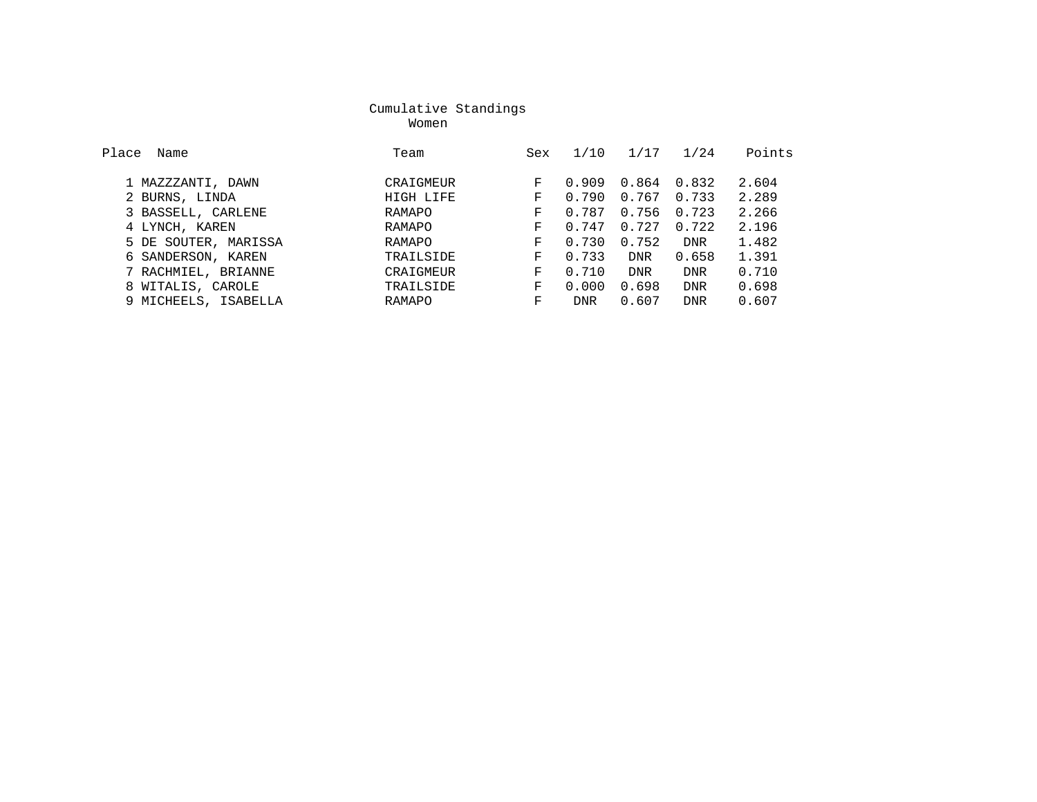## Cumulative Standings

### Women

| Place | Name | Team | Sex | 1/10 | 1/17 | 1/24 | Points |
|---|---|---|---|---|---|---|---|
| 1 | MAZZZANTI, DAWN | CRAIGMEUR | F | 0.909 | 0.864 | 0.832 | 2.604 |
| 2 | BURNS, LINDA | HIGH LIFE | F | 0.790 | 0.767 | 0.733 | 2.289 |
| 3 | BASSELL, CARLENE | RAMAPO | F | 0.787 | 0.756 | 0.723 | 2.266 |
| 4 | LYNCH, KAREN | RAMAPO | F | 0.747 | 0.727 | 0.722 | 2.196 |
| 5 | DE SOUTER, MARISSA | RAMAPO | F | 0.730 | 0.752 | DNR | 1.482 |
| 6 | SANDERSON, KAREN | TRAILSIDE | F | 0.733 | DNR | 0.658 | 1.391 |
| 7 | RACHMIEL, BRIANNE | CRAIGMEUR | F | 0.710 | DNR | DNR | 0.710 |
| 8 | WITALIS, CAROLE | TRAILSIDE | F | 0.000 | 0.698 | DNR | 0.698 |
| 9 | MICHEELS, ISABELLA | RAMAPO | F | DNR | 0.607 | DNR | 0.607 |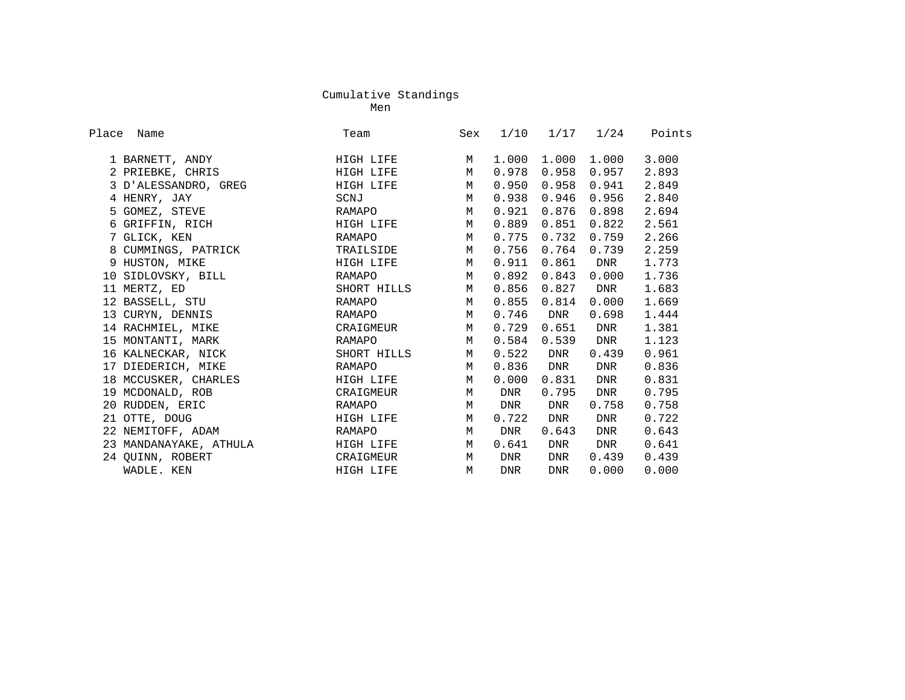# Cumulative Standings

## Men

| Place | Name | Team | Sex | 1/10 | 1/17 | 1/24 | Points |
|---|---|---|---|---|---|---|---|
| 1 | BARNETT, ANDY | HIGH LIFE | M | 1.000 | 1.000 | 1.000 | 3.000 |
| 2 | PRIEBKE, CHRIS | HIGH LIFE | M | 0.978 | 0.958 | 0.957 | 2.893 |
| 3 | D'ALESSANDRO, GREG | HIGH LIFE | M | 0.950 | 0.958 | 0.941 | 2.849 |
| 4 | HENRY, JAY | SCNJ | M | 0.938 | 0.946 | 0.956 | 2.840 |
| 5 | GOMEZ, STEVE | RAMAPO | M | 0.921 | 0.876 | 0.898 | 2.694 |
| 6 | GRIFFIN, RICH | HIGH LIFE | M | 0.889 | 0.851 | 0.822 | 2.561 |
| 7 | GLICK, KEN | RAMAPO | M | 0.775 | 0.732 | 0.759 | 2.266 |
| 8 | CUMMINGS, PATRICK | TRAILSIDE | M | 0.756 | 0.764 | 0.739 | 2.259 |
| 9 | HUSTON, MIKE | HIGH LIFE | M | 0.911 | 0.861 | DNR | 1.773 |
| 10 | SIDLOVSKY, BILL | RAMAPO | M | 0.892 | 0.843 | 0.000 | 1.736 |
| 11 | MERTZ, ED | SHORT HILLS | M | 0.856 | 0.827 | DNR | 1.683 |
| 12 | BASSELL, STU | RAMAPO | M | 0.855 | 0.814 | 0.000 | 1.669 |
| 13 | CURYN, DENNIS | RAMAPO | M | 0.746 | DNR | 0.698 | 1.444 |
| 14 | RACHMIEL, MIKE | CRAIGMEUR | M | 0.729 | 0.651 | DNR | 1.381 |
| 15 | MONTANTI, MARK | RAMAPO | M | 0.584 | 0.539 | DNR | 1.123 |
| 16 | KALNECKAR, NICK | SHORT HILLS | M | 0.522 | DNR | 0.439 | 0.961 |
| 17 | DIEDERICH, MIKE | RAMAPO | M | 0.836 | DNR | DNR | 0.836 |
| 18 | MCCUSKER, CHARLES | HIGH LIFE | M | 0.000 | 0.831 | DNR | 0.831 |
| 19 | MCDONALD, ROB | CRAIGMEUR | M | DNR | 0.795 | DNR | 0.795 |
| 20 | RUDDEN, ERIC | RAMAPO | M | DNR | DNR | 0.758 | 0.758 |
| 21 | OTTE, DOUG | HIGH LIFE | M | 0.722 | DNR | DNR | 0.722 |
| 22 | NEMITOFF, ADAM | RAMAPO | M | DNR | 0.643 | DNR | 0.643 |
| 23 | MANDANAYAKE, ATHULA | HIGH LIFE | M | 0.641 | DNR | DNR | 0.641 |
| 24 | QUINN, ROBERT | CRAIGMEUR | M | DNR | DNR | 0.439 | 0.439 |
| | WADLE. KEN | HIGH LIFE | M | DNR | DNR | 0.000 | 0.000 |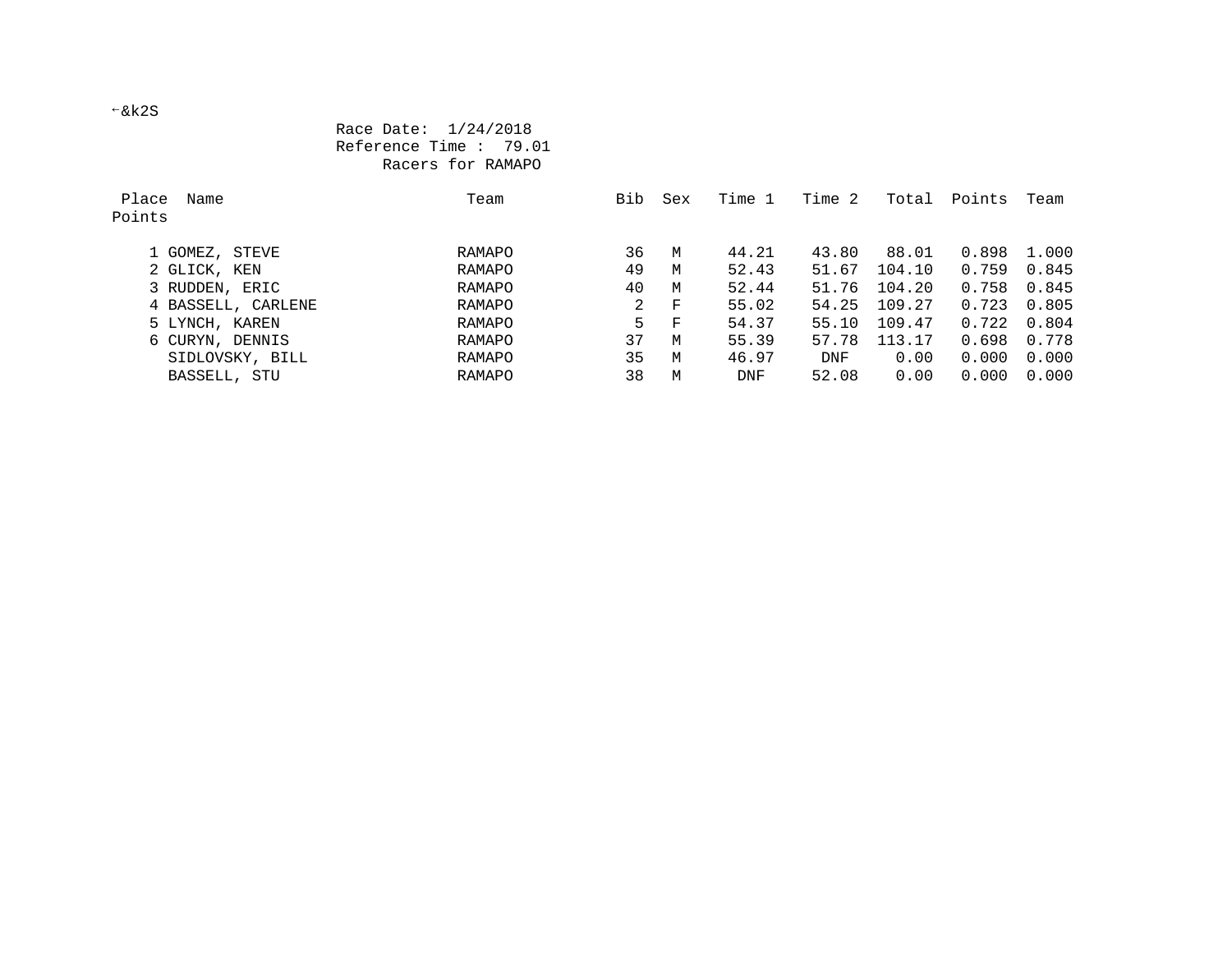←&k2S

Race Date:  1/24/2018
Reference Time :  79.01
Racers for RAMAPO

| Place | Name | Team | Bib | Sex | Time 1 | Time 2 | Total | Points | Team Points |
|---|---|---|---|---|---|---|---|---|---|
| 1 | GOMEZ, STEVE | RAMAPO | 36 | M | 44.21 | 43.80 | 88.01 | 0.898 | 1.000 |
| 2 | GLICK, KEN | RAMAPO | 49 | M | 52.43 | 51.67 | 104.10 | 0.759 | 0.845 |
| 3 | RUDDEN, ERIC | RAMAPO | 40 | M | 52.44 | 51.76 | 104.20 | 0.758 | 0.845 |
| 4 | BASSELL, CARLENE | RAMAPO | 2 | F | 55.02 | 54.25 | 109.27 | 0.723 | 0.805 |
| 5 | LYNCH, KAREN | RAMAPO | 5 | F | 54.37 | 55.10 | 109.47 | 0.722 | 0.804 |
| 6 | CURYN, DENNIS | RAMAPO | 37 | M | 55.39 | 57.78 | 113.17 | 0.698 | 0.778 |
| | SIDLOVSKY, BILL | RAMAPO | 35 | M | 46.97 | DNF | 0.00 | 0.000 | 0.000 |
| | BASSELL, STU | RAMAPO | 38 | M | DNF | 52.08 | 0.00 | 0.000 | 0.000 |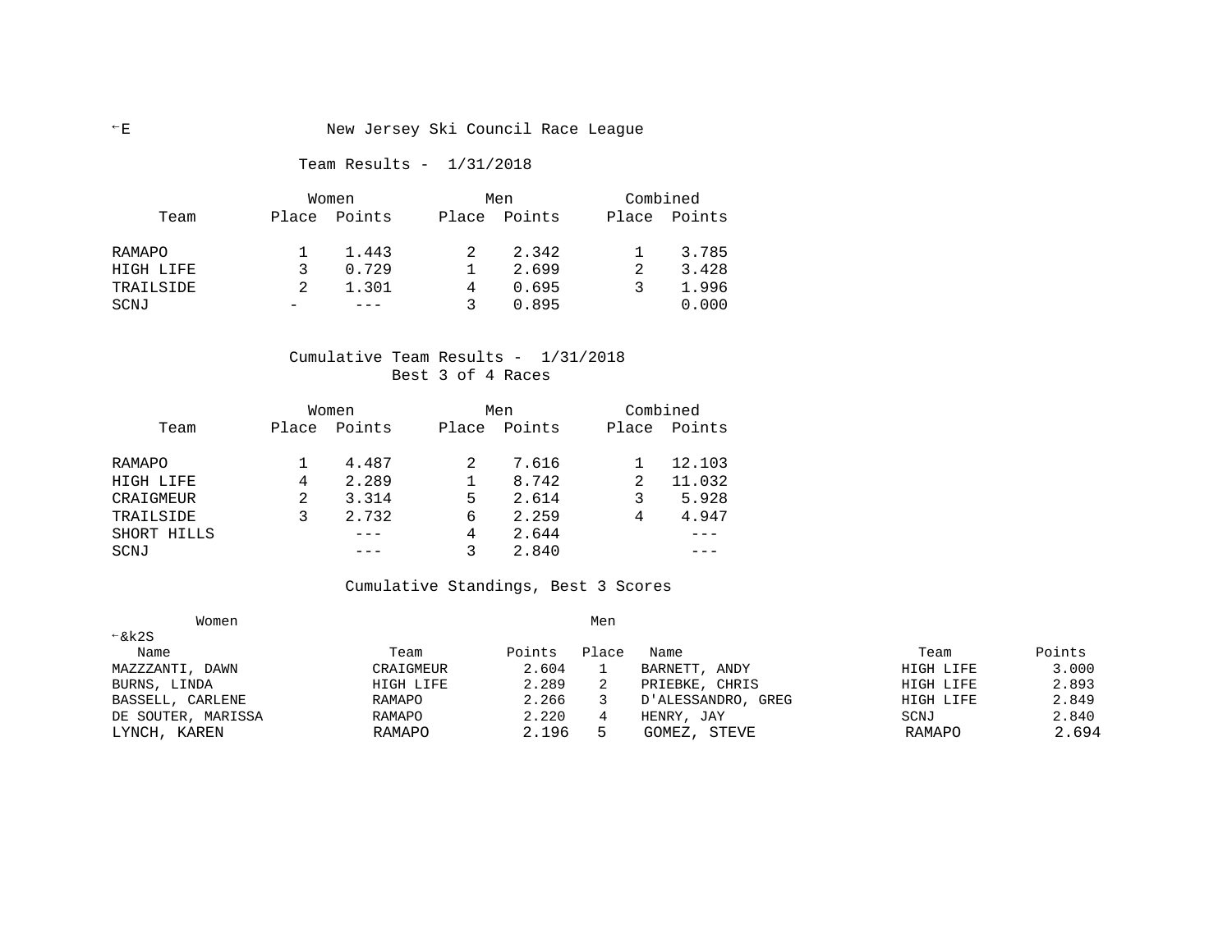# New Jersey Ski Council Race League

## Team Results - 1/31/2018

| Team | Women | | Men | | Combined | |
|---|---|---|---|---|---|---|
| | Place | Points | Place | Points | Place | Points |
| RAMAPO | 1 | 1.443 | 2 | 2.342 | 1 | 3.785 |
| HIGH LIFE | 3 | 0.729 | 1 | 2.699 | 2 | 3.428 |
| TRAILSIDE | 2 | 1.301 | 4 | 0.695 | 3 | 1.996 |
| SCNJ | - | --- | 3 | 0.895 | | 0.000 |

## Cumulative Team Results - 1/31/2018

Best 3 of 4 Races

| Team | Women | | Men | | Combined | |
|---|---|---|---|---|---|---|
| | Place | Points | Place | Points | Place | Points |
| RAMAPO | 1 | 4.487 | 2 | 7.616 | 1 | 12.103 |
| HIGH LIFE | 4 | 2.289 | 1 | 8.742 | 2 | 11.032 |
| CRAIGMEUR | 2 | 3.314 | 5 | 2.614 | 3 | 5.928 |
| TRAILSIDE | 3 | 2.732 | 6 | 2.259 | 4 | 4.947 |
| SHORT HILLS | | --- | 4 | 2.644 | | --- |
| SCNJ | | --- | 3 | 2.840 | | --- |

## Cumulative Standings, Best 3 Scores

| Women | | | | Men | | |
|---|---|---|---|---|---|---|
| Name | Team | Points | Place | Name | Team | Points |
| MAZZZANTI, DAWN | CRAIGMEUR | 2.604 | 1 | BARNETT, ANDY | HIGH LIFE | 3.000 |
| BURNS, LINDA | HIGH LIFE | 2.289 | 2 | PRIEBKE, CHRIS | HIGH LIFE | 2.893 |
| BASSELL, CARLENE | RAMAPO | 2.266 | 3 | D'ALESSANDRO, GREG | HIGH LIFE | 2.849 |
| DE SOUTER, MARISSA | RAMAPO | 2.220 | 4 | HENRY, JAY | SCNJ | 2.840 |
| LYNCH, KAREN | RAMAPO | 2.196 | 5 | GOMEZ, STEVE | RAMAPO | 2.694 |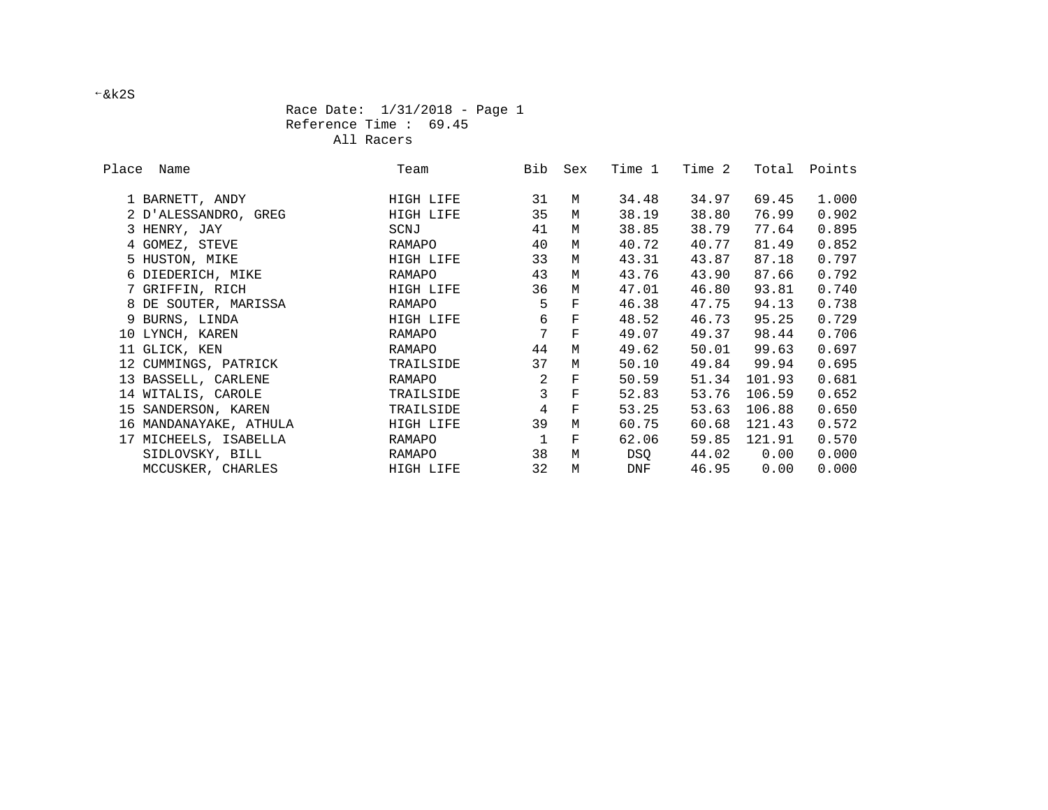←&k2S

Race Date: 1/31/2018 - Page 1
Reference Time : 69.45
All Racers

| Place | Name | Team | Bib | Sex | Time 1 | Time 2 | Total | Points |
|---|---|---|---|---|---|---|---|---|
| 1 | BARNETT, ANDY | HIGH LIFE | 31 | M | 34.48 | 34.97 | 69.45 | 1.000 |
| 2 | D'ALESSANDRO, GREG | HIGH LIFE | 35 | M | 38.19 | 38.80 | 76.99 | 0.902 |
| 3 | HENRY, JAY | SCNJ | 41 | M | 38.85 | 38.79 | 77.64 | 0.895 |
| 4 | GOMEZ, STEVE | RAMAPO | 40 | M | 40.72 | 40.77 | 81.49 | 0.852 |
| 5 | HUSTON, MIKE | HIGH LIFE | 33 | M | 43.31 | 43.87 | 87.18 | 0.797 |
| 6 | DIEDERICH, MIKE | RAMAPO | 43 | M | 43.76 | 43.90 | 87.66 | 0.792 |
| 7 | GRIFFIN, RICH | HIGH LIFE | 36 | M | 47.01 | 46.80 | 93.81 | 0.740 |
| 8 | DE SOUTER, MARISSA | RAMAPO | 5 | F | 46.38 | 47.75 | 94.13 | 0.738 |
| 9 | BURNS, LINDA | HIGH LIFE | 6 | F | 48.52 | 46.73 | 95.25 | 0.729 |
| 10 | LYNCH, KAREN | RAMAPO | 7 | F | 49.07 | 49.37 | 98.44 | 0.706 |
| 11 | GLICK, KEN | RAMAPO | 44 | M | 49.62 | 50.01 | 99.63 | 0.697 |
| 12 | CUMMINGS, PATRICK | TRAILSIDE | 37 | M | 50.10 | 49.84 | 99.94 | 0.695 |
| 13 | BASSELL, CARLENE | RAMAPO | 2 | F | 50.59 | 51.34 | 101.93 | 0.681 |
| 14 | WITALIS, CAROLE | TRAILSIDE | 3 | F | 52.83 | 53.76 | 106.59 | 0.652 |
| 15 | SANDERSON, KAREN | TRAILSIDE | 4 | F | 53.25 | 53.63 | 106.88 | 0.650 |
| 16 | MANDANAYAKE, ATHULA | HIGH LIFE | 39 | M | 60.75 | 60.68 | 121.43 | 0.572 |
| 17 | MICHEELS, ISABELLA | RAMAPO | 1 | F | 62.06 | 59.85 | 121.91 | 0.570 |
| | SIDLOVSKY, BILL | RAMAPO | 38 | M | DSQ | 44.02 | 0.00 | 0.000 |
| | MCCUSKER, CHARLES | HIGH LIFE | 32 | M | DNF | 46.95 | 0.00 | 0.000 |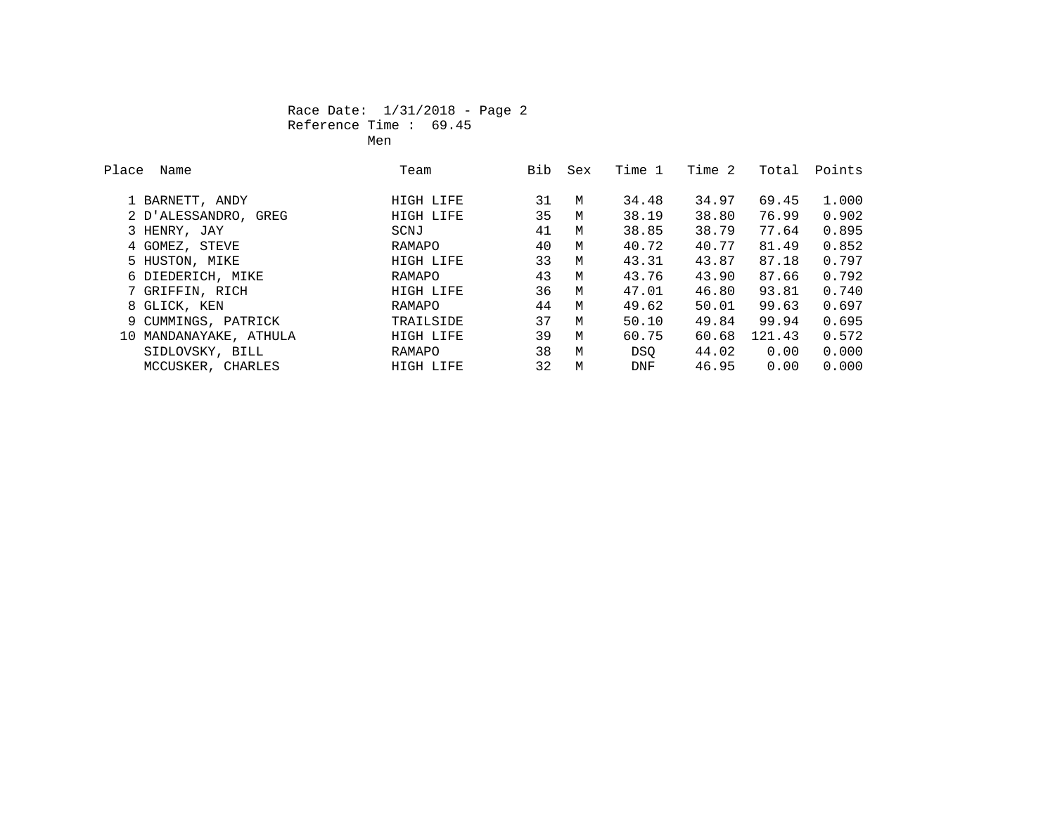Race Date: 1/31/2018 - Page 2

Reference Time : 69.45

Men

| Place | Name | Team | Bib | Sex | Time 1 | Time 2 | Total | Points |
|---|---|---|---|---|---|---|---|---|
| 1 | BARNETT, ANDY | HIGH LIFE | 31 | M | 34.48 | 34.97 | 69.45 | 1.000 |
| 2 | D'ALESSANDRO, GREG | HIGH LIFE | 35 | M | 38.19 | 38.80 | 76.99 | 0.902 |
| 3 | HENRY, JAY | SCNJ | 41 | M | 38.85 | 38.79 | 77.64 | 0.895 |
| 4 | GOMEZ, STEVE | RAMAPO | 40 | M | 40.72 | 40.77 | 81.49 | 0.852 |
| 5 | HUSTON, MIKE | HIGH LIFE | 33 | M | 43.31 | 43.87 | 87.18 | 0.797 |
| 6 | DIEDERICH, MIKE | RAMAPO | 43 | M | 43.76 | 43.90 | 87.66 | 0.792 |
| 7 | GRIFFIN, RICH | HIGH LIFE | 36 | M | 47.01 | 46.80 | 93.81 | 0.740 |
| 8 | GLICK, KEN | RAMAPO | 44 | M | 49.62 | 50.01 | 99.63 | 0.697 |
| 9 | CUMMINGS, PATRICK | TRAILSIDE | 37 | M | 50.10 | 49.84 | 99.94 | 0.695 |
| 10 | MANDANAYAKE, ATHULA | HIGH LIFE | 39 | M | 60.75 | 60.68 | 121.43 | 0.572 |
| | SIDLOVSKY, BILL | RAMAPO | 38 | M | DSQ | 44.02 | 0.00 | 0.000 |
| | MCCUSKER, CHARLES | HIGH LIFE | 32 | M | DNF | 46.95 | 0.00 | 0.000 |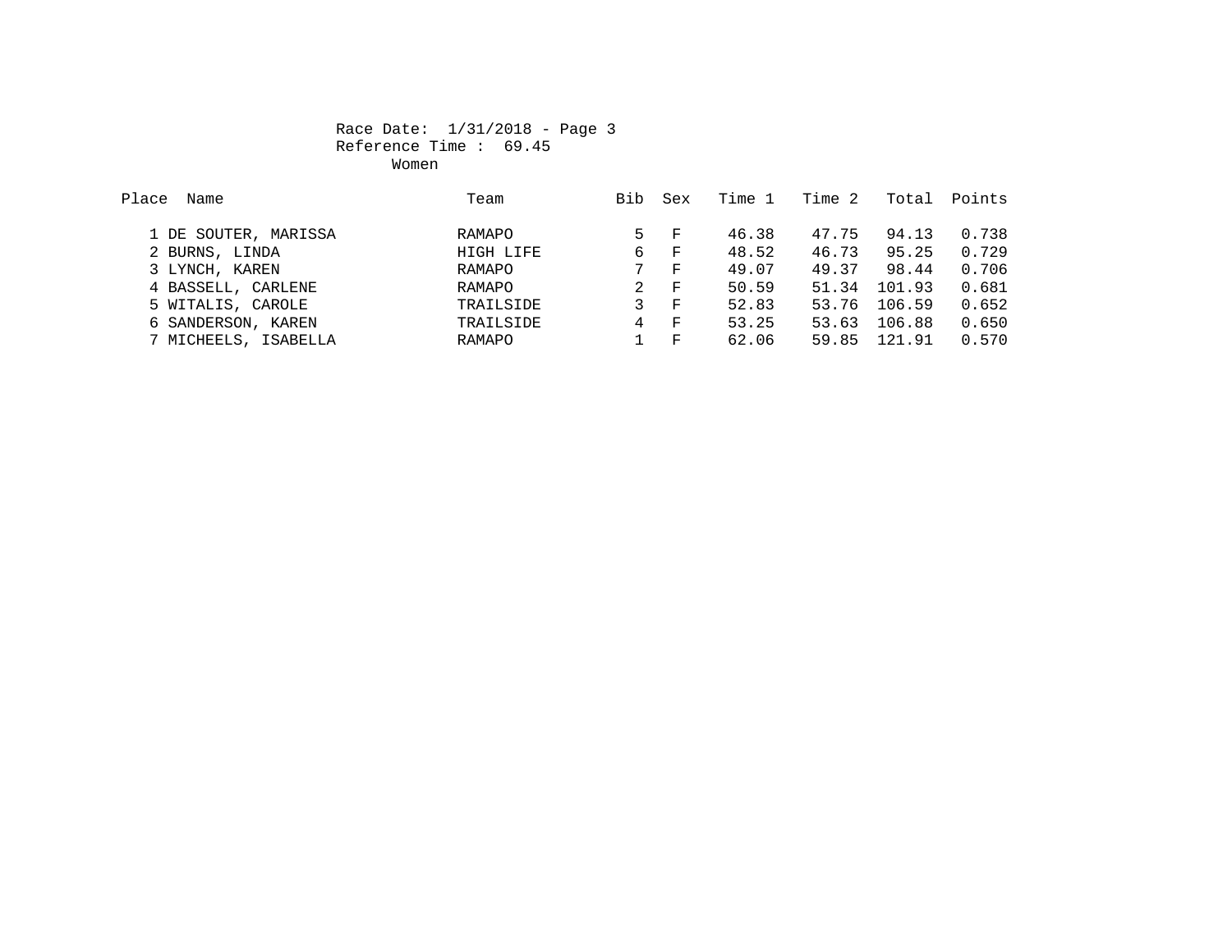Race Date: 1/31/2018 - Page 3

Reference Time : 69.45

Women

| Place | Name | Team | Bib | Sex | Time 1 | Time 2 | Total | Points |
|---|---|---|---|---|---|---|---|---|
| 1 | DE SOUTER, MARISSA | RAMAPO | 5 | F | 46.38 | 47.75 | 94.13 | 0.738 |
| 2 | BURNS, LINDA | HIGH LIFE | 6 | F | 48.52 | 46.73 | 95.25 | 0.729 |
| 3 | LYNCH, KAREN | RAMAPO | 7 | F | 49.07 | 49.37 | 98.44 | 0.706 |
| 4 | BASSELL, CARLENE | RAMAPO | 2 | F | 50.59 | 51.34 | 101.93 | 0.681 |
| 5 | WITALIS, CAROLE | TRAILSIDE | 3 | F | 52.83 | 53.76 | 106.59 | 0.652 |
| 6 | SANDERSON, KAREN | TRAILSIDE | 4 | F | 53.25 | 53.63 | 106.88 | 0.650 |
| 7 | MICHEELS, ISABELLA | RAMAPO | 1 | F | 62.06 | 59.85 | 121.91 | 0.570 |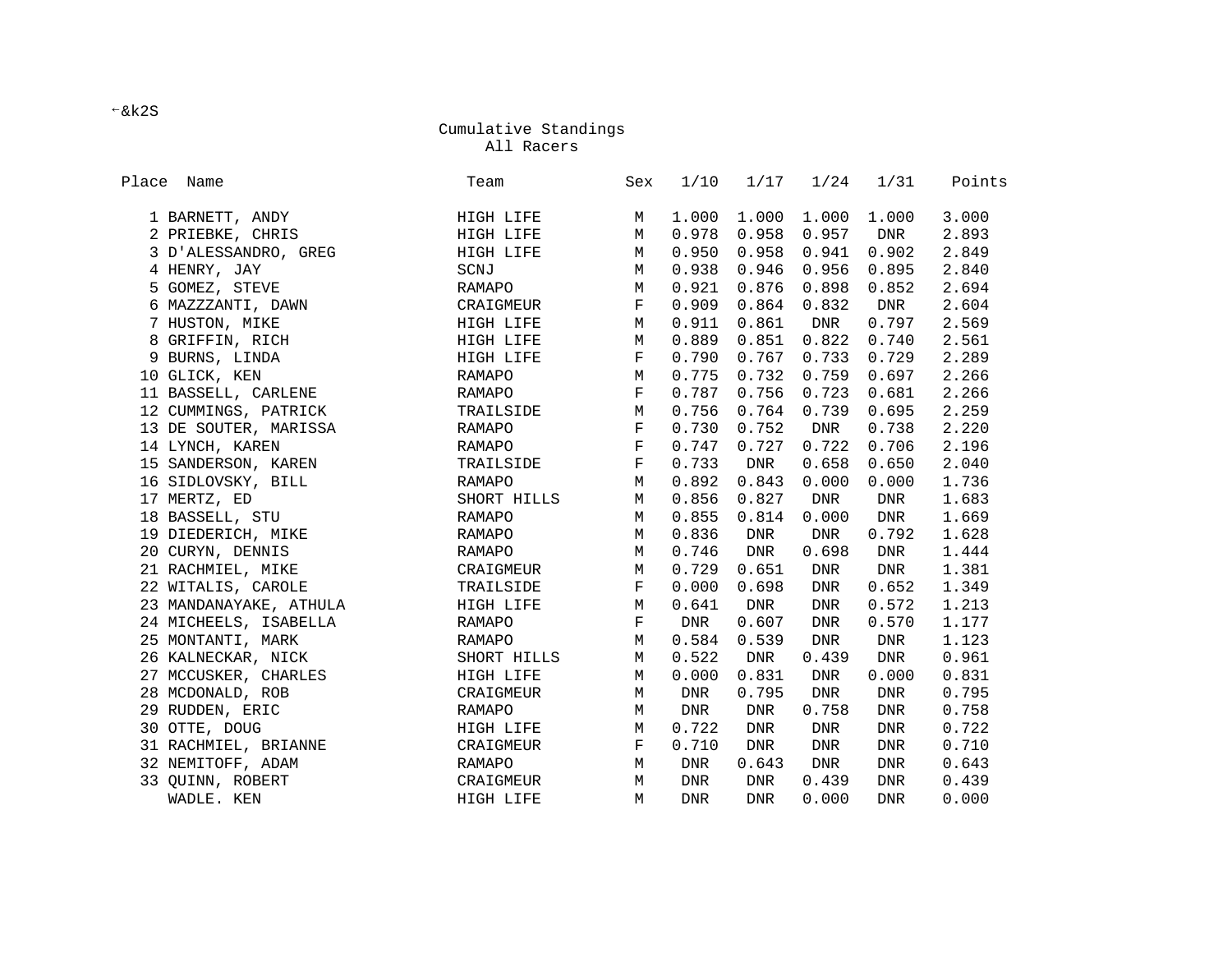←&k2S

## Cumulative Standings
### All Racers

| Place | Name | Team | Sex | 1/10 | 1/17 | 1/24 | 1/31 | Points |
|---|---|---|---|---|---|---|---|---|
| 1 | BARNETT, ANDY | HIGH LIFE | M | 1.000 | 1.000 | 1.000 | 1.000 | 3.000 |
| 2 | PRIEBKE, CHRIS | HIGH LIFE | M | 0.978 | 0.958 | 0.957 | DNR | 2.893 |
| 3 | D'ALESSANDRO, GREG | HIGH LIFE | M | 0.950 | 0.958 | 0.941 | 0.902 | 2.849 |
| 4 | HENRY, JAY | SCNJ | M | 0.938 | 0.946 | 0.956 | 0.895 | 2.840 |
| 5 | GOMEZ, STEVE | RAMAPO | M | 0.921 | 0.876 | 0.898 | 0.852 | 2.694 |
| 6 | MAZZZANTI, DAWN | CRAIGMEUR | F | 0.909 | 0.864 | 0.832 | DNR | 2.604 |
| 7 | HUSTON, MIKE | HIGH LIFE | M | 0.911 | 0.861 | DNR | 0.797 | 2.569 |
| 8 | GRIFFIN, RICH | HIGH LIFE | M | 0.889 | 0.851 | 0.822 | 0.740 | 2.561 |
| 9 | BURNS, LINDA | HIGH LIFE | F | 0.790 | 0.767 | 0.733 | 0.729 | 2.289 |
| 10 | GLICK, KEN | RAMAPO | M | 0.775 | 0.732 | 0.759 | 0.697 | 2.266 |
| 11 | BASSELL, CARLENE | RAMAPO | F | 0.787 | 0.756 | 0.723 | 0.681 | 2.266 |
| 12 | CUMMINGS, PATRICK | TRAILSIDE | M | 0.756 | 0.764 | 0.739 | 0.695 | 2.259 |
| 13 | DE SOUTER, MARISSA | RAMAPO | F | 0.730 | 0.752 | DNR | 0.738 | 2.220 |
| 14 | LYNCH, KAREN | RAMAPO | F | 0.747 | 0.727 | 0.722 | 0.706 | 2.196 |
| 15 | SANDERSON, KAREN | TRAILSIDE | F | 0.733 | DNR | 0.658 | 0.650 | 2.040 |
| 16 | SIDLOVSKY, BILL | RAMAPO | M | 0.892 | 0.843 | 0.000 | 0.000 | 1.736 |
| 17 | MERTZ, ED | SHORT HILLS | M | 0.856 | 0.827 | DNR | DNR | 1.683 |
| 18 | BASSELL, STU | RAMAPO | M | 0.855 | 0.814 | 0.000 | DNR | 1.669 |
| 19 | DIEDERICH, MIKE | RAMAPO | M | 0.836 | DNR | DNR | 0.792 | 1.628 |
| 20 | CURYN, DENNIS | RAMAPO | M | 0.746 | DNR | 0.698 | DNR | 1.444 |
| 21 | RACHMIEL, MIKE | CRAIGMEUR | M | 0.729 | 0.651 | DNR | DNR | 1.381 |
| 22 | WITALIS, CAROLE | TRAILSIDE | F | 0.000 | 0.698 | DNR | 0.652 | 1.349 |
| 23 | MANDANAYAKE, ATHULA | HIGH LIFE | M | 0.641 | DNR | DNR | 0.572 | 1.213 |
| 24 | MICHEELS, ISABELLA | RAMAPO | F | DNR | 0.607 | DNR | 0.570 | 1.177 |
| 25 | MONTANTI, MARK | RAMAPO | M | 0.584 | 0.539 | DNR | DNR | 1.123 |
| 26 | KALNECKAR, NICK | SHORT HILLS | M | 0.522 | DNR | 0.439 | DNR | 0.961 |
| 27 | MCCUSKER, CHARLES | HIGH LIFE | M | 0.000 | 0.831 | DNR | 0.000 | 0.831 |
| 28 | MCDONALD, ROB | CRAIGMEUR | M | DNR | 0.795 | DNR | DNR | 0.795 |
| 29 | RUDDEN, ERIC | RAMAPO | M | DNR | DNR | 0.758 | DNR | 0.758 |
| 30 | OTTE, DOUG | HIGH LIFE | M | 0.722 | DNR | DNR | DNR | 0.722 |
| 31 | RACHMIEL, BRIANNE | CRAIGMEUR | F | 0.710 | DNR | DNR | DNR | 0.710 |
| 32 | NEMITOFF, ADAM | RAMAPO | M | DNR | 0.643 | DNR | DNR | 0.643 |
| 33 | QUINN, ROBERT | CRAIGMEUR | M | DNR | DNR | 0.439 | DNR | 0.439 |
| | WADLE. KEN | HIGH LIFE | M | DNR | DNR | 0.000 | DNR | 0.000 |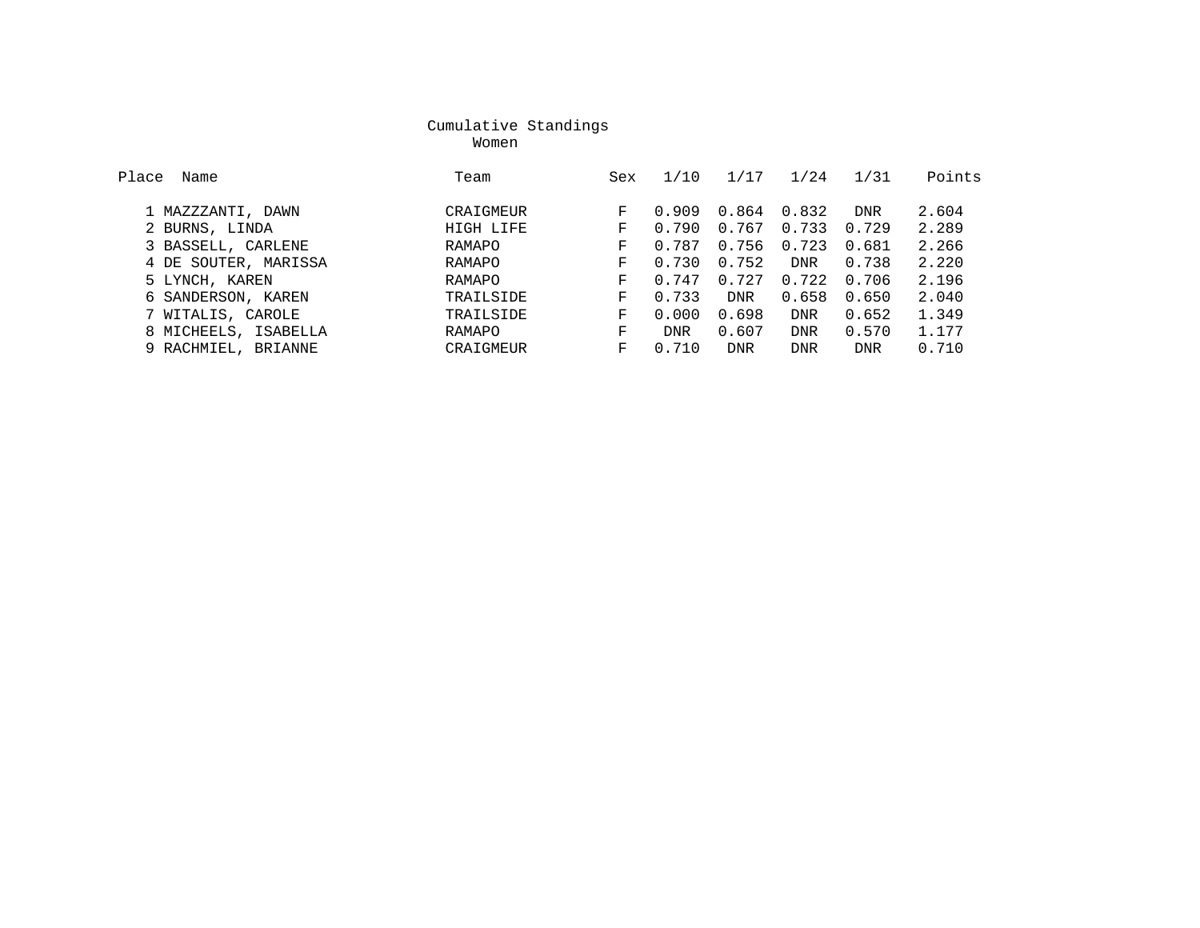## Cumulative Standings

### Women

| Place | Name | Team | Sex | 1/10 | 1/17 | 1/24 | 1/31 | Points |
|---|---|---|---|---|---|---|---|---|
| 1 | MAZZZANTI, DAWN | CRAIGMEUR | F | 0.909 | 0.864 | 0.832 | DNR | 2.604 |
| 2 | BURNS, LINDA | HIGH LIFE | F | 0.790 | 0.767 | 0.733 | 0.729 | 2.289 |
| 3 | BASSELL, CARLENE | RAMAPO | F | 0.787 | 0.756 | 0.723 | 0.681 | 2.266 |
| 4 | DE SOUTER, MARISSA | RAMAPO | F | 0.730 | 0.752 | DNR | 0.738 | 2.220 |
| 5 | LYNCH, KAREN | RAMAPO | F | 0.747 | 0.727 | 0.722 | 0.706 | 2.196 |
| 6 | SANDERSON, KAREN | TRAILSIDE | F | 0.733 | DNR | 0.658 | 0.650 | 2.040 |
| 7 | WITALIS, CAROLE | TRAILSIDE | F | 0.000 | 0.698 | DNR | 0.652 | 1.349 |
| 8 | MICHEELS, ISABELLA | RAMAPO | F | DNR | 0.607 | DNR | 0.570 | 1.177 |
| 9 | RACHMIEL, BRIANNE | CRAIGMEUR | F | 0.710 | DNR | DNR | DNR | 0.710 |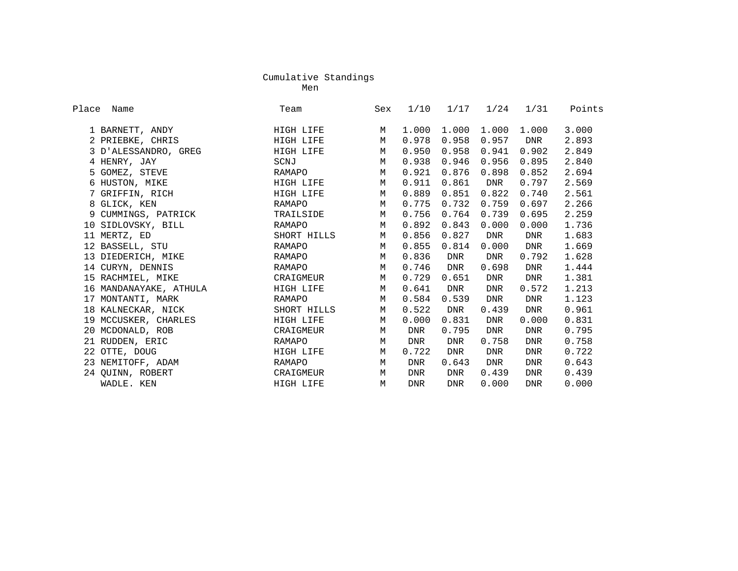# Cumulative Standings

## Men

| Place | Name | Team | Sex | 1/10 | 1/17 | 1/24 | 1/31 | Points |
|---|---|---|---|---|---|---|---|---|
| 1 | BARNETT, ANDY | HIGH LIFE | M | 1.000 | 1.000 | 1.000 | 1.000 | 3.000 |
| 2 | PRIEBKE, CHRIS | HIGH LIFE | M | 0.978 | 0.958 | 0.957 | DNR | 2.893 |
| 3 | D'ALESSANDRO, GREG | HIGH LIFE | M | 0.950 | 0.958 | 0.941 | 0.902 | 2.849 |
| 4 | HENRY, JAY | SCNJ | M | 0.938 | 0.946 | 0.956 | 0.895 | 2.840 |
| 5 | GOMEZ, STEVE | RAMAPO | M | 0.921 | 0.876 | 0.898 | 0.852 | 2.694 |
| 6 | HUSTON, MIKE | HIGH LIFE | M | 0.911 | 0.861 | DNR | 0.797 | 2.569 |
| 7 | GRIFFIN, RICH | HIGH LIFE | M | 0.889 | 0.851 | 0.822 | 0.740 | 2.561 |
| 8 | GLICK, KEN | RAMAPO | M | 0.775 | 0.732 | 0.759 | 0.697 | 2.266 |
| 9 | CUMMINGS, PATRICK | TRAILSIDE | M | 0.756 | 0.764 | 0.739 | 0.695 | 2.259 |
| 10 | SIDLOVSKY, BILL | RAMAPO | M | 0.892 | 0.843 | 0.000 | 0.000 | 1.736 |
| 11 | MERTZ, ED | SHORT HILLS | M | 0.856 | 0.827 | DNR | DNR | 1.683 |
| 12 | BASSELL, STU | RAMAPO | M | 0.855 | 0.814 | 0.000 | DNR | 1.669 |
| 13 | DIEDERICH, MIKE | RAMAPO | M | 0.836 | DNR | DNR | 0.792 | 1.628 |
| 14 | CURYN, DENNIS | RAMAPO | M | 0.746 | DNR | 0.698 | DNR | 1.444 |
| 15 | RACHMIEL, MIKE | CRAIGMEUR | M | 0.729 | 0.651 | DNR | DNR | 1.381 |
| 16 | MANDANAYAKE, ATHULA | HIGH LIFE | M | 0.641 | DNR | DNR | 0.572 | 1.213 |
| 17 | MONTANTI, MARK | RAMAPO | M | 0.584 | 0.539 | DNR | DNR | 1.123 |
| 18 | KALNECKAR, NICK | SHORT HILLS | M | 0.522 | DNR | 0.439 | DNR | 0.961 |
| 19 | MCCUSKER, CHARLES | HIGH LIFE | M | 0.000 | 0.831 | DNR | 0.000 | 0.831 |
| 20 | MCDONALD, ROB | CRAIGMEUR | M | DNR | 0.795 | DNR | DNR | 0.795 |
| 21 | RUDDEN, ERIC | RAMAPO | M | DNR | DNR | 0.758 | DNR | 0.758 |
| 22 | OTTE, DOUG | HIGH LIFE | M | 0.722 | DNR | DNR | DNR | 0.722 |
| 23 | NEMITOFF, ADAM | RAMAPO | M | DNR | 0.643 | DNR | DNR | 0.643 |
| 24 | QUINN, ROBERT | CRAIGMEUR | M | DNR | DNR | 0.439 | DNR | 0.439 |
| | WADLE. KEN | HIGH LIFE | M | DNR | DNR | 0.000 | DNR | 0.000 |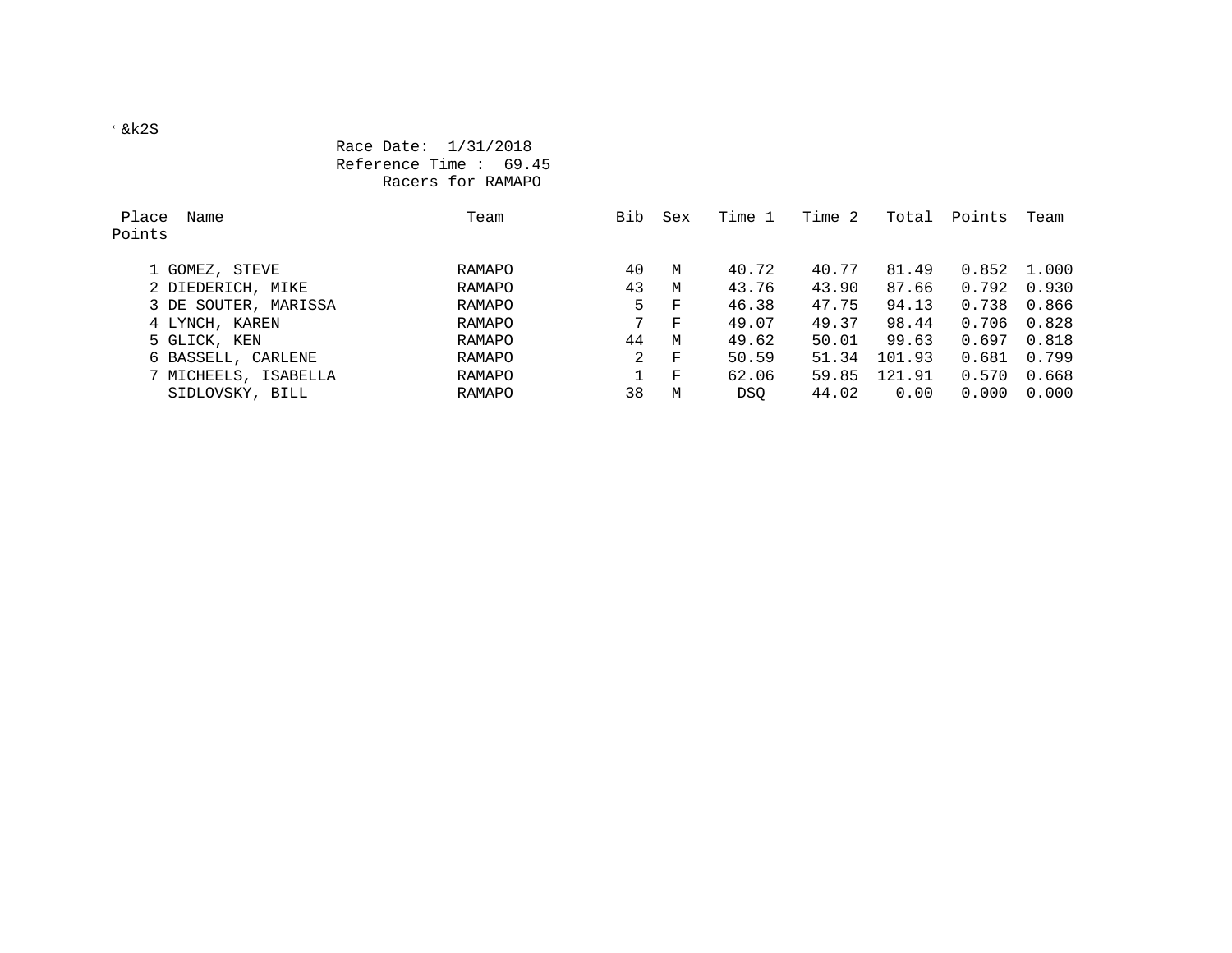←&k2S

Race Date: 1/31/2018
Reference Time : 69.45
Racers for RAMAPO

| Place | Name | Team | Bib | Sex | Time 1 | Time 2 | Total | Points | Team Points |
|---|---|---|---|---|---|---|---|---|---|
| 1 | GOMEZ, STEVE | RAMAPO | 40 | M | 40.72 | 40.77 | 81.49 | 0.852 | 1.000 |
| 2 | DIEDERICH, MIKE | RAMAPO | 43 | M | 43.76 | 43.90 | 87.66 | 0.792 | 0.930 |
| 3 | DE SOUTER, MARISSA | RAMAPO | 5 | F | 46.38 | 47.75 | 94.13 | 0.738 | 0.866 |
| 4 | LYNCH, KAREN | RAMAPO | 7 | F | 49.07 | 49.37 | 98.44 | 0.706 | 0.828 |
| 5 | GLICK, KEN | RAMAPO | 44 | M | 49.62 | 50.01 | 99.63 | 0.697 | 0.818 |
| 6 | BASSELL, CARLENE | RAMAPO | 2 | F | 50.59 | 51.34 | 101.93 | 0.681 | 0.799 |
| 7 | MICHEELS, ISABELLA | RAMAPO | 1 | F | 62.06 | 59.85 | 121.91 | 0.570 | 0.668 |
| | SIDLOVSKY, BILL | RAMAPO | 38 | M | DSQ | 44.02 | 0.00 | 0.000 | 0.000 |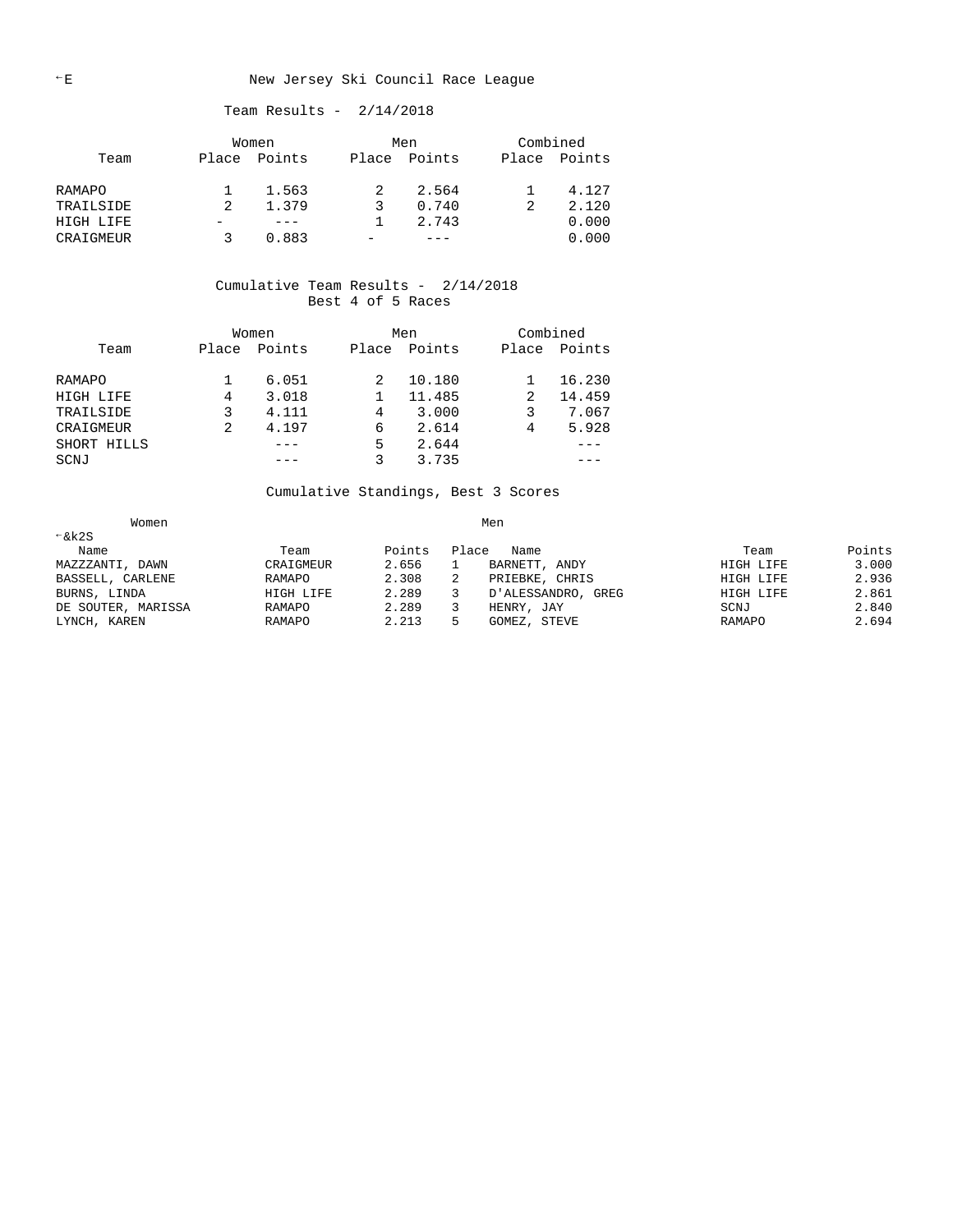New Jersey Ski Council Race League

Team Results - 2/14/2018

| Team | Women | | Men | | Combined | |
|---|---|---|---|---|---|---|
| | Place | Points | Place | Points | Place | Points |
| RAMAPO | 1 | 1.563 | 2 | 2.564 | 1 | 4.127 |
| TRAILSIDE | 2 | 1.379 | 3 | 0.740 | 2 | 2.120 |
| HIGH LIFE | - | --- | 1 | 2.743 | | 0.000 |
| CRAIGMEUR | 3 | 0.883 | - | --- | | 0.000 |

Cumulative Team Results - 2/14/2018
Best 4 of 5 Races

| Team | Women | | Men | | Combined | |
|---|---|---|---|---|---|---|
| | Place | Points | Place | Points | Place | Points |
| RAMAPO | 1 | 6.051 | 2 | 10.180 | 1 | 16.230 |
| HIGH LIFE | 4 | 3.018 | 1 | 11.485 | 2 | 14.459 |
| TRAILSIDE | 3 | 4.111 | 4 | 3.000 | 3 | 7.067 |
| CRAIGMEUR | 2 | 4.197 | 6 | 2.614 | 4 | 5.928 |
| SHORT HILLS | | --- | 5 | 2.644 | | --- |
| SCNJ | | --- | 3 | 3.735 | | --- |

Cumulative Standings, Best 3 Scores

| Women | | | Men | | | |
|---|---|---|---|---|---|---|
| Name | Team | Points | Place | Name | Team | Points |
| MAZZZANTI, DAWN | CRAIGMEUR | 2.656 | 1 | BARNETT, ANDY | HIGH LIFE | 3.000 |
| BASSELL, CARLENE | RAMAPO | 2.308 | 2 | PRIEBKE, CHRIS | HIGH LIFE | 2.936 |
| BURNS, LINDA | HIGH LIFE | 2.289 | 3 | D'ALESSANDRO, GREG | HIGH LIFE | 2.861 |
| DE SOUTER, MARISSA | RAMAPO | 2.289 | 3 | HENRY, JAY | SCNJ | 2.840 |
| LYNCH, KAREN | RAMAPO | 2.213 | 5 | GOMEZ, STEVE | RAMAPO | 2.694 |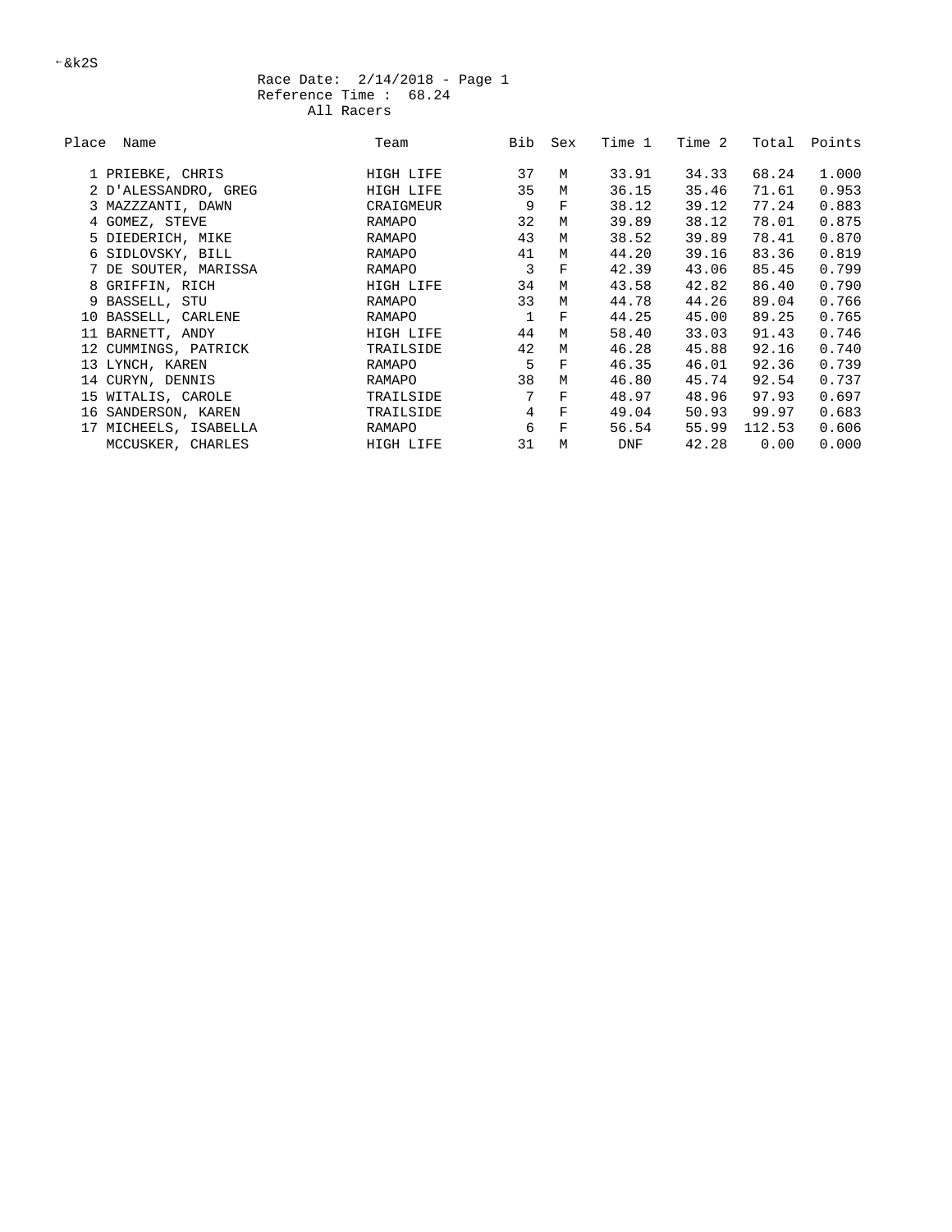←&k2S

Race Date: 2/14/2018 - Page 1
Reference Time : 68.24
All Racers

| Place | Name | Team | Bib | Sex | Time 1 | Time 2 | Total | Points |
|---|---|---|---|---|---|---|---|---|
| 1 | PRIEBKE, CHRIS | HIGH LIFE | 37 | M | 33.91 | 34.33 | 68.24 | 1.000 |
| 2 | D'ALESSANDRO, GREG | HIGH LIFE | 35 | M | 36.15 | 35.46 | 71.61 | 0.953 |
| 3 | MAZZZANTI, DAWN | CRAIGMEUR | 9 | F | 38.12 | 39.12 | 77.24 | 0.883 |
| 4 | GOMEZ, STEVE | RAMAPO | 32 | M | 39.89 | 38.12 | 78.01 | 0.875 |
| 5 | DIEDERICH, MIKE | RAMAPO | 43 | M | 38.52 | 39.89 | 78.41 | 0.870 |
| 6 | SIDLOVSKY, BILL | RAMAPO | 41 | M | 44.20 | 39.16 | 83.36 | 0.819 |
| 7 | DE SOUTER, MARISSA | RAMAPO | 3 | F | 42.39 | 43.06 | 85.45 | 0.799 |
| 8 | GRIFFIN, RICH | HIGH LIFE | 34 | M | 43.58 | 42.82 | 86.40 | 0.790 |
| 9 | BASSELL, STU | RAMAPO | 33 | M | 44.78 | 44.26 | 89.04 | 0.766 |
| 10 | BASSELL, CARLENE | RAMAPO | 1 | F | 44.25 | 45.00 | 89.25 | 0.765 |
| 11 | BARNETT, ANDY | HIGH LIFE | 44 | M | 58.40 | 33.03 | 91.43 | 0.746 |
| 12 | CUMMINGS, PATRICK | TRAILSIDE | 42 | M | 46.28 | 45.88 | 92.16 | 0.740 |
| 13 | LYNCH, KAREN | RAMAPO | 5 | F | 46.35 | 46.01 | 92.36 | 0.739 |
| 14 | CURYN, DENNIS | RAMAPO | 38 | M | 46.80 | 45.74 | 92.54 | 0.737 |
| 15 | WITALIS, CAROLE | TRAILSIDE | 7 | F | 48.97 | 48.96 | 97.93 | 0.697 |
| 16 | SANDERSON, KAREN | TRAILSIDE | 4 | F | 49.04 | 50.93 | 99.97 | 0.683 |
| 17 | MICHEELS, ISABELLA | RAMAPO | 6 | F | 56.54 | 55.99 | 112.53 | 0.606 |
| | MCCUSKER, CHARLES | HIGH LIFE | 31 | M | DNF | 42.28 | 0.00 | 0.000 |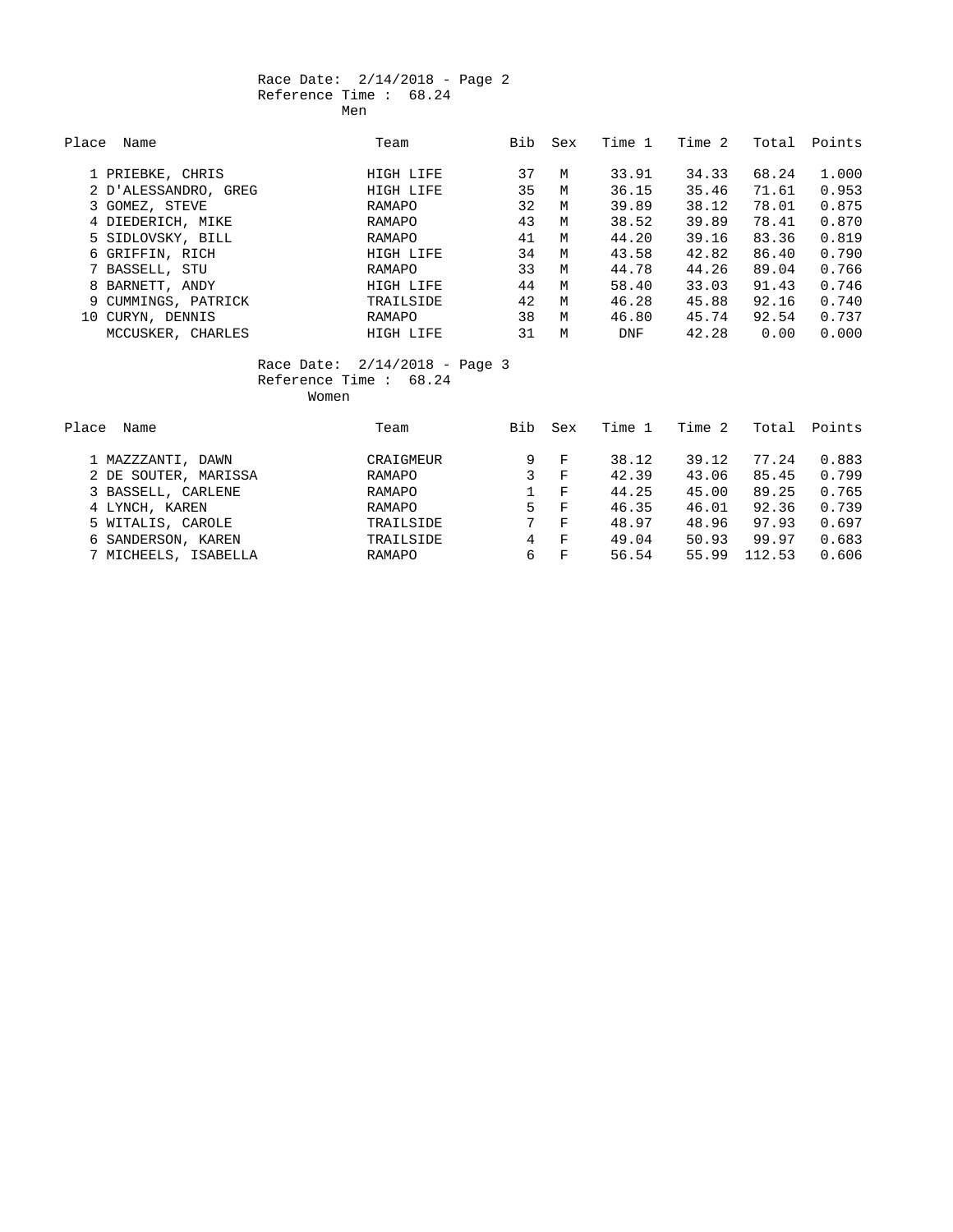Race Date: 2/14/2018 - Page 2
Reference Time : 68.24
Men

| Place | Name | Team | Bib | Sex | Time 1 | Time 2 | Total | Points |
|---|---|---|---|---|---|---|---|---|
| 1 | PRIEBKE, CHRIS | HIGH LIFE | 37 | M | 33.91 | 34.33 | 68.24 | 1.000 |
| 2 | D'ALESSANDRO, GREG | HIGH LIFE | 35 | M | 36.15 | 35.46 | 71.61 | 0.953 |
| 3 | GOMEZ, STEVE | RAMAPO | 32 | M | 39.89 | 38.12 | 78.01 | 0.875 |
| 4 | DIEDERICH, MIKE | RAMAPO | 43 | M | 38.52 | 39.89 | 78.41 | 0.870 |
| 5 | SIDLOVSKY, BILL | RAMAPO | 41 | M | 44.20 | 39.16 | 83.36 | 0.819 |
| 6 | GRIFFIN, RICH | HIGH LIFE | 34 | M | 43.58 | 42.82 | 86.40 | 0.790 |
| 7 | BASSELL, STU | RAMAPO | 33 | M | 44.78 | 44.26 | 89.04 | 0.766 |
| 8 | BARNETT, ANDY | HIGH LIFE | 44 | M | 58.40 | 33.03 | 91.43 | 0.746 |
| 9 | CUMMINGS, PATRICK | TRAILSIDE | 42 | M | 46.28 | 45.88 | 92.16 | 0.740 |
| 10 | CURYN, DENNIS | RAMAPO | 38 | M | 46.80 | 45.74 | 92.54 | 0.737 |
| | MCCUSKER, CHARLES | HIGH LIFE | 31 | M | DNF | 42.28 | 0.00 | 0.000 |

Race Date: 2/14/2018 - Page 3
Reference Time : 68.24
Women

| Place | Name | Team | Bib | Sex | Time 1 | Time 2 | Total | Points |
|---|---|---|---|---|---|---|---|---|
| 1 | MAZZZANTI, DAWN | CRAIGMEUR | 9 | F | 38.12 | 39.12 | 77.24 | 0.883 |
| 2 | DE SOUTER, MARISSA | RAMAPO | 3 | F | 42.39 | 43.06 | 85.45 | 0.799 |
| 3 | BASSELL, CARLENE | RAMAPO | 1 | F | 44.25 | 45.00 | 89.25 | 0.765 |
| 4 | LYNCH, KAREN | RAMAPO | 5 | F | 46.35 | 46.01 | 92.36 | 0.739 |
| 5 | WITALIS, CAROLE | TRAILSIDE | 7 | F | 48.97 | 48.96 | 97.93 | 0.697 |
| 6 | SANDERSON, KAREN | TRAILSIDE | 4 | F | 49.04 | 50.93 | 99.97 | 0.683 |
| 7 | MICHEELS, ISABELLA | RAMAPO | 6 | F | 56.54 | 55.99 | 112.53 | 0.606 |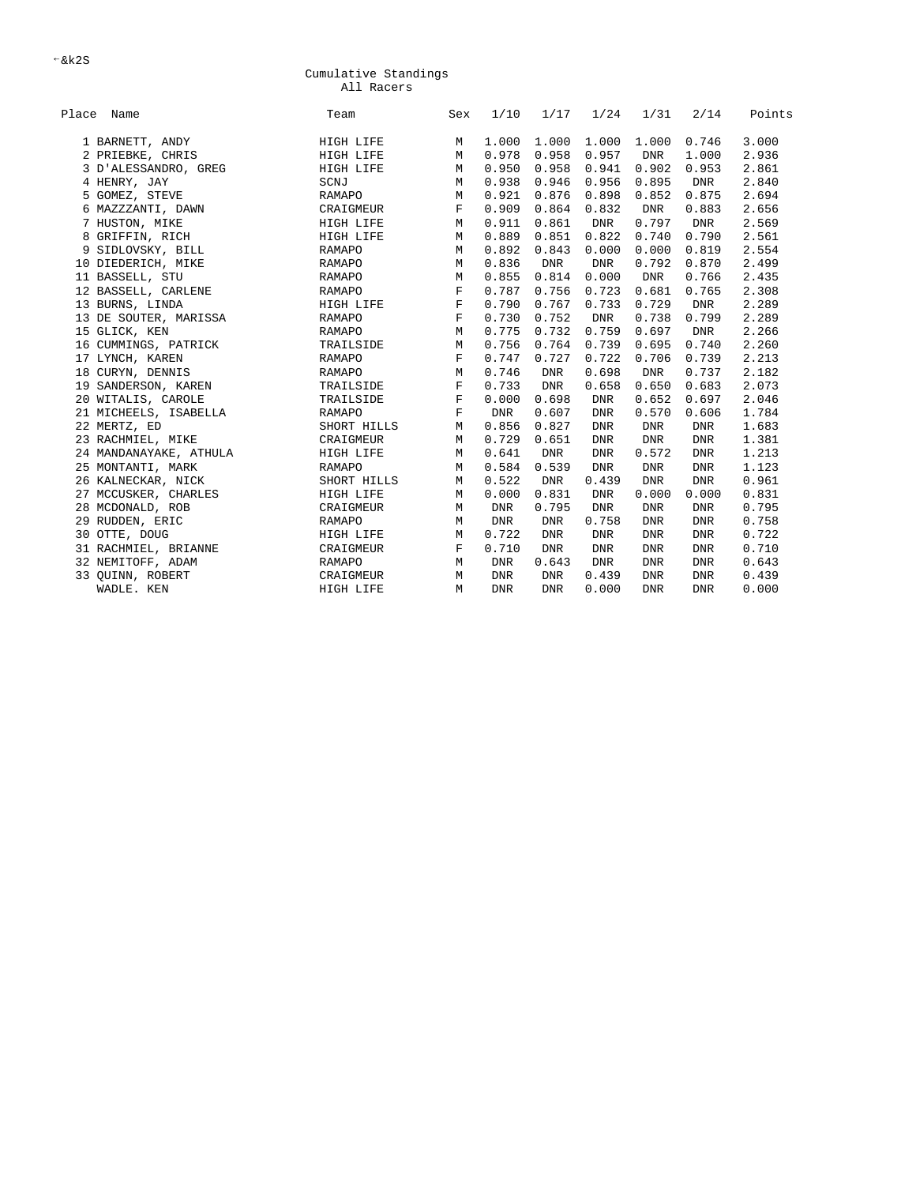"&k2S

## Cumulative Standings
### All Racers

| Place | Name | Team | Sex | 1/10 | 1/17 | 1/24 | 1/31 | 2/14 | Points |
|---|---|---|---|---|---|---|---|---|---|
| 1 | BARNETT, ANDY | HIGH LIFE | M | 1.000 | 1.000 | 1.000 | 1.000 | 0.746 | 3.000 |
| 2 | PRIEBKE, CHRIS | HIGH LIFE | M | 0.978 | 0.958 | 0.957 | DNR | 1.000 | 2.936 |
| 3 | D'ALESSANDRO, GREG | HIGH LIFE | M | 0.950 | 0.958 | 0.941 | 0.902 | 0.953 | 2.861 |
| 4 | HENRY, JAY | SCNJ | M | 0.938 | 0.946 | 0.956 | 0.895 | DNR | 2.840 |
| 5 | GOMEZ, STEVE | RAMAPO | M | 0.921 | 0.876 | 0.898 | 0.852 | 0.875 | 2.694 |
| 6 | MAZZZANTI, DAWN | CRAIGMEUR | F | 0.909 | 0.864 | 0.832 | DNR | 0.883 | 2.656 |
| 7 | HUSTON, MIKE | HIGH LIFE | M | 0.911 | 0.861 | DNR | 0.797 | DNR | 2.569 |
| 8 | GRIFFIN, RICH | HIGH LIFE | M | 0.889 | 0.851 | 0.822 | 0.740 | 0.790 | 2.561 |
| 9 | SIDLOVSKY, BILL | RAMAPO | M | 0.892 | 0.843 | 0.000 | 0.000 | 0.819 | 2.554 |
| 10 | DIEDERICH, MIKE | RAMAPO | M | 0.836 | DNR | DNR | 0.792 | 0.870 | 2.499 |
| 11 | BASSELL, STU | RAMAPO | M | 0.855 | 0.814 | 0.000 | DNR | 0.766 | 2.435 |
| 12 | BASSELL, CARLENE | RAMAPO | F | 0.787 | 0.756 | 0.723 | 0.681 | 0.765 | 2.308 |
| 13 | BURNS, LINDA | HIGH LIFE | F | 0.790 | 0.767 | 0.733 | 0.729 | DNR | 2.289 |
| 13 | DE SOUTER, MARISSA | RAMAPO | F | 0.730 | 0.752 | DNR | 0.738 | 0.799 | 2.289 |
| 15 | GLICK, KEN | RAMAPO | M | 0.775 | 0.732 | 0.759 | 0.697 | DNR | 2.266 |
| 16 | CUMMINGS, PATRICK | TRAILSIDE | M | 0.756 | 0.764 | 0.739 | 0.695 | 0.740 | 2.260 |
| 17 | LYNCH, KAREN | RAMAPO | F | 0.747 | 0.727 | 0.722 | 0.706 | 0.739 | 2.213 |
| 18 | CURYN, DENNIS | RAMAPO | M | 0.746 | DNR | 0.698 | DNR | 0.737 | 2.182 |
| 19 | SANDERSON, KAREN | TRAILSIDE | F | 0.733 | DNR | 0.658 | 0.650 | 0.683 | 2.073 |
| 20 | WITALIS, CAROLE | TRAILSIDE | F | 0.000 | 0.698 | DNR | 0.652 | 0.697 | 2.046 |
| 21 | MICHEELS, ISABELLA | RAMAPO | F | DNR | 0.607 | DNR | 0.570 | 0.606 | 1.784 |
| 22 | MERTZ, ED | SHORT HILLS | M | 0.856 | 0.827 | DNR | DNR | DNR | 1.683 |
| 23 | RACHMIEL, MIKE | CRAIGMEUR | M | 0.729 | 0.651 | DNR | DNR | DNR | 1.381 |
| 24 | MANDANAYAKE, ATHULA | HIGH LIFE | M | 0.641 | DNR | DNR | 0.572 | DNR | 1.213 |
| 25 | MONTANTI, MARK | RAMAPO | M | 0.584 | 0.539 | DNR | DNR | DNR | 1.123 |
| 26 | KALNECKAR, NICK | SHORT HILLS | M | 0.522 | DNR | 0.439 | DNR | DNR | 0.961 |
| 27 | MCCUSKER, CHARLES | HIGH LIFE | M | 0.000 | 0.831 | DNR | 0.000 | 0.000 | 0.831 |
| 28 | MCDONALD, ROB | CRAIGMEUR | M | DNR | 0.795 | DNR | DNR | DNR | 0.795 |
| 29 | RUDDEN, ERIC | RAMAPO | M | DNR | DNR | 0.758 | DNR | DNR | 0.758 |
| 30 | OTTE, DOUG | HIGH LIFE | M | 0.722 | DNR | DNR | DNR | DNR | 0.722 |
| 31 | RACHMIEL, BRIANNE | CRAIGMEUR | F | 0.710 | DNR | DNR | DNR | DNR | 0.710 |
| 32 | NEMITOFF, ADAM | RAMAPO | M | DNR | 0.643 | DNR | DNR | DNR | 0.643 |
| 33 | QUINN, ROBERT | CRAIGMEUR | M | DNR | DNR | 0.439 | DNR | DNR | 0.439 |
| | WADLE. KEN | HIGH LIFE | M | DNR | DNR | 0.000 | DNR | DNR | 0.000 |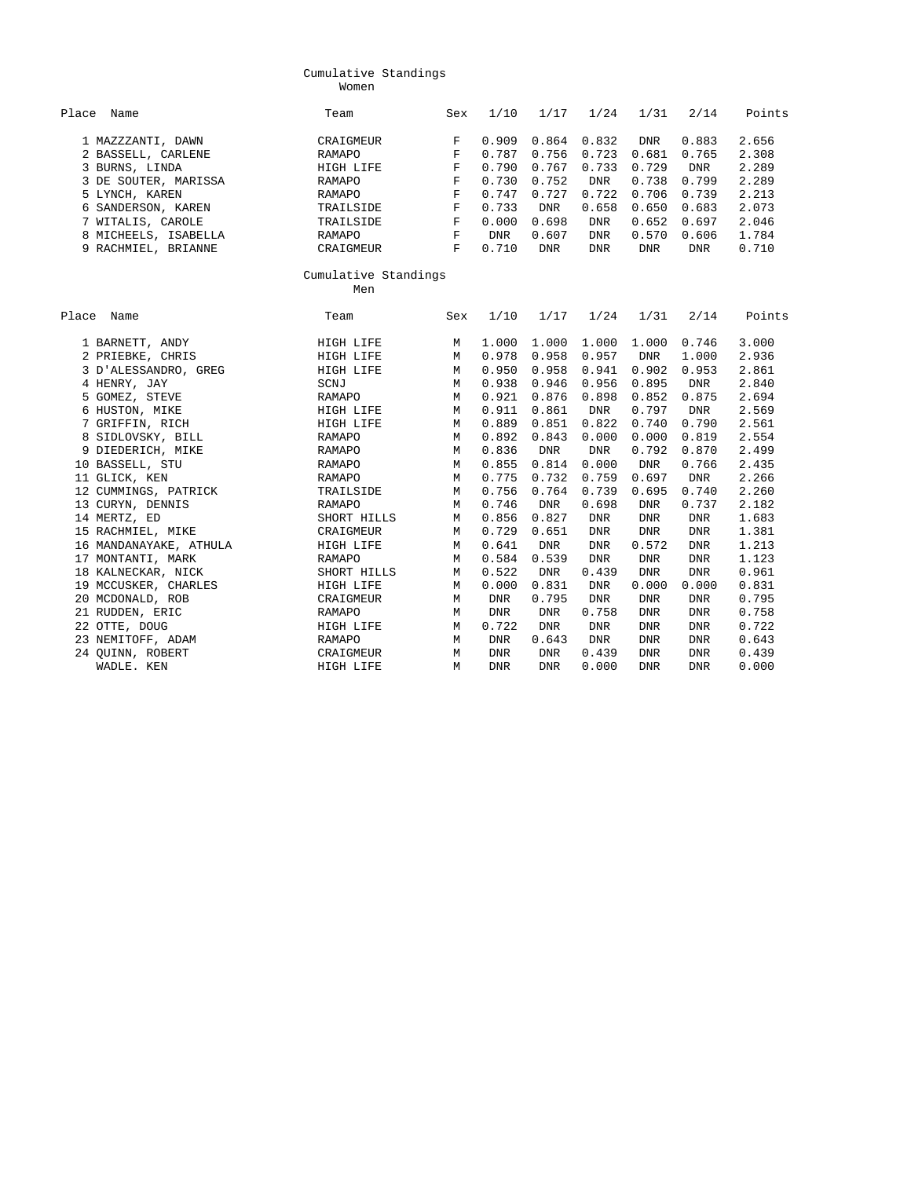## Cumulative Standings
### Women

| Place | Name | Team | Sex | 1/10 | 1/17 | 1/24 | 1/31 | 2/14 | Points |
|---|---|---|---|---|---|---|---|---|---|
| 1 | MAZZZANTI, DAWN | CRAIGMEUR | F | 0.909 | 0.864 | 0.832 | DNR | 0.883 | 2.656 |
| 2 | BASSELL, CARLENE | RAMAPO | F | 0.787 | 0.756 | 0.723 | 0.681 | 0.765 | 2.308 |
| 3 | BURNS, LINDA | HIGH LIFE | F | 0.790 | 0.767 | 0.733 | 0.729 | DNR | 2.289 |
| 3 | DE SOUTER, MARISSA | RAMAPO | F | 0.730 | 0.752 | DNR | 0.738 | 0.799 | 2.289 |
| 5 | LYNCH, KAREN | RAMAPO | F | 0.747 | 0.727 | 0.722 | 0.706 | 0.739 | 2.213 |
| 6 | SANDERSON, KAREN | TRAILSIDE | F | 0.733 | DNR | 0.658 | 0.650 | 0.683 | 2.073 |
| 7 | WITALIS, CAROLE | TRAILSIDE | F | 0.000 | 0.698 | DNR | 0.652 | 0.697 | 2.046 |
| 8 | MICHEELS, ISABELLA | RAMAPO | F | DNR | 0.607 | DNR | 0.570 | 0.606 | 1.784 |
| 9 | RACHMIEL, BRIANNE | CRAIGMEUR | F | 0.710 | DNR | DNR | DNR | DNR | 0.710 |

## Cumulative Standings
### Men

| Place | Name | Team | Sex | 1/10 | 1/17 | 1/24 | 1/31 | 2/14 | Points |
|---|---|---|---|---|---|---|---|---|---|
| 1 | BARNETT, ANDY | HIGH LIFE | M | 1.000 | 1.000 | 1.000 | 1.000 | 0.746 | 3.000 |
| 2 | PRIEBKE, CHRIS | HIGH LIFE | M | 0.978 | 0.958 | 0.957 | DNR | 1.000 | 2.936 |
| 3 | D'ALESSANDRO, GREG | HIGH LIFE | M | 0.950 | 0.958 | 0.941 | 0.902 | 0.953 | 2.861 |
| 4 | HENRY, JAY | SCNJ | M | 0.938 | 0.946 | 0.956 | 0.895 | DNR | 2.840 |
| 5 | GOMEZ, STEVE | RAMAPO | M | 0.921 | 0.876 | 0.898 | 0.852 | 0.875 | 2.694 |
| 6 | HUSTON, MIKE | HIGH LIFE | M | 0.911 | 0.861 | DNR | 0.797 | DNR | 2.569 |
| 7 | GRIFFIN, RICH | HIGH LIFE | M | 0.889 | 0.851 | 0.822 | 0.740 | 0.790 | 2.561 |
| 8 | SIDLOVSKY, BILL | RAMAPO | M | 0.892 | 0.843 | 0.000 | 0.000 | 0.819 | 2.554 |
| 9 | DIEDERICH, MIKE | RAMAPO | M | 0.836 | DNR | DNR | 0.792 | 0.870 | 2.499 |
| 10 | BASSELL, STU | RAMAPO | M | 0.855 | 0.814 | 0.000 | DNR | 0.766 | 2.435 |
| 11 | GLICK, KEN | RAMAPO | M | 0.775 | 0.732 | 0.759 | 0.697 | DNR | 2.266 |
| 12 | CUMMINGS, PATRICK | TRAILSIDE | M | 0.756 | 0.764 | 0.739 | 0.695 | 0.740 | 2.260 |
| 13 | CURYN, DENNIS | RAMAPO | M | 0.746 | DNR | 0.698 | DNR | 0.737 | 2.182 |
| 14 | MERTZ, ED | SHORT HILLS | M | 0.856 | 0.827 | DNR | DNR | DNR | 1.683 |
| 15 | RACHMIEL, MIKE | CRAIGMEUR | M | 0.729 | 0.651 | DNR | DNR | DNR | 1.381 |
| 16 | MANDANAYAKE, ATHULA | HIGH LIFE | M | 0.641 | DNR | DNR | 0.572 | DNR | 1.213 |
| 17 | MONTANTI, MARK | RAMAPO | M | 0.584 | 0.539 | DNR | DNR | DNR | 1.123 |
| 18 | KALNECKAR, NICK | SHORT HILLS | M | 0.522 | DNR | 0.439 | DNR | DNR | 0.961 |
| 19 | MCCUSKER, CHARLES | HIGH LIFE | M | 0.000 | 0.831 | DNR | 0.000 | 0.000 | 0.831 |
| 20 | MCDONALD, ROB | CRAIGMEUR | M | DNR | 0.795 | DNR | DNR | DNR | 0.795 |
| 21 | RUDDEN, ERIC | RAMAPO | M | DNR | DNR | 0.758 | DNR | DNR | 0.758 |
| 22 | OTTE, DOUG | HIGH LIFE | M | 0.722 | DNR | DNR | DNR | DNR | 0.722 |
| 23 | NEMITOFF, ADAM | RAMAPO | M | DNR | 0.643 | DNR | DNR | DNR | 0.643 |
| 24 | QUINN, ROBERT | CRAIGMEUR | M | DNR | DNR | 0.439 | DNR | DNR | 0.439 |
| | WADLE. KEN | HIGH LIFE | M | DNR | DNR | 0.000 | DNR | DNR | 0.000 |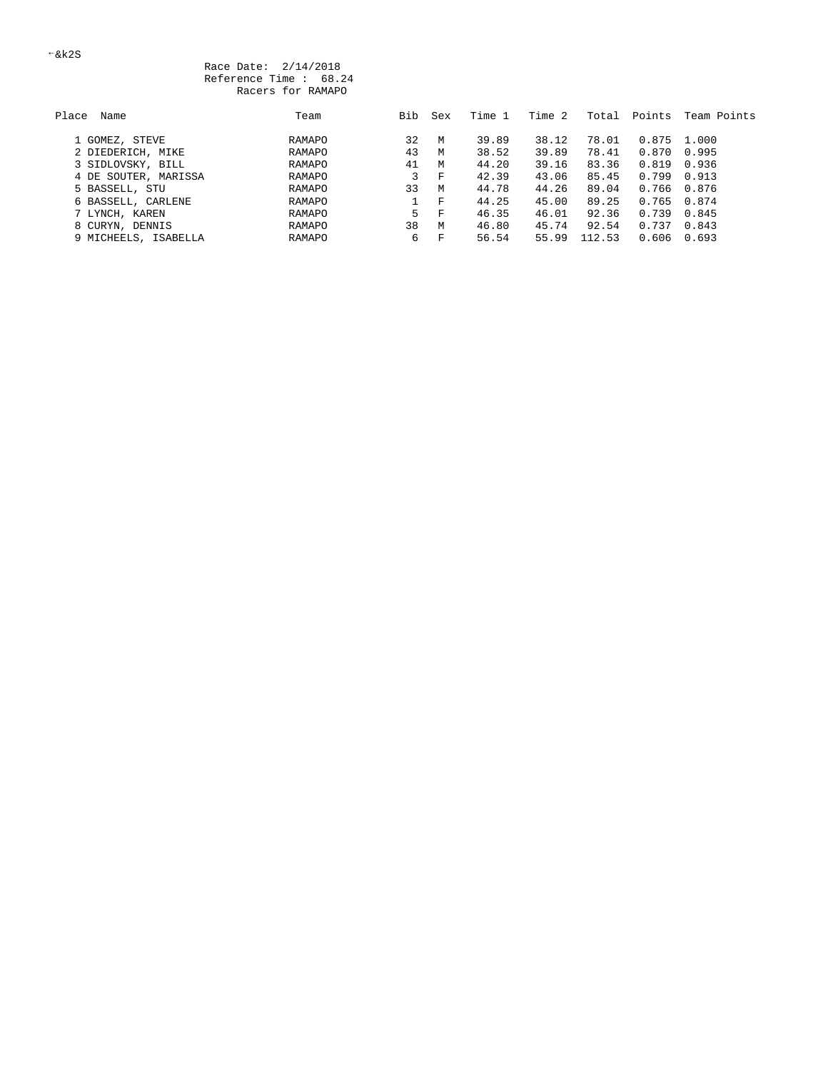←&k2S

Race Date: 2/14/2018
Reference Time : 68.24
Racers for RAMAPO

| Place | Name | Team | Bib | Sex | Time 1 | Time 2 | Total | Points | Team Points |
|---|---|---|---|---|---|---|---|---|---|
| 1 | GOMEZ, STEVE | RAMAPO | 32 | M | 39.89 | 38.12 | 78.01 | 0.875 | 1.000 |
| 2 | DIEDERICH, MIKE | RAMAPO | 43 | M | 38.52 | 39.89 | 78.41 | 0.870 | 0.995 |
| 3 | SIDLOVSKY, BILL | RAMAPO | 41 | M | 44.20 | 39.16 | 83.36 | 0.819 | 0.936 |
| 4 | DE SOUTER, MARISSA | RAMAPO | 3 | F | 42.39 | 43.06 | 85.45 | 0.799 | 0.913 |
| 5 | BASSELL, STU | RAMAPO | 33 | M | 44.78 | 44.26 | 89.04 | 0.766 | 0.876 |
| 6 | BASSELL, CARLENE | RAMAPO | 1 | F | 44.25 | 45.00 | 89.25 | 0.765 | 0.874 |
| 7 | LYNCH, KAREN | RAMAPO | 5 | F | 46.35 | 46.01 | 92.36 | 0.739 | 0.845 |
| 8 | CURYN, DENNIS | RAMAPO | 38 | M | 46.80 | 45.74 | 92.54 | 0.737 | 0.843 |
| 9 | MICHEELS, ISABELLA | RAMAPO | 6 | F | 56.54 | 55.99 | 112.53 | 0.606 | 0.693 |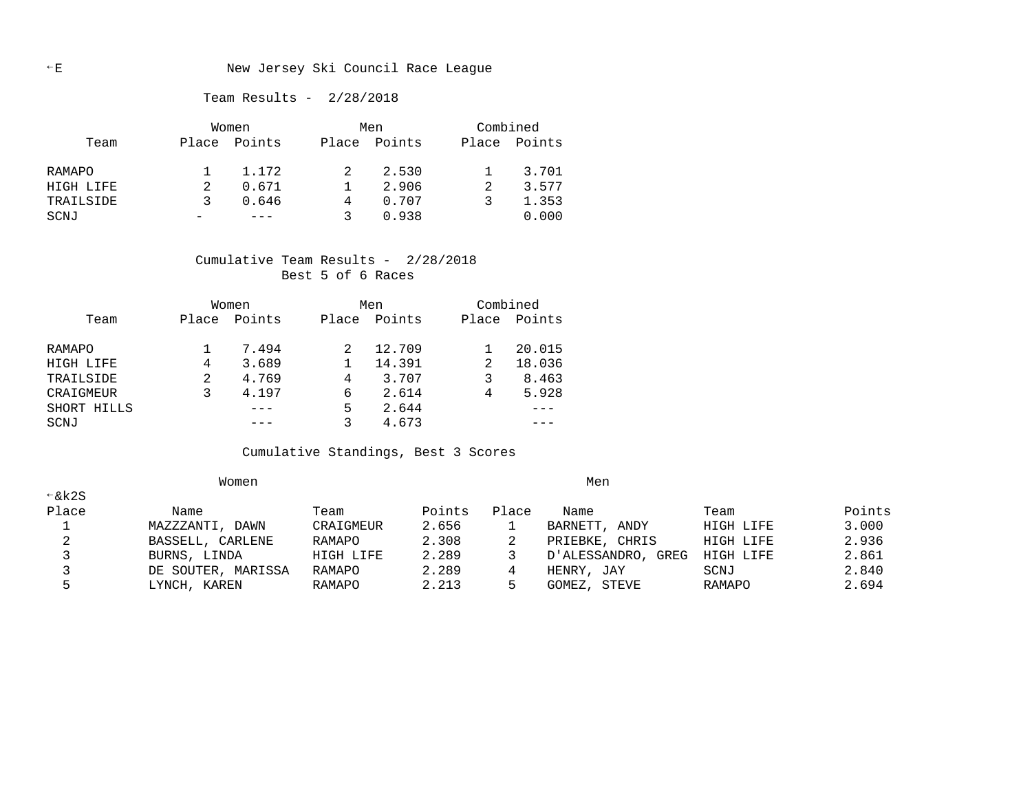←E New Jersey Ski Council Race League

Team Results - 2/28/2018

| Team | Women | | Men | | Combined | |
|---|---|---|---|---|---|---|
| | Place | Points | Place | Points | Place | Points |
| RAMAPO | 1 | 1.172 | 2 | 2.530 | 1 | 3.701 |
| HIGH LIFE | 2 | 0.671 | 1 | 2.906 | 2 | 3.577 |
| TRAILSIDE | 3 | 0.646 | 4 | 0.707 | 3 | 1.353 |
| SCNJ | - | --- | 3 | 0.938 | | 0.000 |

Cumulative Team Results - 2/28/2018
Best 5 of 6 Races

| Team | Women | | Men | | Combined | |
|---|---|---|---|---|---|---|
| | Place | Points | Place | Points | Place | Points |
| RAMAPO | 1 | 7.494 | 2 | 12.709 | 1 | 20.015 |
| HIGH LIFE | 4 | 3.689 | 1 | 14.391 | 2 | 18.036 |
| TRAILSIDE | 2 | 4.769 | 4 | 3.707 | 3 | 8.463 |
| CRAIGMEUR | 3 | 4.197 | 6 | 2.614 | 4 | 5.928 |
| SHORT HILLS | | --- | 5 | 2.644 | | --- |
| SCNJ | | --- | 3 | 4.673 | | --- |

Cumulative Standings, Best 3 Scores

←&k2S

| Women | | | | Men | | | |
|---|---|---|---|---|---|---|---|
| Place | Name | Team | Points | Place | Name | Team | Points |
| 1 | MAZZZANTI, DAWN | CRAIGMEUR | 2.656 | 1 | BARNETT, ANDY | HIGH LIFE | 3.000 |
| 2 | BASSELL, CARLENE | RAMAPO | 2.308 | 2 | PRIEBKE, CHRIS | HIGH LIFE | 2.936 |
| 3 | BURNS, LINDA | HIGH LIFE | 2.289 | 3 | D'ALESSANDRO, GREG | HIGH LIFE | 2.861 |
| 3 | DE SOUTER, MARISSA | RAMAPO | 2.289 | 4 | HENRY, JAY | SCNJ | 2.840 |
| 5 | LYNCH, KAREN | RAMAPO | 2.213 | 5 | GOMEZ, STEVE | RAMAPO | 2.694 |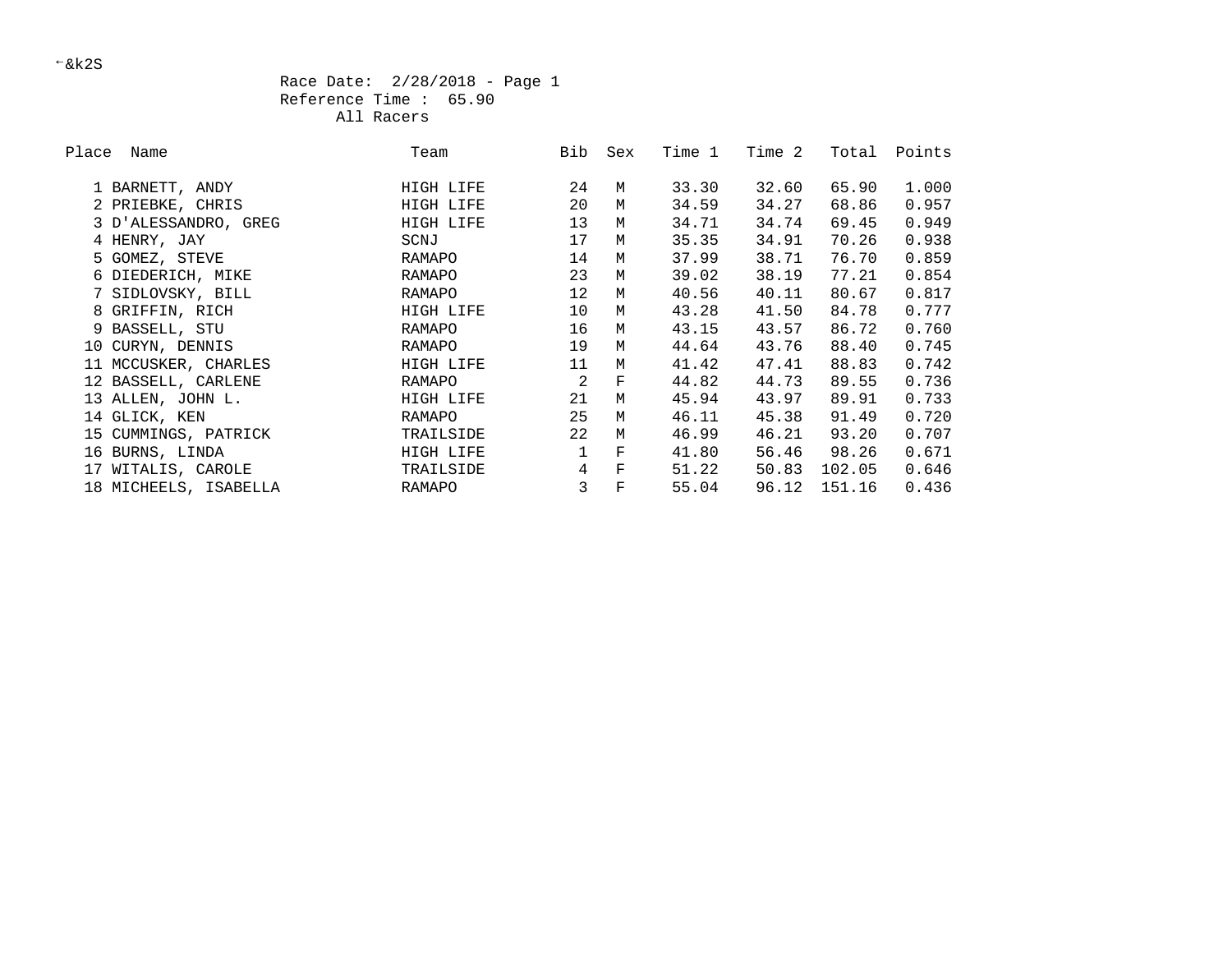←&k2S

Race Date: 2/28/2018 - Page 1
Reference Time : 65.90
All Racers

| Place | Name | Team | Bib | Sex | Time 1 | Time 2 | Total | Points |
|---|---|---|---|---|---|---|---|---|
| 1 | BARNETT, ANDY | HIGH LIFE | 24 | M | 33.30 | 32.60 | 65.90 | 1.000 |
| 2 | PRIEBKE, CHRIS | HIGH LIFE | 20 | M | 34.59 | 34.27 | 68.86 | 0.957 |
| 3 | D'ALESSANDRO, GREG | HIGH LIFE | 13 | M | 34.71 | 34.74 | 69.45 | 0.949 |
| 4 | HENRY, JAY | SCNJ | 17 | M | 35.35 | 34.91 | 70.26 | 0.938 |
| 5 | GOMEZ, STEVE | RAMAPO | 14 | M | 37.99 | 38.71 | 76.70 | 0.859 |
| 6 | DIEDERICH, MIKE | RAMAPO | 23 | M | 39.02 | 38.19 | 77.21 | 0.854 |
| 7 | SIDLOVSKY, BILL | RAMAPO | 12 | M | 40.56 | 40.11 | 80.67 | 0.817 |
| 8 | GRIFFIN, RICH | HIGH LIFE | 10 | M | 43.28 | 41.50 | 84.78 | 0.777 |
| 9 | BASSELL, STU | RAMAPO | 16 | M | 43.15 | 43.57 | 86.72 | 0.760 |
| 10 | CURYN, DENNIS | RAMAPO | 19 | M | 44.64 | 43.76 | 88.40 | 0.745 |
| 11 | MCCUSKER, CHARLES | HIGH LIFE | 11 | M | 41.42 | 47.41 | 88.83 | 0.742 |
| 12 | BASSELL, CARLENE | RAMAPO | 2 | F | 44.82 | 44.73 | 89.55 | 0.736 |
| 13 | ALLEN, JOHN L. | HIGH LIFE | 21 | M | 45.94 | 43.97 | 89.91 | 0.733 |
| 14 | GLICK, KEN | RAMAPO | 25 | M | 46.11 | 45.38 | 91.49 | 0.720 |
| 15 | CUMMINGS, PATRICK | TRAILSIDE | 22 | M | 46.99 | 46.21 | 93.20 | 0.707 |
| 16 | BURNS, LINDA | HIGH LIFE | 1 | F | 41.80 | 56.46 | 98.26 | 0.671 |
| 17 | WITALIS, CAROLE | TRAILSIDE | 4 | F | 51.22 | 50.83 | 102.05 | 0.646 |
| 18 | MICHEELS, ISABELLA | RAMAPO | 3 | F | 55.04 | 96.12 | 151.16 | 0.436 |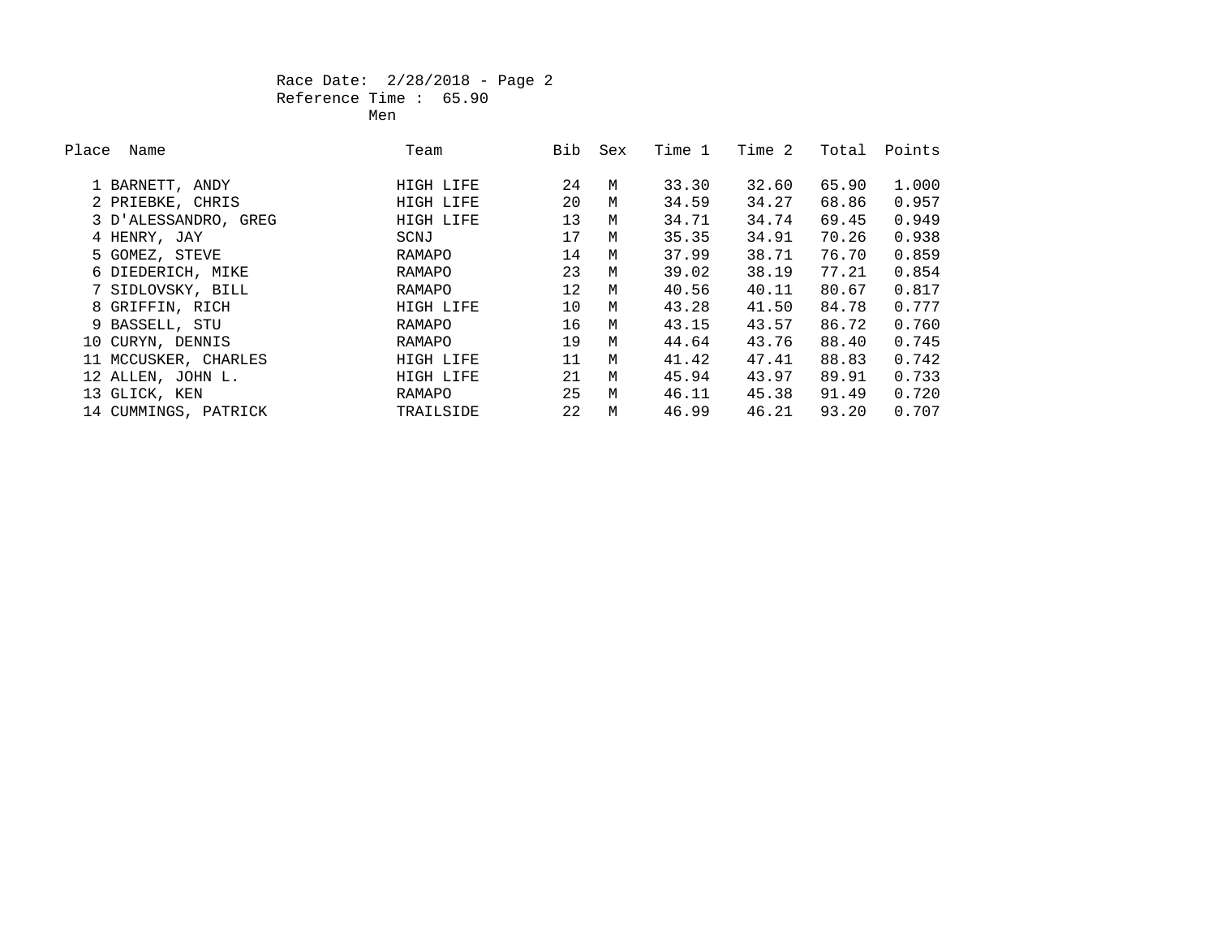Race Date: 2/28/2018 - Page 2
Reference Time : 65.90
Men

| Place | Name | Team | Bib | Sex | Time 1 | Time 2 | Total | Points |
|---|---|---|---|---|---|---|---|---|
| 1 | BARNETT, ANDY | HIGH LIFE | 24 | M | 33.30 | 32.60 | 65.90 | 1.000 |
| 2 | PRIEBKE, CHRIS | HIGH LIFE | 20 | M | 34.59 | 34.27 | 68.86 | 0.957 |
| 3 | D'ALESSANDRO, GREG | HIGH LIFE | 13 | M | 34.71 | 34.74 | 69.45 | 0.949 |
| 4 | HENRY, JAY | SCNJ | 17 | M | 35.35 | 34.91 | 70.26 | 0.938 |
| 5 | GOMEZ, STEVE | RAMAPO | 14 | M | 37.99 | 38.71 | 76.70 | 0.859 |
| 6 | DIEDERICH, MIKE | RAMAPO | 23 | M | 39.02 | 38.19 | 77.21 | 0.854 |
| 7 | SIDLOVSKY, BILL | RAMAPO | 12 | M | 40.56 | 40.11 | 80.67 | 0.817 |
| 8 | GRIFFIN, RICH | HIGH LIFE | 10 | M | 43.28 | 41.50 | 84.78 | 0.777 |
| 9 | BASSELL, STU | RAMAPO | 16 | M | 43.15 | 43.57 | 86.72 | 0.760 |
| 10 | CURYN, DENNIS | RAMAPO | 19 | M | 44.64 | 43.76 | 88.40 | 0.745 |
| 11 | MCCUSKER, CHARLES | HIGH LIFE | 11 | M | 41.42 | 47.41 | 88.83 | 0.742 |
| 12 | ALLEN, JOHN L. | HIGH LIFE | 21 | M | 45.94 | 43.97 | 89.91 | 0.733 |
| 13 | GLICK, KEN | RAMAPO | 25 | M | 46.11 | 45.38 | 91.49 | 0.720 |
| 14 | CUMMINGS, PATRICK | TRAILSIDE | 22 | M | 46.99 | 46.21 | 93.20 | 0.707 |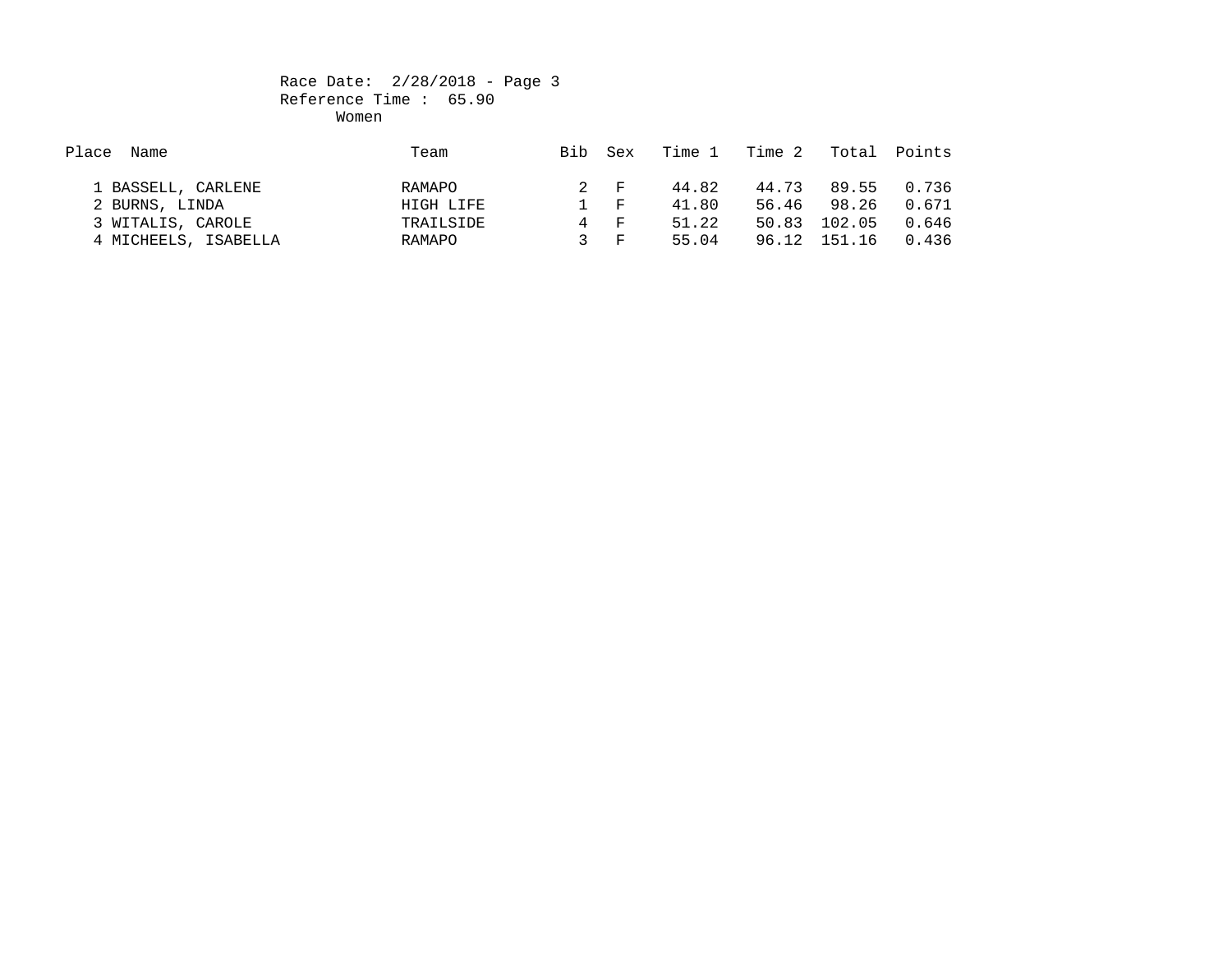Race Date: 2/28/2018 - Page 3

Reference Time : 65.90

Women

| Place | Name | Team | Bib | Sex | Time 1 | Time 2 | Total | Points |
|---|---|---|---|---|---|---|---|---|
| 1 | BASSELL, CARLENE | RAMAPO | 2 | F | 44.82 | 44.73 | 89.55 | 0.736 |
| 2 | BURNS, LINDA | HIGH LIFE | 1 | F | 41.80 | 56.46 | 98.26 | 0.671 |
| 3 | WITALIS, CAROLE | TRAILSIDE | 4 | F | 51.22 | 50.83 | 102.05 | 0.646 |
| 4 | MICHEELS, ISABELLA | RAMAPO | 3 | F | 55.04 | 96.12 | 151.16 | 0.436 |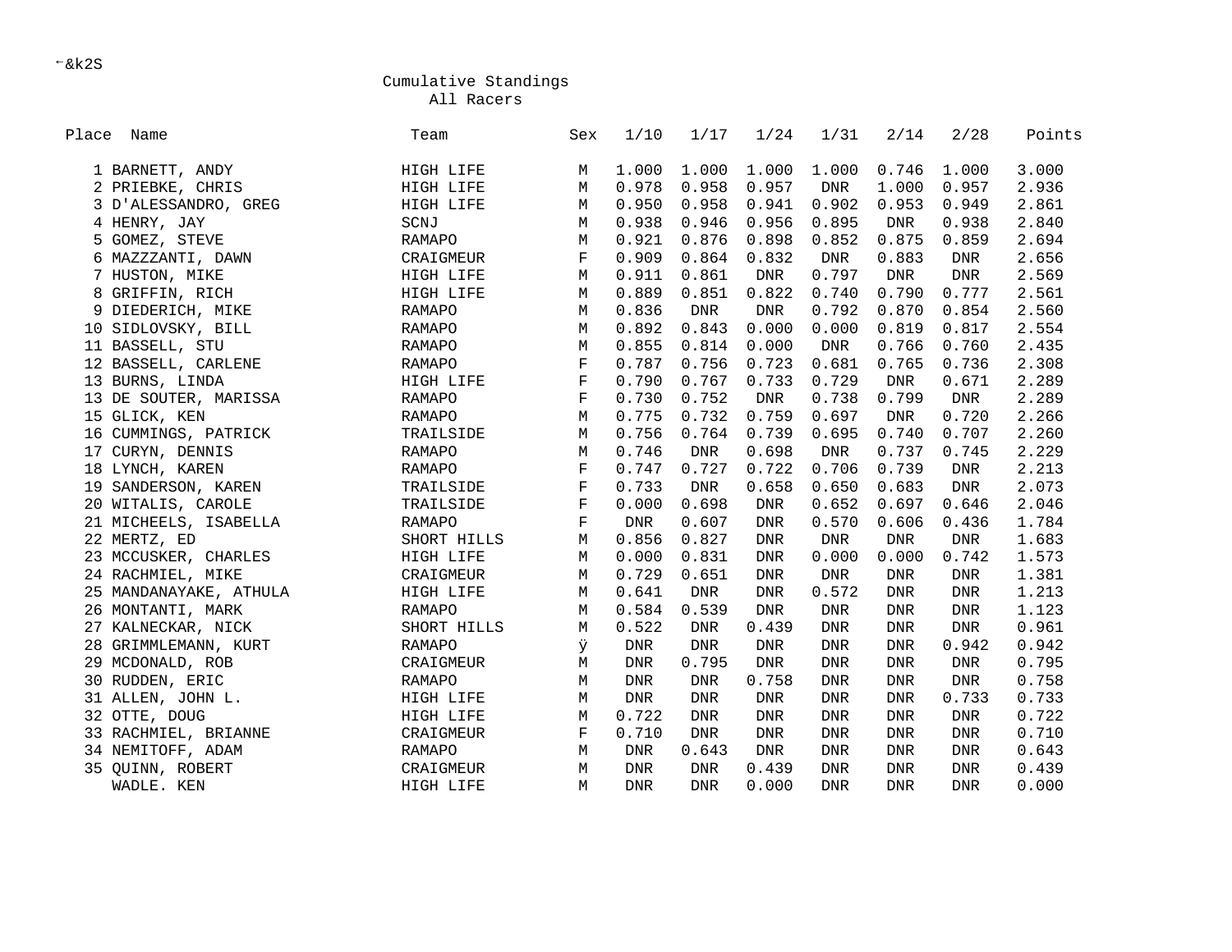←&k2S

## Cumulative Standings

### All Racers

| Place | Name | Team | Sex | 1/10 | 1/17 | 1/24 | 1/31 | 2/14 | 2/28 | Points |
|---|---|---|---|---|---|---|---|---|---|---|
| 1 | BARNETT, ANDY | HIGH LIFE | M | 1.000 | 1.000 | 1.000 | 1.000 | 0.746 | 1.000 | 3.000 |
| 2 | PRIEBKE, CHRIS | HIGH LIFE | M | 0.978 | 0.958 | 0.957 | DNR | 1.000 | 0.957 | 2.936 |
| 3 | D'ALESSANDRO, GREG | HIGH LIFE | M | 0.950 | 0.958 | 0.941 | 0.902 | 0.953 | 0.949 | 2.861 |
| 4 | HENRY, JAY | SCNJ | M | 0.938 | 0.946 | 0.956 | 0.895 | DNR | 0.938 | 2.840 |
| 5 | GOMEZ, STEVE | RAMAPO | M | 0.921 | 0.876 | 0.898 | 0.852 | 0.875 | 0.859 | 2.694 |
| 6 | MAZZZANTI, DAWN | CRAIGMEUR | F | 0.909 | 0.864 | 0.832 | DNR | 0.883 | DNR | 2.656 |
| 7 | HUSTON, MIKE | HIGH LIFE | M | 0.911 | 0.861 | DNR | 0.797 | DNR | DNR | 2.569 |
| 8 | GRIFFIN, RICH | HIGH LIFE | M | 0.889 | 0.851 | 0.822 | 0.740 | 0.790 | 0.777 | 2.561 |
| 9 | DIEDERICH, MIKE | RAMAPO | M | 0.836 | DNR | DNR | 0.792 | 0.870 | 0.854 | 2.560 |
| 10 | SIDLOVSKY, BILL | RAMAPO | M | 0.892 | 0.843 | 0.000 | 0.000 | 0.819 | 0.817 | 2.554 |
| 11 | BASSELL, STU | RAMAPO | M | 0.855 | 0.814 | 0.000 | DNR | 0.766 | 0.760 | 2.435 |
| 12 | BASSELL, CARLENE | RAMAPO | F | 0.787 | 0.756 | 0.723 | 0.681 | 0.765 | 0.736 | 2.308 |
| 13 | BURNS, LINDA | HIGH LIFE | F | 0.790 | 0.767 | 0.733 | 0.729 | DNR | 0.671 | 2.289 |
| 13 | DE SOUTER, MARISSA | RAMAPO | F | 0.730 | 0.752 | DNR | 0.738 | 0.799 | DNR | 2.289 |
| 15 | GLICK, KEN | RAMAPO | M | 0.775 | 0.732 | 0.759 | 0.697 | DNR | 0.720 | 2.266 |
| 16 | CUMMINGS, PATRICK | TRAILSIDE | M | 0.756 | 0.764 | 0.739 | 0.695 | 0.740 | 0.707 | 2.260 |
| 17 | CURYN, DENNIS | RAMAPO | M | 0.746 | DNR | 0.698 | DNR | 0.737 | 0.745 | 2.229 |
| 18 | LYNCH, KAREN | RAMAPO | F | 0.747 | 0.727 | 0.722 | 0.706 | 0.739 | DNR | 2.213 |
| 19 | SANDERSON, KAREN | TRAILSIDE | F | 0.733 | DNR | 0.658 | 0.650 | 0.683 | DNR | 2.073 |
| 20 | WITALIS, CAROLE | TRAILSIDE | F | 0.000 | 0.698 | DNR | 0.652 | 0.697 | 0.646 | 2.046 |
| 21 | MICHEELS, ISABELLA | RAMAPO | F | DNR | 0.607 | DNR | 0.570 | 0.606 | 0.436 | 1.784 |
| 22 | MERTZ, ED | SHORT HILLS | M | 0.856 | 0.827 | DNR | DNR | DNR | DNR | 1.683 |
| 23 | MCCUSKER, CHARLES | HIGH LIFE | M | 0.000 | 0.831 | DNR | 0.000 | 0.000 | 0.742 | 1.573 |
| 24 | RACHMIEL, MIKE | CRAIGMEUR | M | 0.729 | 0.651 | DNR | DNR | DNR | DNR | 1.381 |
| 25 | MANDANAYAKE, ATHULA | HIGH LIFE | M | 0.641 | DNR | DNR | 0.572 | DNR | DNR | 1.213 |
| 26 | MONTANTI, MARK | RAMAPO | M | 0.584 | 0.539 | DNR | DNR | DNR | DNR | 1.123 |
| 27 | KALNECKAR, NICK | SHORT HILLS | M | 0.522 | DNR | 0.439 | DNR | DNR | DNR | 0.961 |
| 28 | GRIMMLEMANN, KURT | RAMAPO | ÿ | DNR | DNR | DNR | DNR | DNR | 0.942 | 0.942 |
| 29 | MCDONALD, ROB | CRAIGMEUR | M | DNR | 0.795 | DNR | DNR | DNR | DNR | 0.795 |
| 30 | RUDDEN, ERIC | RAMAPO | M | DNR | DNR | 0.758 | DNR | DNR | DNR | 0.758 |
| 31 | ALLEN, JOHN L. | HIGH LIFE | M | DNR | DNR | DNR | DNR | DNR | 0.733 | 0.733 |
| 32 | OTTE, DOUG | HIGH LIFE | M | 0.722 | DNR | DNR | DNR | DNR | DNR | 0.722 |
| 33 | RACHMIEL, BRIANNE | CRAIGMEUR | F | 0.710 | DNR | DNR | DNR | DNR | DNR | 0.710 |
| 34 | NEMITOFF, ADAM | RAMAPO | M | DNR | 0.643 | DNR | DNR | DNR | DNR | 0.643 |
| 35 | QUINN, ROBERT | CRAIGMEUR | M | DNR | DNR | 0.439 | DNR | DNR | DNR | 0.439 |
| | WADLE. KEN | HIGH LIFE | M | DNR | DNR | 0.000 | DNR | DNR | DNR | 0.000 |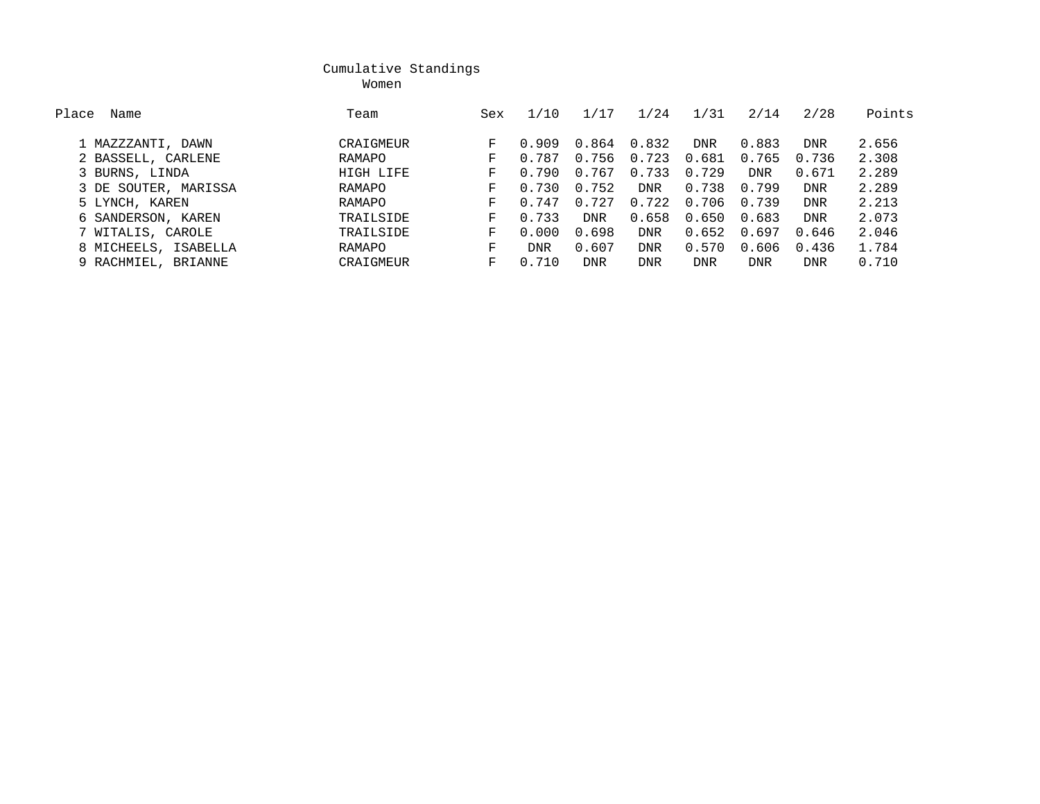# Cumulative Standings

## Women

| Place | Name | Team | Sex | 1/10 | 1/17 | 1/24 | 1/31 | 2/14 | 2/28 | Points |
|---|---|---|---|---|---|---|---|---|---|---|
| 1 | MAZZZANTI, DAWN | CRAIGMEUR | F | 0.909 | 0.864 | 0.832 | DNR | 0.883 | DNR | 2.656 |
| 2 | BASSELL, CARLENE | RAMAPO | F | 0.787 | 0.756 | 0.723 | 0.681 | 0.765 | 0.736 | 2.308 |
| 3 | BURNS, LINDA | HIGH LIFE | F | 0.790 | 0.767 | 0.733 | 0.729 | DNR | 0.671 | 2.289 |
| 3 | DE SOUTER, MARISSA | RAMAPO | F | 0.730 | 0.752 | DNR | 0.738 | 0.799 | DNR | 2.289 |
| 5 | LYNCH, KAREN | RAMAPO | F | 0.747 | 0.727 | 0.722 | 0.706 | 0.739 | DNR | 2.213 |
| 6 | SANDERSON, KAREN | TRAILSIDE | F | 0.733 | DNR | 0.658 | 0.650 | 0.683 | DNR | 2.073 |
| 7 | WITALIS, CAROLE | TRAILSIDE | F | 0.000 | 0.698 | DNR | 0.652 | 0.697 | 0.646 | 2.046 |
| 8 | MICHEELS, ISABELLA | RAMAPO | F | DNR | 0.607 | DNR | 0.570 | 0.606 | 0.436 | 1.784 |
| 9 | RACHMIEL, BRIANNE | CRAIGMEUR | F | 0.710 | DNR | DNR | DNR | DNR | DNR | 0.710 |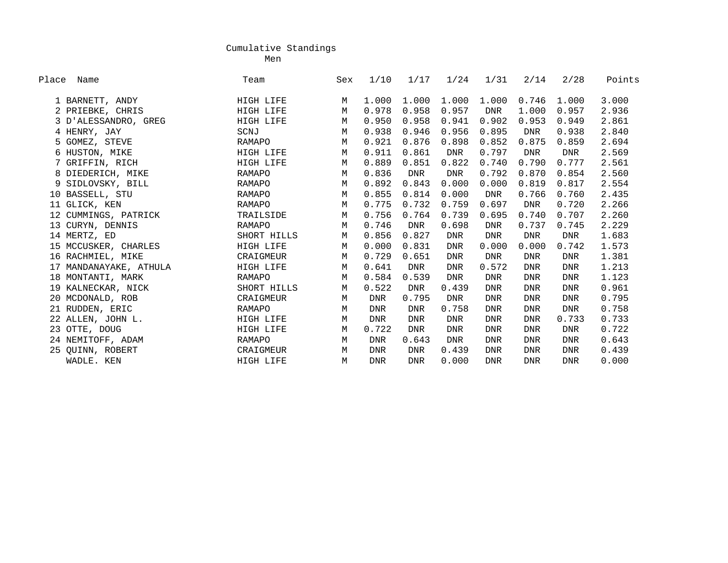# Cumulative Standings

## Men

| Place | Name | Team | Sex | 1/10 | 1/17 | 1/24 | 1/31 | 2/14 | 2/28 | Points |
|---|---|---|---|---|---|---|---|---|---|---|
| 1 | BARNETT, ANDY | HIGH LIFE | M | 1.000 | 1.000 | 1.000 | 1.000 | 0.746 | 1.000 | 3.000 |
| 2 | PRIEBKE, CHRIS | HIGH LIFE | M | 0.978 | 0.958 | 0.957 | DNR | 1.000 | 0.957 | 2.936 |
| 3 | D'ALESSANDRO, GREG | HIGH LIFE | M | 0.950 | 0.958 | 0.941 | 0.902 | 0.953 | 0.949 | 2.861 |
| 4 | HENRY, JAY | SCNJ | M | 0.938 | 0.946 | 0.956 | 0.895 | DNR | 0.938 | 2.840 |
| 5 | GOMEZ, STEVE | RAMAPO | M | 0.921 | 0.876 | 0.898 | 0.852 | 0.875 | 0.859 | 2.694 |
| 6 | HUSTON, MIKE | HIGH LIFE | M | 0.911 | 0.861 | DNR | 0.797 | DNR | DNR | 2.569 |
| 7 | GRIFFIN, RICH | HIGH LIFE | M | 0.889 | 0.851 | 0.822 | 0.740 | 0.790 | 0.777 | 2.561 |
| 8 | DIEDERICH, MIKE | RAMAPO | M | 0.836 | DNR | DNR | 0.792 | 0.870 | 0.854 | 2.560 |
| 9 | SIDLOVSKY, BILL | RAMAPO | M | 0.892 | 0.843 | 0.000 | 0.000 | 0.819 | 0.817 | 2.554 |
| 10 | BASSELL, STU | RAMAPO | M | 0.855 | 0.814 | 0.000 | DNR | 0.766 | 0.760 | 2.435 |
| 11 | GLICK, KEN | RAMAPO | M | 0.775 | 0.732 | 0.759 | 0.697 | DNR | 0.720 | 2.266 |
| 12 | CUMMINGS, PATRICK | TRAILSIDE | M | 0.756 | 0.764 | 0.739 | 0.695 | 0.740 | 0.707 | 2.260 |
| 13 | CURYN, DENNIS | RAMAPO | M | 0.746 | DNR | 0.698 | DNR | 0.737 | 0.745 | 2.229 |
| 14 | MERTZ, ED | SHORT HILLS | M | 0.856 | 0.827 | DNR | DNR | DNR | DNR | 1.683 |
| 15 | MCCUSKER, CHARLES | HIGH LIFE | M | 0.000 | 0.831 | DNR | 0.000 | 0.000 | 0.742 | 1.573 |
| 16 | RACHMIEL, MIKE | CRAIGMEUR | M | 0.729 | 0.651 | DNR | DNR | DNR | DNR | 1.381 |
| 17 | MANDANAYAKE, ATHULA | HIGH LIFE | M | 0.641 | DNR | DNR | 0.572 | DNR | DNR | 1.213 |
| 18 | MONTANTI, MARK | RAMAPO | M | 0.584 | 0.539 | DNR | DNR | DNR | DNR | 1.123 |
| 19 | KALNECKAR, NICK | SHORT HILLS | M | 0.522 | DNR | 0.439 | DNR | DNR | DNR | 0.961 |
| 20 | MCDONALD, ROB | CRAIGMEUR | M | DNR | 0.795 | DNR | DNR | DNR | DNR | 0.795 |
| 21 | RUDDEN, ERIC | RAMAPO | M | DNR | DNR | 0.758 | DNR | DNR | DNR | 0.758 |
| 22 | ALLEN, JOHN L. | HIGH LIFE | M | DNR | DNR | DNR | DNR | DNR | 0.733 | 0.733 |
| 23 | OTTE, DOUG | HIGH LIFE | M | 0.722 | DNR | DNR | DNR | DNR | DNR | 0.722 |
| 24 | NEMITOFF, ADAM | RAMAPO | M | DNR | 0.643 | DNR | DNR | DNR | DNR | 0.643 |
| 25 | QUINN, ROBERT | CRAIGMEUR | M | DNR | DNR | 0.439 | DNR | DNR | DNR | 0.439 |
| | WADLE. KEN | HIGH LIFE | M | DNR | DNR | 0.000 | DNR | DNR | DNR | 0.000 |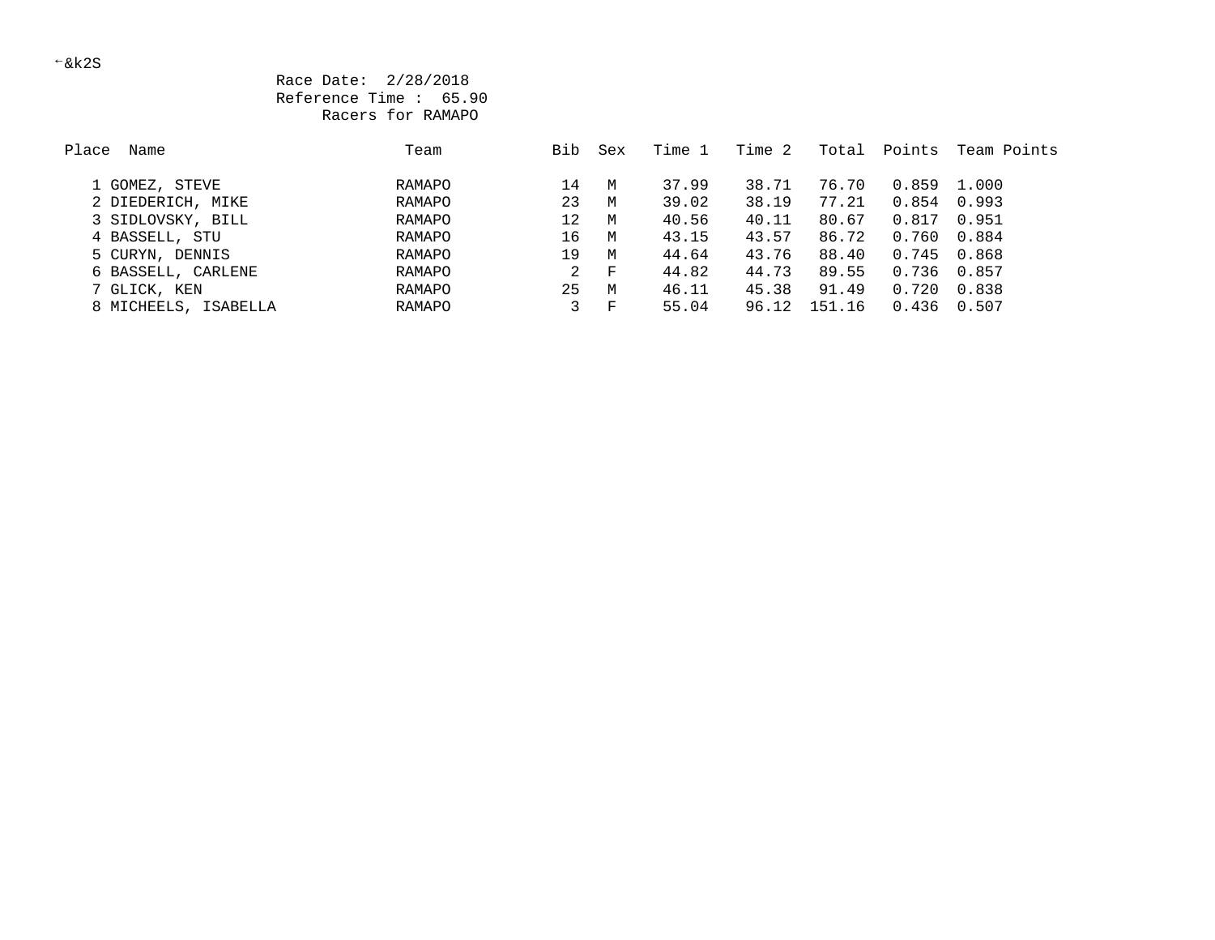←&k2S

Race Date: 2/28/2018
Reference Time : 65.90
Racers for RAMAPO

| Place | Name | Team | Bib | Sex | Time 1 | Time 2 | Total | Points | Team Points |
|---|---|---|---|---|---|---|---|---|---|
| 1 | GOMEZ, STEVE | RAMAPO | 14 | M | 37.99 | 38.71 | 76.70 | 0.859 | 1.000 |
| 2 | DIEDERICH, MIKE | RAMAPO | 23 | M | 39.02 | 38.19 | 77.21 | 0.854 | 0.993 |
| 3 | SIDLOVSKY, BILL | RAMAPO | 12 | M | 40.56 | 40.11 | 80.67 | 0.817 | 0.951 |
| 4 | BASSELL, STU | RAMAPO | 16 | M | 43.15 | 43.57 | 86.72 | 0.760 | 0.884 |
| 5 | CURYN, DENNIS | RAMAPO | 19 | M | 44.64 | 43.76 | 88.40 | 0.745 | 0.868 |
| 6 | BASSELL, CARLENE | RAMAPO | 2 | F | 44.82 | 44.73 | 89.55 | 0.736 | 0.857 |
| 7 | GLICK, KEN | RAMAPO | 25 | M | 46.11 | 45.38 | 91.49 | 0.720 | 0.838 |
| 8 | MICHEELS, ISABELLA | RAMAPO | 3 | F | 55.04 | 96.12 | 151.16 | 0.436 | 0.507 |